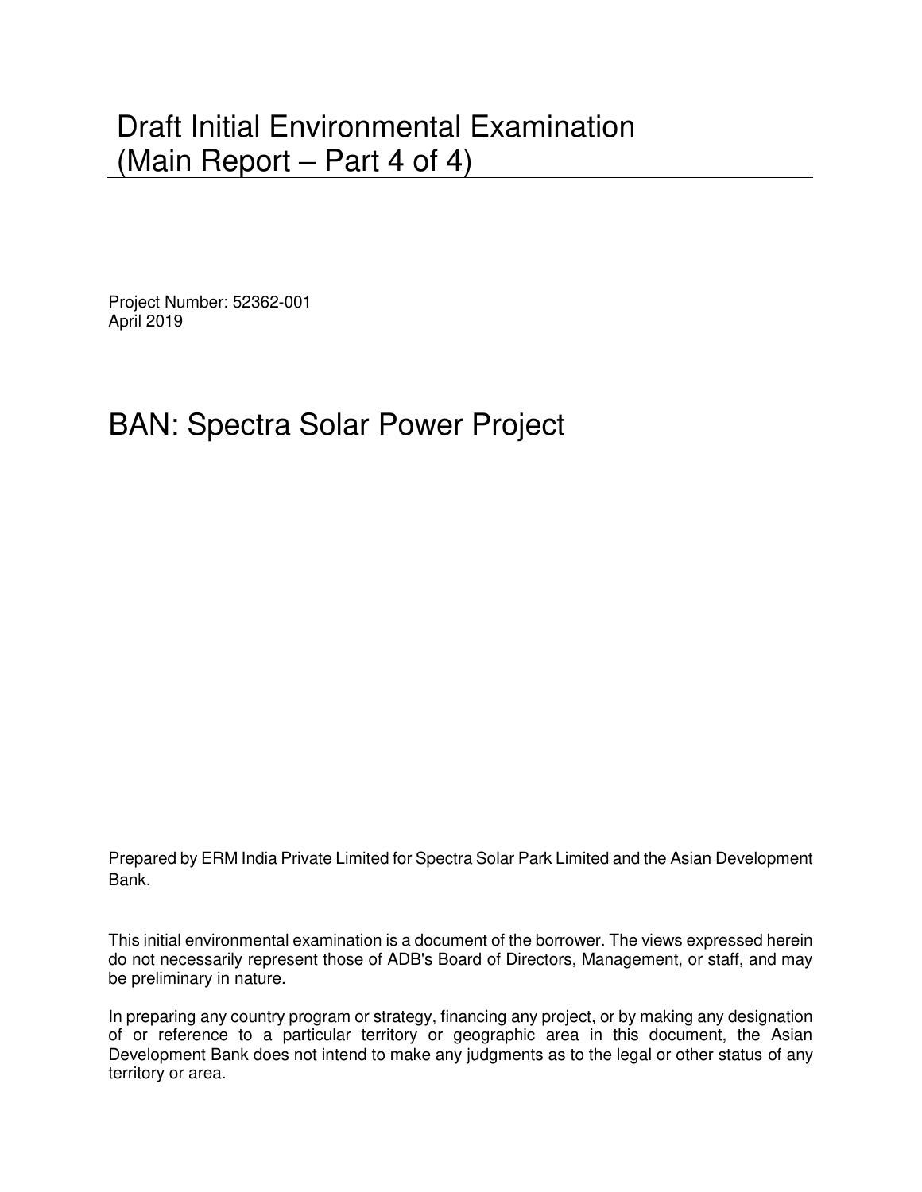# Draft Initial Environmental Examination (Main Report – Part 4 of 4)

Project Number: 52362-001
April 2019

# BAN: Spectra Solar Power Project

Prepared by ERM India Private Limited for Spectra Solar Park Limited and the Asian Development Bank.

This initial environmental examination is a document of the borrower. The views expressed herein do not necessarily represent those of ADB's Board of Directors, Management, or staff, and may be preliminary in nature.

In preparing any country program or strategy, financing any project, or by making any designation of or reference to a particular territory or geographic area in this document, the Asian Development Bank does not intend to make any judgments as to the legal or other status of any territory or area.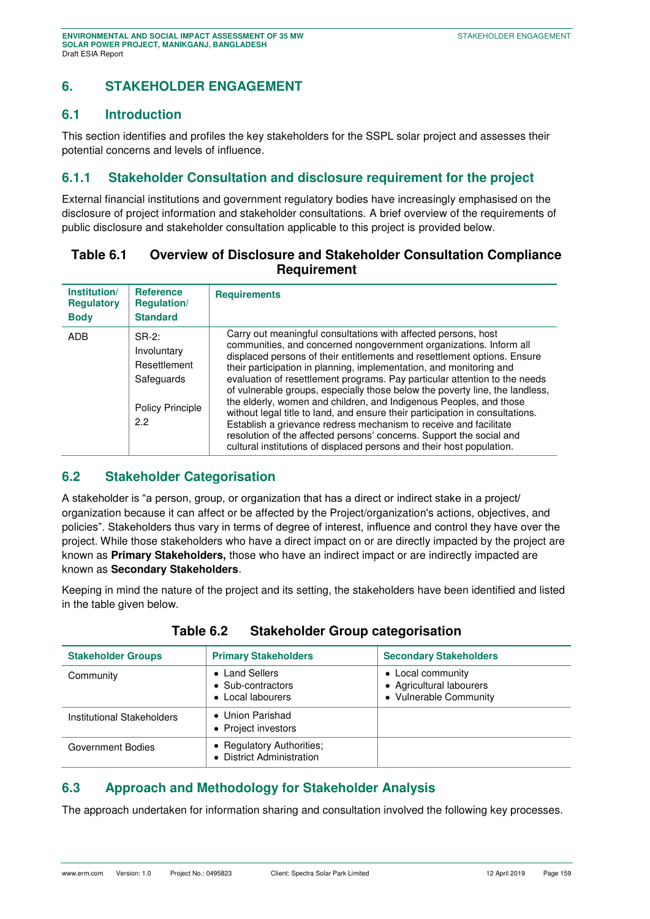# 6. STAKEHOLDER ENGAGEMENT

## 6.1 Introduction

This section identifies and profiles the key stakeholders for the SSPL solar project and assesses their potential concerns and levels of influence.

### 6.1.1 Stakeholder Consultation and disclosure requirement for the project

External financial institutions and government regulatory bodies have increasingly emphasised on the disclosure of project information and stakeholder consultations. A brief overview of the requirements of public disclosure and stakeholder consultation applicable to this project is provided below.

**Table 6.1 Overview of Disclosure and Stakeholder Consultation Compliance Requirement**

| Institution/ Regulatory Body | Reference Regulation/ Standard | Requirements |
|---|---|---|
| ADB | SR-2: Involuntary Resettlement Safeguards<br><br>Policy Principle 2.2 | Carry out meaningful consultations with affected persons, host communities, and concerned nongovernment organizations. Inform all displaced persons of their entitlements and resettlement options. Ensure their participation in planning, implementation, and monitoring and evaluation of resettlement programs. Pay particular attention to the needs of vulnerable groups, especially those below the poverty line, the landless, the elderly, women and children, and Indigenous Peoples, and those without legal title to land, and ensure their participation in consultations. Establish a grievance redress mechanism to receive and facilitate resolution of the affected persons' concerns. Support the social and cultural institutions of displaced persons and their host population. |

## 6.2 Stakeholder Categorisation

A stakeholder is "a person, group, or organization that has a direct or indirect stake in a project/ organization because it can affect or be affected by the Project/organization's actions, objectives, and policies". Stakeholders thus vary in terms of degree of interest, influence and control they have over the project. While those stakeholders who have a direct impact on or are directly impacted by the project are known as **Primary Stakeholders,** those who have an indirect impact or are indirectly impacted are known as **Secondary Stakeholders**.

Keeping in mind the nature of the project and its setting, the stakeholders have been identified and listed in the table given below.

**Table 6.2 Stakeholder Group categorisation**

| Stakeholder Groups | Primary Stakeholders | Secondary Stakeholders |
|---|---|---|
| Community | • Land Sellers<br>• Sub-contractors<br>• Local labourers | • Local community<br>• Agricultural labourers<br>• Vulnerable Community |
| Institutional Stakeholders | • Union Parishad<br>• Project investors | |
| Government Bodies | • Regulatory Authorities;<br>• District Administration | |

## 6.3 Approach and Methodology for Stakeholder Analysis

The approach undertaken for information sharing and consultation involved the following key processes.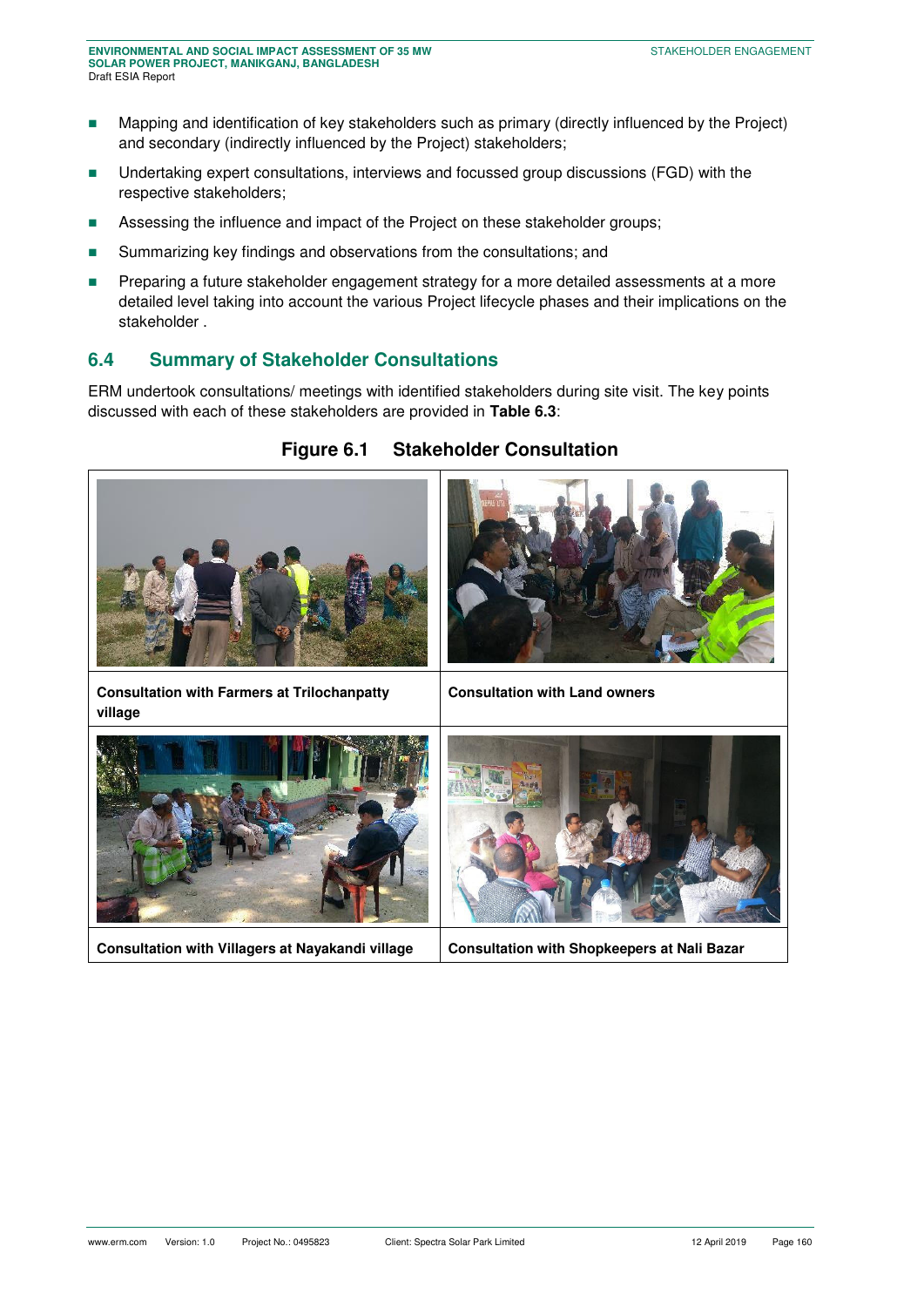- Mapping and identification of key stakeholders such as primary (directly influenced by the Project) and secondary (indirectly influenced by the Project) stakeholders;
- Undertaking expert consultations, interviews and focussed group discussions (FGD) with the respective stakeholders;
- Assessing the influence and impact of the Project on these stakeholder groups;
- Summarizing key findings and observations from the consultations; and
- Preparing a future stakeholder engagement strategy for a more detailed assessments at a more detailed level taking into account the various Project lifecycle phases and their implications on the stakeholder .

## 6.4 Summary of Stakeholder Consultations

ERM undertook consultations/ meetings with identified stakeholders during site visit. The key points discussed with each of these stakeholders are provided in **Table 6.3**:

**Figure 6.1 Stakeholder Consultation**

| | |
|---|---|
| **Consultation with Farmers at Trilochanpatty village** | **Consultation with Land owners** |
| **Consultation with Villagers at Nayakandi village** | **Consultation with Shopkeepers at Nali Bazar** |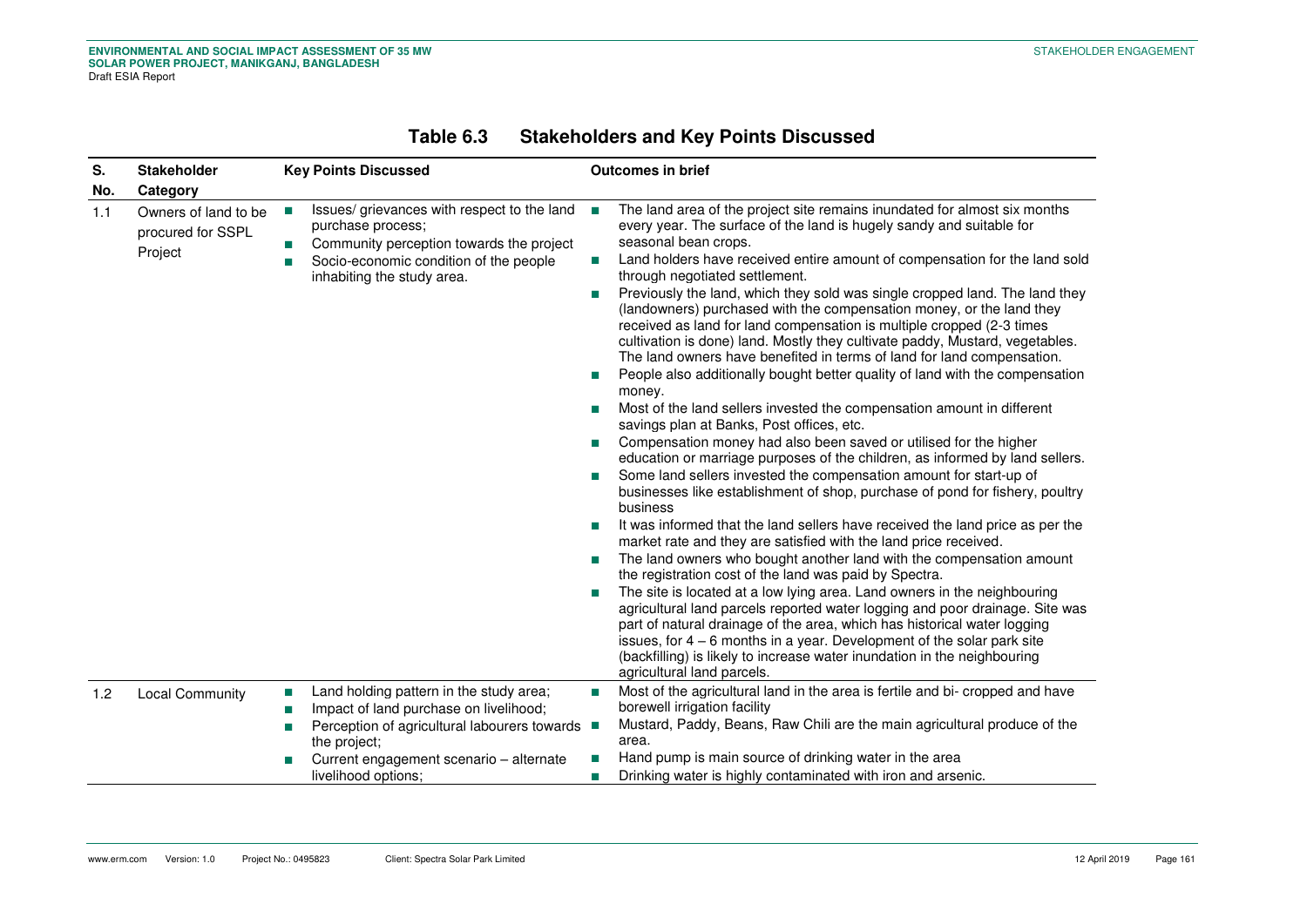## Table 6.3 Stakeholders and Key Points Discussed

| S. No. | Stakeholder Category | Key Points Discussed | Outcomes in brief |
|---|---|---|---|
| 1.1 | Owners of land to be procured for SSPL Project | ■ Issues/ grievances with respect to the land purchase process;<br>■ Community perception towards the project<br>■ Socio-economic condition of the people inhabiting the study area. | ■ The land area of the project site remains inundated for almost six months every year. The surface of the land is hugely sandy and suitable for seasonal bean crops.<br>■ Land holders have received entire amount of compensation for the land sold through negotiated settlement.<br>■ Previously the land, which they sold was single cropped land. The land they (landowners) purchased with the compensation money, or the land they received as land for land compensation is multiple cropped (2-3 times cultivation is done) land. Mostly they cultivate paddy, Mustard, vegetables. The land owners have benefited in terms of land for land compensation.<br>■ People also additionally bought better quality of land with the compensation money.<br>■ Most of the land sellers invested the compensation amount in different savings plan at Banks, Post offices, etc.<br>■ Compensation money had also been saved or utilised for the higher education or marriage purposes of the children, as informed by land sellers.<br>■ Some land sellers invested the compensation amount for start-up of businesses like establishment of shop, purchase of pond for fishery, poultry business<br>■ It was informed that the land sellers have received the land price as per the market rate and they are satisfied with the land price received.<br>■ The land owners who bought another land with the compensation amount the registration cost of the land was paid by Spectra.<br>■ The site is located at a low lying area. Land owners in the neighbouring agricultural land parcels reported water logging and poor drainage. Site was part of natural drainage of the area, which has historical water logging issues, for 4 – 6 months in a year. Development of the solar park site (backfilling) is likely to increase water inundation in the neighbouring agricultural land parcels. |
| 1.2 | Local Community | ■ Land holding pattern in the study area;<br>■ Impact of land purchase on livelihood;<br>■ Perception of agricultural labourers towards the project;<br>■ Current engagement scenario – alternate livelihood options; | ■ Most of the agricultural land in the area is fertile and bi- cropped and have borewell irrigation facility<br>■ Mustard, Paddy, Beans, Raw Chili are the main agricultural produce of the area.<br>■ Hand pump is main source of drinking water in the area<br>■ Drinking water is highly contaminated with iron and arsenic. |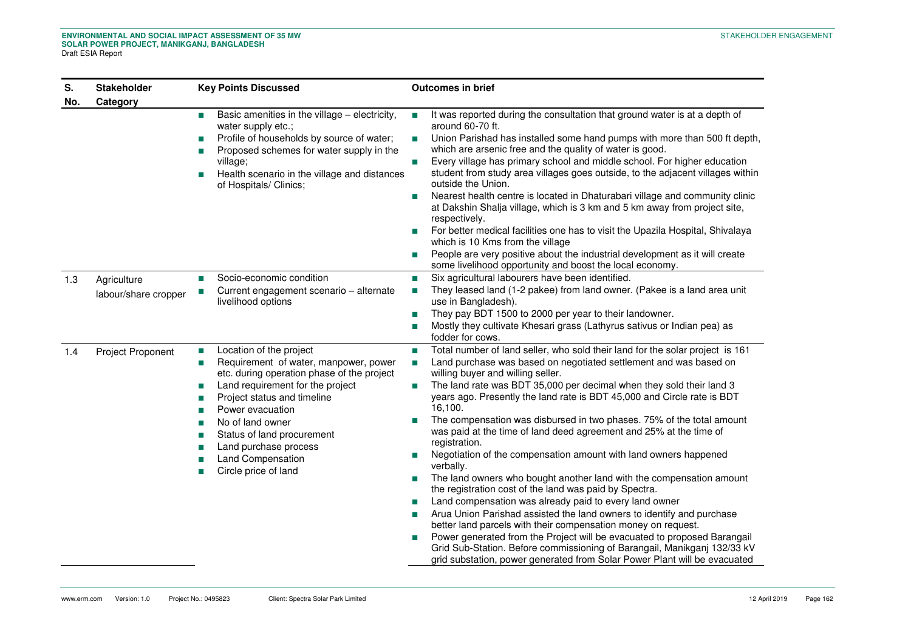| S. No. | Stakeholder Category | Key Points Discussed | Outcomes in brief |
|---|---|---|---|
| | | ■ Basic amenities in the village – electricity, water supply etc.;<br>■ Profile of households by source of water;<br>■ Proposed schemes for water supply in the village;<br>■ Health scenario in the village and distances of Hospitals/ Clinics; | ■ It was reported during the consultation that ground water is at a depth of around 60-70 ft.<br>■ Union Parishad has installed some hand pumps with more than 500 ft depth, which are arsenic free and the quality of water is good.<br>■ Every village has primary school and middle school. For higher education student from study area villages goes outside, to the adjacent villages within outside the Union.<br>■ Nearest health centre is located in Dhaturabari village and community clinic at Dakshin Shalja village, which is 3 km and 5 km away from project site, respectively.<br>■ For better medical facilities one has to visit the Upazila Hospital, Shivalaya which is 10 Kms from the village<br>■ People are very positive about the industrial development as it will create some livelihood opportunity and boost the local economy. |
| 1.3 | Agriculture labour/share cropper | ■ Socio-economic condition<br>■ Current engagement scenario – alternate livelihood options | ■ Six agricultural labourers have been identified.<br>■ They leased land (1-2 pakee) from land owner. (Pakee is a land area unit use in Bangladesh).<br>■ They pay BDT 1500 to 2000 per year to their landowner.<br>■ Mostly they cultivate Khesari grass (Lathyrus sativus or Indian pea) as fodder for cows. |
| 1.4 | Project Proponent | ■ Location of the project<br>■ Requirement of water, manpower, power etc. during operation phase of the project<br>■ Land requirement for the project<br>■ Project status and timeline<br>■ Power evacuation<br>■ No of land owner<br>■ Status of land procurement<br>■ Land purchase process<br>■ Land Compensation<br>■ Circle price of land | ■ Total number of land seller, who sold their land for the solar project is 161<br>■ Land purchase was based on negotiated settlement and was based on willing buyer and willing seller.<br>■ The land rate was BDT 35,000 per decimal when they sold their land 3 years ago. Presently the land rate is BDT 45,000 and Circle rate is BDT 16,100.<br>■ The compensation was disbursed in two phases. 75% of the total amount was paid at the time of land deed agreement and 25% at the time of registration.<br>■ Negotiation of the compensation amount with land owners happened verbally.<br>■ The land owners who bought another land with the compensation amount the registration cost of the land was paid by Spectra.<br>■ Land compensation was already paid to every land owner<br>■ Arua Union Parishad assisted the land owners to identify and purchase better land parcels with their compensation money on request.<br>■ Power generated from the Project will be evacuated to proposed Barangail Grid Sub-Station. Before commissioning of Barangail, Manikganj 132/33 kV grid substation, power generated from Solar Power Plant will be evacuated |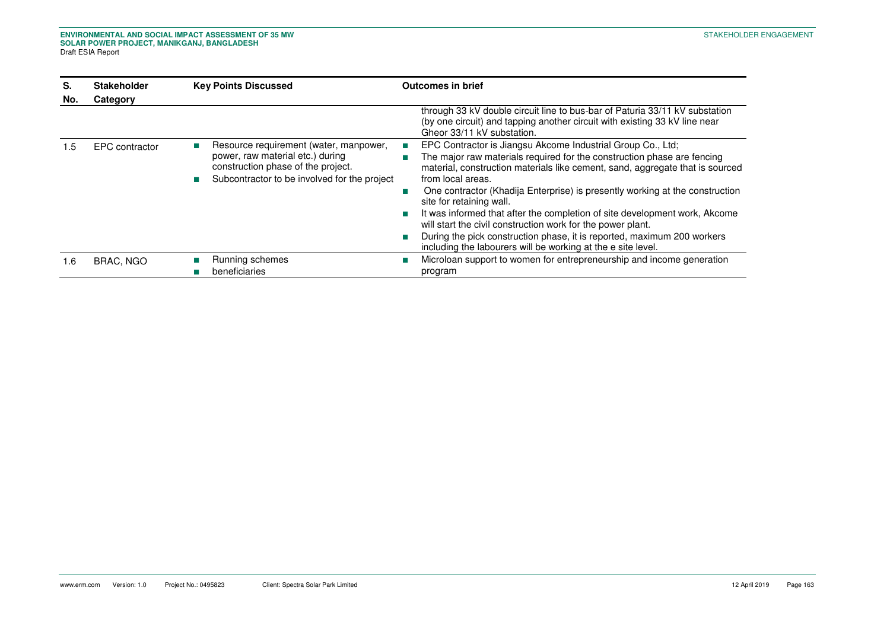| S. No. | Stakeholder Category | Key Points Discussed | Outcomes in brief |
|---|---|---|---|
| | | | through 33 kV double circuit line to bus-bar of Paturia 33/11 kV substation (by one circuit) and tapping another circuit with existing 33 kV line near Gheor 33/11 kV substation. |
| 1.5 | EPC contractor | ■ Resource requirement (water, manpower, power, raw material etc.) during construction phase of the project.<br>■ Subcontractor to be involved for the project | ■ EPC Contractor is Jiangsu Akcome Industrial Group Co., Ltd;<br>■ The major raw materials required for the construction phase are fencing material, construction materials like cement, sand, aggregate that is sourced from local areas.<br>■ One contractor (Khadija Enterprise) is presently working at the construction site for retaining wall.<br>■ It was informed that after the completion of site development work, Akcome will start the civil construction work for the power plant.<br>■ During the pick construction phase, it is reported, maximum 200 workers including the labourers will be working at the e site level. |
| 1.6 | BRAC, NGO | ■ Running schemes<br>■ beneficiaries | ■ Microloan support to women for entrepreneurship and income generation program |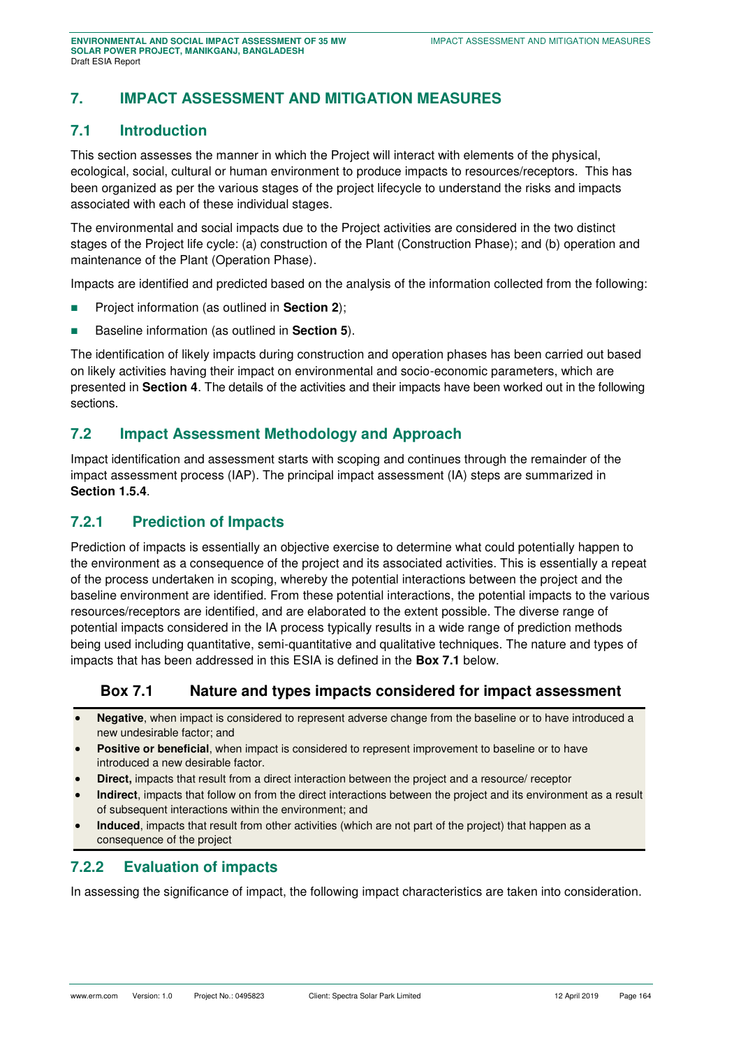# 7. IMPACT ASSESSMENT AND MITIGATION MEASURES

## 7.1 Introduction

This section assesses the manner in which the Project will interact with elements of the physical, ecological, social, cultural or human environment to produce impacts to resources/receptors. This has been organized as per the various stages of the project lifecycle to understand the risks and impacts associated with each of these individual stages.

The environmental and social impacts due to the Project activities are considered in the two distinct stages of the Project life cycle: (a) construction of the Plant (Construction Phase); and (b) operation and maintenance of the Plant (Operation Phase).

Impacts are identified and predicted based on the analysis of the information collected from the following:

- Project information (as outlined in **Section 2**);
- Baseline information (as outlined in **Section 5**).

The identification of likely impacts during construction and operation phases has been carried out based on likely activities having their impact on environmental and socio-economic parameters, which are presented in **Section 4**. The details of the activities and their impacts have been worked out in the following sections.

## 7.2 Impact Assessment Methodology and Approach

Impact identification and assessment starts with scoping and continues through the remainder of the impact assessment process (IAP). The principal impact assessment (IA) steps are summarized in **Section 1.5.4**.

### 7.2.1 Prediction of Impacts

Prediction of impacts is essentially an objective exercise to determine what could potentially happen to the environment as a consequence of the project and its associated activities. This is essentially a repeat of the process undertaken in scoping, whereby the potential interactions between the project and the baseline environment are identified. From these potential interactions, the potential impacts to the various resources/receptors are identified, and are elaborated to the extent possible. The diverse range of potential impacts considered in the IA process typically results in a wide range of prediction methods being used including quantitative, semi-quantitative and qualitative techniques. The nature and types of impacts that has been addressed in this ESIA is defined in the **Box 7.1** below.

**Box 7.1 Nature and types impacts considered for impact assessment**

- **Negative**, when impact is considered to represent adverse change from the baseline or to have introduced a new undesirable factor; and
- **Positive or beneficial**, when impact is considered to represent improvement to baseline or to have introduced a new desirable factor.
- **Direct,** impacts that result from a direct interaction between the project and a resource/ receptor
- **Indirect**, impacts that follow on from the direct interactions between the project and its environment as a result of subsequent interactions within the environment; and
- **Induced**, impacts that result from other activities (which are not part of the project) that happen as a consequence of the project

### 7.2.2 Evaluation of impacts

In assessing the significance of impact, the following impact characteristics are taken into consideration.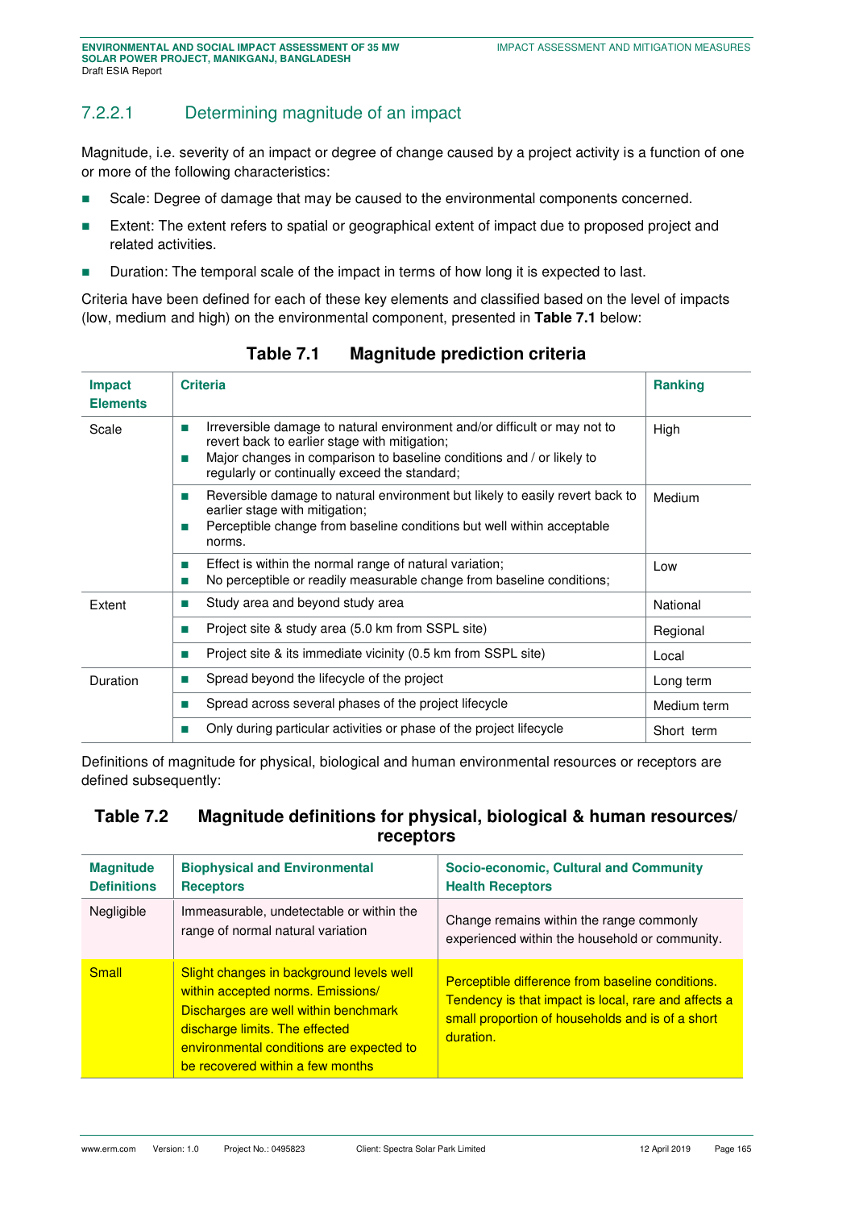### 7.2.2.1 Determining magnitude of an impact

Magnitude, i.e. severity of an impact or degree of change caused by a project activity is a function of one or more of the following characteristics:

- Scale: Degree of damage that may be caused to the environmental components concerned.
- Extent: The extent refers to spatial or geographical extent of impact due to proposed project and related activities.
- Duration: The temporal scale of the impact in terms of how long it is expected to last.

Criteria have been defined for each of these key elements and classified based on the level of impacts (low, medium and high) on the environmental component, presented in **Table 7.1** below:

**Table 7.1 Magnitude prediction criteria**

| Impact Elements | Criteria | Ranking |
|---|---|---|
| Scale | ▪ Irreversible damage to natural environment and/or difficult or may not to revert back to earlier stage with mitigation; ▪ Major changes in comparison to baseline conditions and / or likely to regularly or continually exceed the standard; | High |
| | ▪ Reversible damage to natural environment but likely to easily revert back to earlier stage with mitigation; ▪ Perceptible change from baseline conditions but well within acceptable norms. | Medium |
| | ▪ Effect is within the normal range of natural variation; ▪ No perceptible or readily measurable change from baseline conditions; | Low |
| Extent | ▪ Study area and beyond study area | National |
| | ▪ Project site & study area (5.0 km from SSPL site) | Regional |
| | ▪ Project site & its immediate vicinity (0.5 km from SSPL site) | Local |
| Duration | ▪ Spread beyond the lifecycle of the project | Long term |
| | ▪ Spread across several phases of the project lifecycle | Medium term |
| | ▪ Only during particular activities or phase of the project lifecycle | Short term |

Definitions of magnitude for physical, biological and human environmental resources or receptors are defined subsequently:

**Table 7.2 Magnitude definitions for physical, biological & human resources/ receptors**

| Magnitude Definitions | Biophysical and Environmental Receptors | Socio-economic, Cultural and Community Health Receptors |
|---|---|---|
| Negligible | Immeasurable, undetectable or within the range of normal natural variation | Change remains within the range commonly experienced within the household or community. |
| Small | Slight changes in background levels well within accepted norms. Emissions/ Discharges are well within benchmark discharge limits. The effected environmental conditions are expected to be recovered within a few months | Perceptible difference from baseline conditions. Tendency is that impact is local, rare and affects a small proportion of households and is of a short duration. |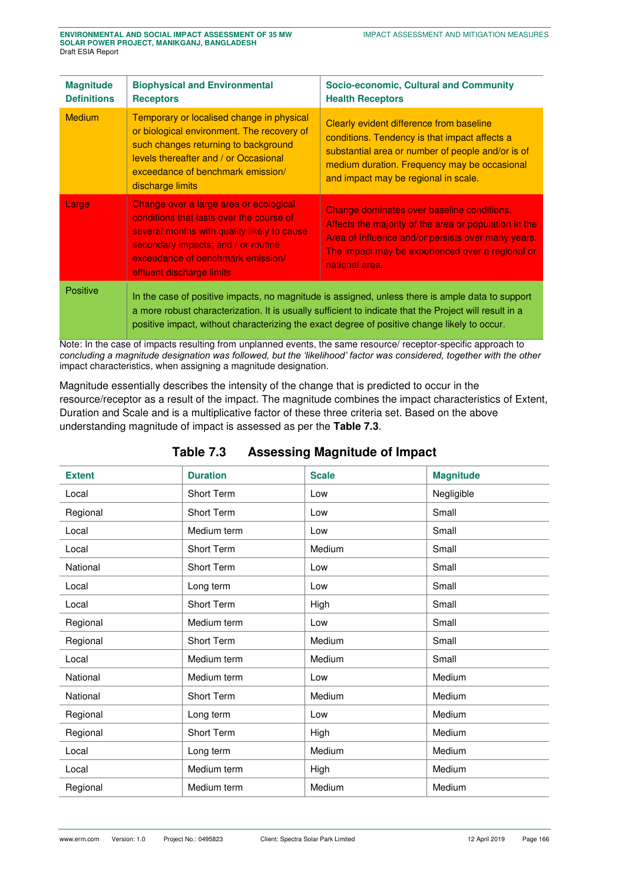| Magnitude Definitions | Biophysical and Environmental Receptors | Socio-economic, Cultural and Community Health Receptors |
|---|---|---|
| Medium | Temporary or localised change in physical or biological environment. The recovery of such changes returning to background levels thereafter and / or Occasional exceedance of benchmark emission/ discharge limits | Clearly evident difference from baseline conditions. Tendency is that impact affects a substantial area or number of people and/or is of medium duration. Frequency may be occasional and impact may be regional in scale. |
| Large | Change over a large area or ecological conditions that lasts over the course of several months with quality likely to cause secondary impacts; and / or routine exceedance of benchmark emission/ effluent discharge limits | Change dominates over baseline conditions. Affects the majority of the area or population in the Area of Influence and/or persists over many years. The impact may be experienced over a regional or national area. |
| Positive | In the case of positive impacts, no magnitude is assigned, unless there is ample data to support a more robust characterization. It is usually sufficient to indicate that the Project will result in a positive impact, without characterizing the exact degree of positive change likely to occur. | |

Note: In the case of impacts resulting from unplanned events, the same resource/ receptor-specific approach to *concluding a magnitude designation was followed, but the 'likelihood' factor was considered, together with the other* impact characteristics, when assigning a magnitude designation.

Magnitude essentially describes the intensity of the change that is predicted to occur in the resource/receptor as a result of the impact. The magnitude combines the impact characteristics of Extent, Duration and Scale and is a multiplicative factor of these three criteria set. Based on the above understanding magnitude of impact is assessed as per the **Table 7.3**.

**Table 7.3 Assessing Magnitude of Impact**

| Extent | Duration | Scale | Magnitude |
|---|---|---|---|
| Local | Short Term | Low | Negligible |
| Regional | Short Term | Low | Small |
| Local | Medium term | Low | Small |
| Local | Short Term | Medium | Small |
| National | Short Term | Low | Small |
| Local | Long term | Low | Small |
| Local | Short Term | High | Small |
| Regional | Medium term | Low | Small |
| Regional | Short Term | Medium | Small |
| Local | Medium term | Medium | Small |
| National | Medium term | Low | Medium |
| National | Short Term | Medium | Medium |
| Regional | Long term | Low | Medium |
| Regional | Short Term | High | Medium |
| Local | Long term | Medium | Medium |
| Local | Medium term | High | Medium |
| Regional | Medium term | Medium | Medium |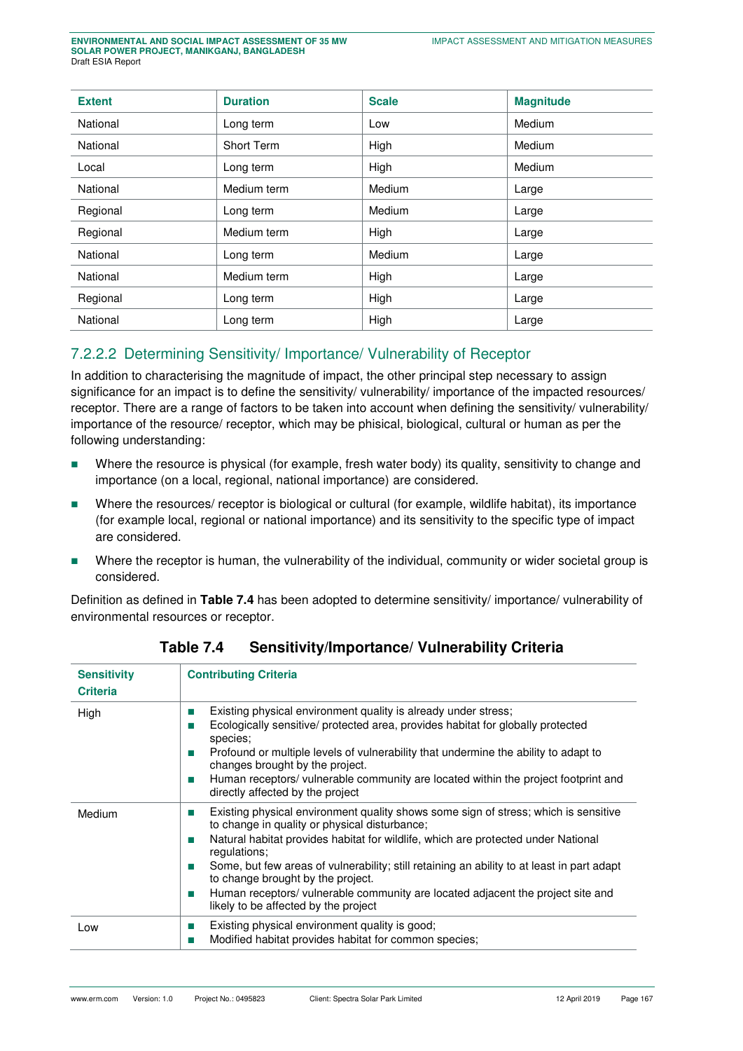| Extent | Duration | Scale | Magnitude |
|---|---|---|---|
| National | Long term | Low | Medium |
| National | Short Term | High | Medium |
| Local | Long term | High | Medium |
| National | Medium term | Medium | Large |
| Regional | Long term | Medium | Large |
| Regional | Medium term | High | Large |
| National | Long term | Medium | Large |
| National | Medium term | High | Large |
| Regional | Long term | High | Large |
| National | Long term | High | Large |

### 7.2.2.2 Determining Sensitivity/ Importance/ Vulnerability of Receptor

In addition to characterising the magnitude of impact, the other principal step necessary to assign significance for an impact is to define the sensitivity/ vulnerability/ importance of the impacted resources/ receptor. There are a range of factors to be taken into account when defining the sensitivity/ vulnerability/ importance of the resource/ receptor, which may be phisical, biological, cultural or human as per the following understanding:

- Where the resource is physical (for example, fresh water body) its quality, sensitivity to change and importance (on a local, regional, national importance) are considered.
- Where the resources/ receptor is biological or cultural (for example, wildlife habitat), its importance (for example local, regional or national importance) and its sensitivity to the specific type of impact are considered.
- Where the receptor is human, the vulnerability of the individual, community or wider societal group is considered.

Definition as defined in **Table 7.4** has been adopted to determine sensitivity/ importance/ vulnerability of environmental resources or receptor.

**Table 7.4 Sensitivity/Importance/ Vulnerability Criteria**

| Sensitivity Criteria | Contributing Criteria |
|---|---|
| High | ■ Existing physical environment quality is already under stress;<br>■ Ecologically sensitive/ protected area, provides habitat for globally protected species;<br>■ Profound or multiple levels of vulnerability that undermine the ability to adapt to changes brought by the project.<br>■ Human receptors/ vulnerable community are located within the project footprint and directly affected by the project |
| Medium | ■ Existing physical environment quality shows some sign of stress; which is sensitive to change in quality or physical disturbance;<br>■ Natural habitat provides habitat for wildlife, which are protected under National regulations;<br>■ Some, but few areas of vulnerability; still retaining an ability to at least in part adapt to change brought by the project.<br>■ Human receptors/ vulnerable community are located adjacent the project site and likely to be affected by the project |
| Low | ■ Existing physical environment quality is good;<br>■ Modified habitat provides habitat for common species; |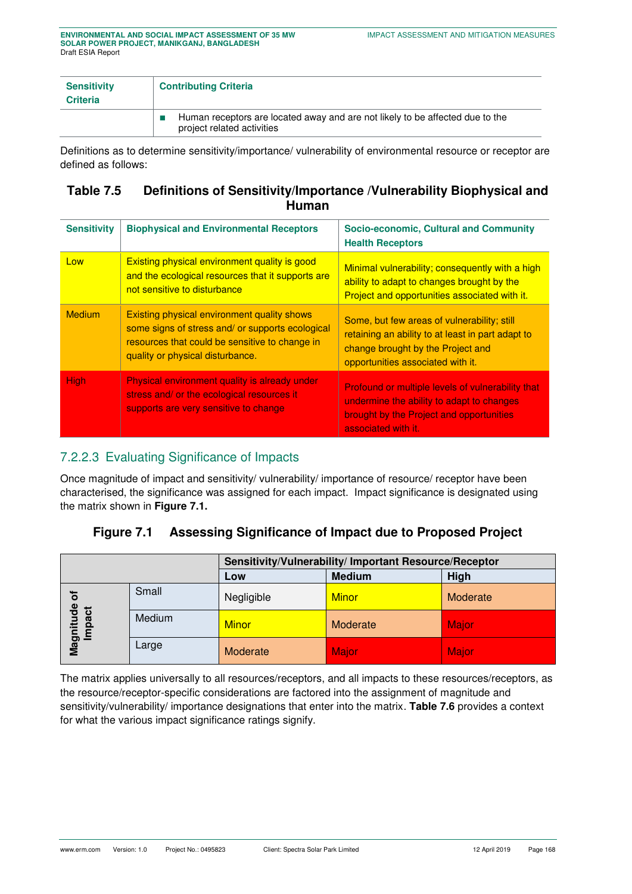| Sensitivity Criteria | Contributing Criteria |
|---|---|
| | ■ Human receptors are located away and are not likely to be affected due to the project related activities |

Definitions as to determine sensitivity/importance/ vulnerability of environmental resource or receptor are defined as follows:

### Table 7.5 Definitions of Sensitivity/Importance /Vulnerability Biophysical and Human

| Sensitivity | Biophysical and Environmental Receptors | Socio-economic, Cultural and Community Health Receptors |
|---|---|---|
| Low | Existing physical environment quality is good and the ecological resources that it supports are not sensitive to disturbance | Minimal vulnerability; consequently with a high ability to adapt to changes brought by the Project and opportunities associated with it. |
| Medium | Existing physical environment quality shows some signs of stress and/ or supports ecological resources that could be sensitive to change in quality or physical disturbance. | Some, but few areas of vulnerability; still retaining an ability to at least in part adapt to change brought by the Project and opportunities associated with it. |
| High | Physical environment quality is already under stress and/ or the ecological resources it supports are very sensitive to change | Profound or multiple levels of vulnerability that undermine the ability to adapt to changes brought by the Project and opportunities associated with it. |

## 7.2.2.3 Evaluating Significance of Impacts

Once magnitude of impact and sensitivity/ vulnerability/ importance of resource/ receptor have been characterised, the significance was assigned for each impact. Impact significance is designated using the matrix shown in **Figure 7.1.**

### Figure 7.1 Assessing Significance of Impact due to Proposed Project

| | | Sensitivity/Vulnerability/ Important Resource/Receptor | | |
|---|---|---|---|---|
| | | **Low** | **Medium** | **High** |
| **Magnitude of Impact** | Small | Negligible | Minor | Moderate |
| | Medium | Minor | Moderate | Major |
| | Large | Moderate | Major | Major |

The matrix applies universally to all resources/receptors, and all impacts to these resources/receptors, as the resource/receptor-specific considerations are factored into the assignment of magnitude and sensitivity/vulnerability/ importance designations that enter into the matrix. **Table 7.6** provides a context for what the various impact significance ratings signify.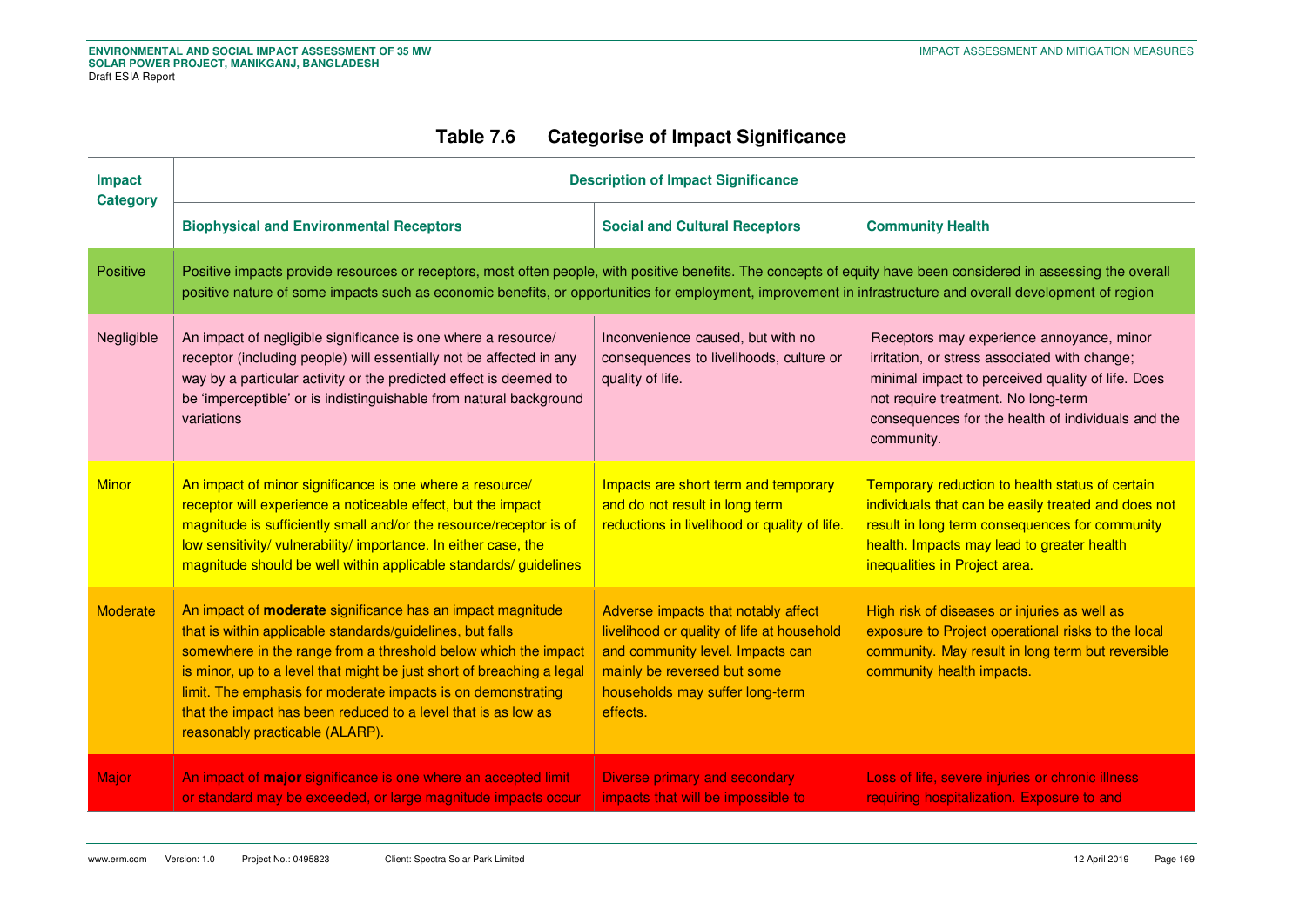**Table 7.6 Categorise of Impact Significance**

| Impact Category | Description of Impact Significance | | |
|---|---|---|---|
| | Biophysical and Environmental Receptors | Social and Cultural Receptors | Community Health |
| Positive | Positive impacts provide resources or receptors, most often people, with positive benefits. The concepts of equity have been considered in assessing the overall positive nature of some impacts such as economic benefits, or opportunities for employment, improvement in infrastructure and overall development of region | | |
| Negligible | An impact of negligible significance is one where a resource/ receptor (including people) will essentially not be affected in any way by a particular activity or the predicted effect is deemed to be 'imperceptible' or is indistinguishable from natural background variations | Inconvenience caused, but with no consequences to livelihoods, culture or quality of life. | Receptors may experience annoyance, minor irritation, or stress associated with change; minimal impact to perceived quality of life. Does not require treatment. No long-term consequences for the health of individuals and the community. |
| Minor | An impact of minor significance is one where a resource/ receptor will experience a noticeable effect, but the impact magnitude is sufficiently small and/or the resource/receptor is of low sensitivity/ vulnerability/ importance. In either case, the magnitude should be well within applicable standards/ guidelines | Impacts are short term and temporary and do not result in long term reductions in livelihood or quality of life. | Temporary reduction to health status of certain individuals that can be easily treated and does not result in long term consequences for community health. Impacts may lead to greater health inequalities in Project area. |
| Moderate | An impact of **moderate** significance has an impact magnitude that is within applicable standards/guidelines, but falls somewhere in the range from a threshold below which the impact is minor, up to a level that might be just short of breaching a legal limit. The emphasis for moderate impacts is on demonstrating that the impact has been reduced to a level that is as low as reasonably practicable (ALARP). | Adverse impacts that notably affect livelihood or quality of life at household and community level. Impacts can mainly be reversed but some households may suffer long-term effects. | High risk of diseases or injuries as well as exposure to Project operational risks to the local community. May result in long term but reversible community health impacts. |
| Major | An impact of **major** significance is one where an accepted limit or standard may be exceeded, or large magnitude impacts occur | Diverse primary and secondary impacts that will be impossible to | Loss of life, severe injuries or chronic illness requiring hospitalization. Exposure to and |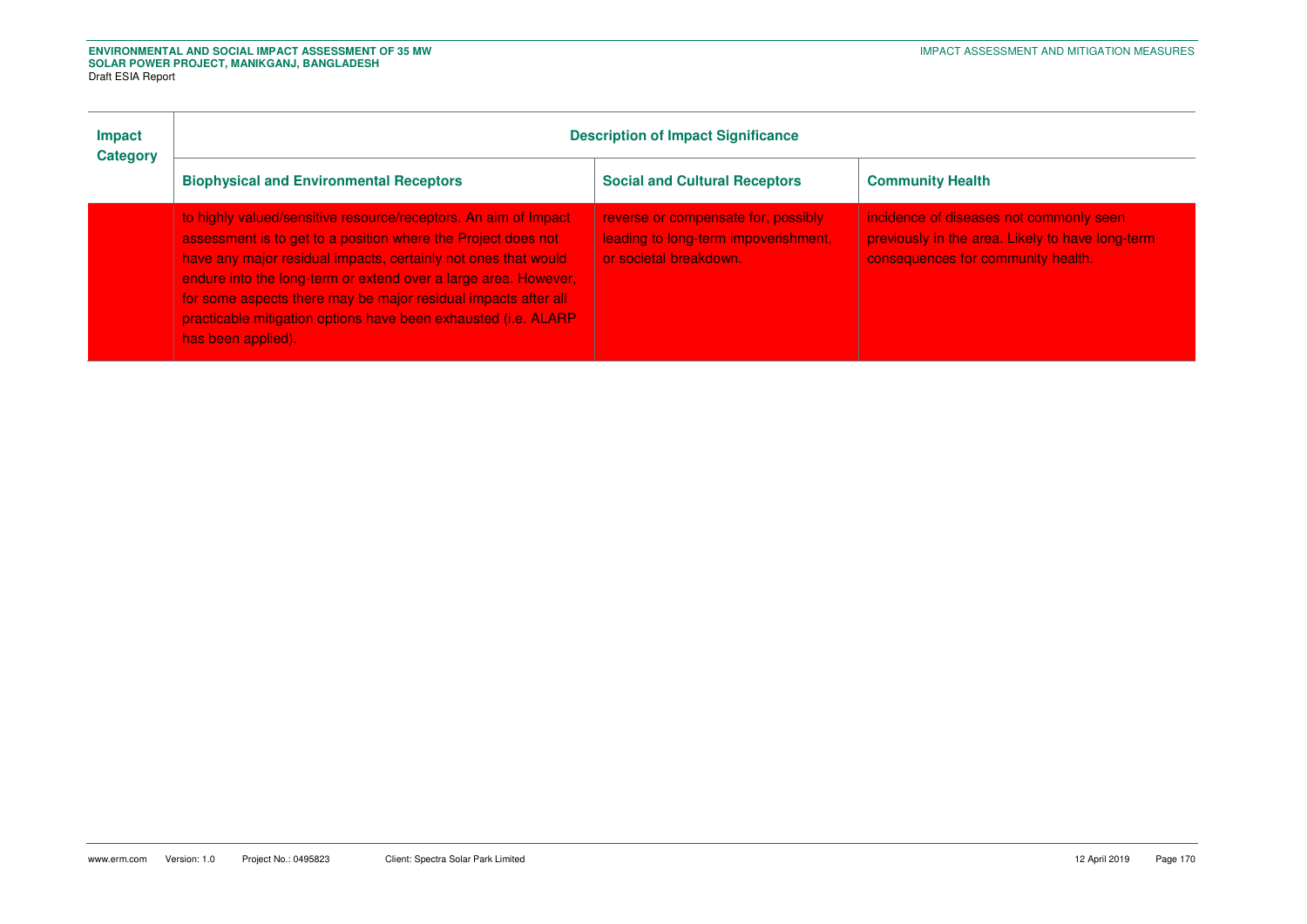| Impact Category | Description of Impact Significance | | |
|---|---|---|---|
| | **Biophysical and Environmental Receptors** | **Social and Cultural Receptors** | **Community Health** |
| | to highly valued/sensitive resource/receptors. An aim of Impact assessment is to get to a position where the Project does not have any major residual impacts, certainly not ones that would endure into the long-term or extend over a large area. However, for some aspects there may be major residual impacts after all practicable mitigation options have been exhausted (i.e. ALARP has been applied). | reverse or compensate for, possibly leading to long-term impoverishment, or societal breakdown. | incidence of diseases not commonly seen previously in the area. Likely to have long-term consequences for community health. |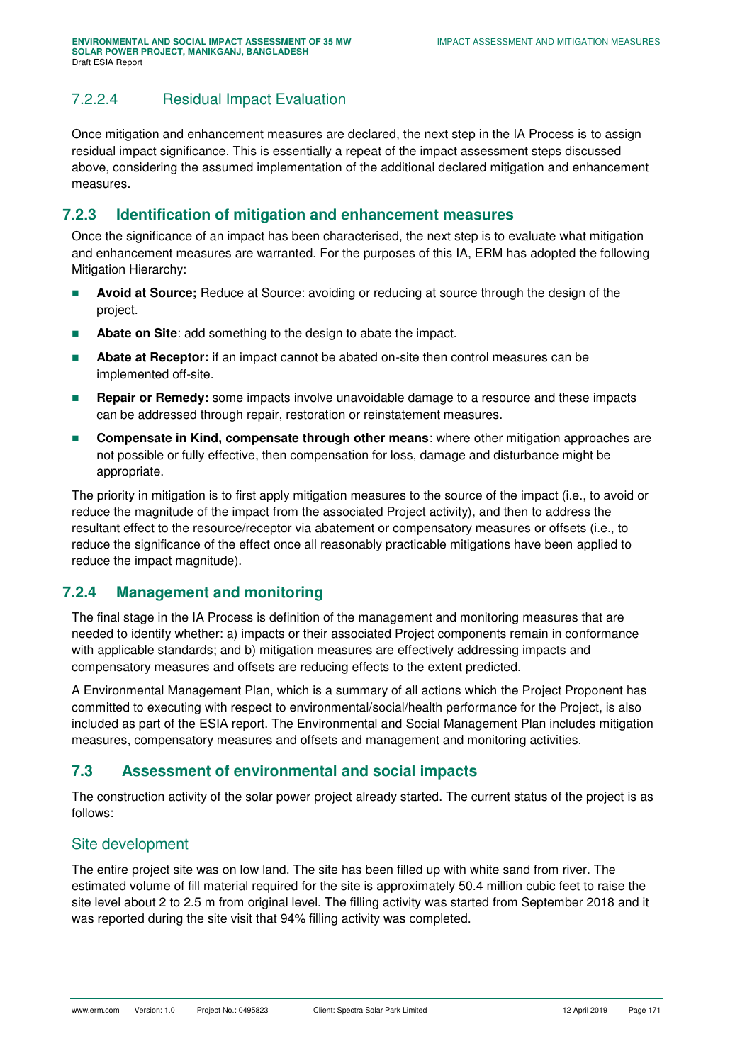#### 7.2.2.4 Residual Impact Evaluation

Once mitigation and enhancement measures are declared, the next step in the IA Process is to assign residual impact significance. This is essentially a repeat of the impact assessment steps discussed above, considering the assumed implementation of the additional declared mitigation and enhancement measures.

### 7.2.3 Identification of mitigation and enhancement measures

Once the significance of an impact has been characterised, the next step is to evaluate what mitigation and enhancement measures are warranted. For the purposes of this IA, ERM has adopted the following Mitigation Hierarchy:

- **Avoid at Source;** Reduce at Source: avoiding or reducing at source through the design of the project.
- **Abate on Site**: add something to the design to abate the impact.
- **Abate at Receptor:** if an impact cannot be abated on-site then control measures can be implemented off-site.
- **Repair or Remedy:** some impacts involve unavoidable damage to a resource and these impacts can be addressed through repair, restoration or reinstatement measures.
- **Compensate in Kind, compensate through other means**: where other mitigation approaches are not possible or fully effective, then compensation for loss, damage and disturbance might be appropriate.

The priority in mitigation is to first apply mitigation measures to the source of the impact (i.e., to avoid or reduce the magnitude of the impact from the associated Project activity), and then to address the resultant effect to the resource/receptor via abatement or compensatory measures or offsets (i.e., to reduce the significance of the effect once all reasonably practicable mitigations have been applied to reduce the impact magnitude).

### 7.2.4 Management and monitoring

The final stage in the IA Process is definition of the management and monitoring measures that are needed to identify whether: a) impacts or their associated Project components remain in conformance with applicable standards; and b) mitigation measures are effectively addressing impacts and compensatory measures and offsets are reducing effects to the extent predicted.

A Environmental Management Plan, which is a summary of all actions which the Project Proponent has committed to executing with respect to environmental/social/health performance for the Project, is also included as part of the ESIA report. The Environmental and Social Management Plan includes mitigation measures, compensatory measures and offsets and management and monitoring activities.

## 7.3 Assessment of environmental and social impacts

The construction activity of the solar power project already started. The current status of the project is as follows:

### Site development

The entire project site was on low land. The site has been filled up with white sand from river. The estimated volume of fill material required for the site is approximately 50.4 million cubic feet to raise the site level about 2 to 2.5 m from original level. The filling activity was started from September 2018 and it was reported during the site visit that 94% filling activity was completed.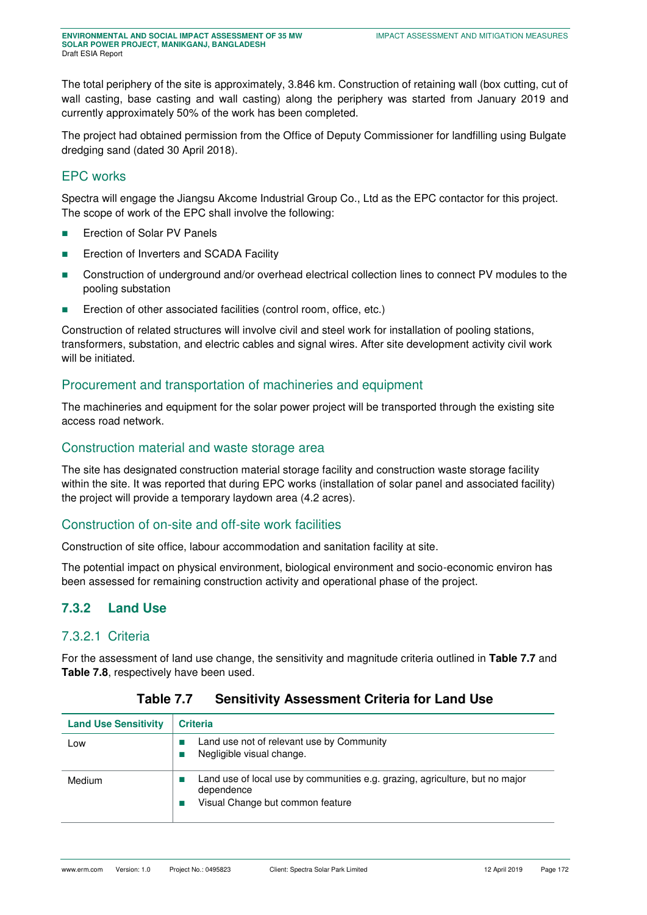The total periphery of the site is approximately, 3.846 km. Construction of retaining wall (box cutting, cut of wall casting, base casting and wall casting) along the periphery was started from January 2019 and currently approximately 50% of the work has been completed.

The project had obtained permission from the Office of Deputy Commissioner for landfilling using Bulgate dredging sand (dated 30 April 2018).

### EPC works

Spectra will engage the Jiangsu Akcome Industrial Group Co., Ltd as the EPC contactor for this project. The scope of work of the EPC shall involve the following:

- Erection of Solar PV Panels
- Erection of Inverters and SCADA Facility
- Construction of underground and/or overhead electrical collection lines to connect PV modules to the pooling substation
- Erection of other associated facilities (control room, office, etc.)

Construction of related structures will involve civil and steel work for installation of pooling stations, transformers, substation, and electric cables and signal wires. After site development activity civil work will be initiated.

### Procurement and transportation of machineries and equipment

The machineries and equipment for the solar power project will be transported through the existing site access road network.

### Construction material and waste storage area

The site has designated construction material storage facility and construction waste storage facility within the site. It was reported that during EPC works (installation of solar panel and associated facility) the project will provide a temporary laydown area (4.2 acres).

### Construction of on-site and off-site work facilities

Construction of site office, labour accommodation and sanitation facility at site.

The potential impact on physical environment, biological environment and socio-economic environ has been assessed for remaining construction activity and operational phase of the project.

## 7.3.2 Land Use

### 7.3.2.1 Criteria

For the assessment of land use change, the sensitivity and magnitude criteria outlined in **Table 7.7** and **Table 7.8**, respectively have been used.

**Table 7.7 Sensitivity Assessment Criteria for Land Use**

| Land Use Sensitivity | Criteria |
|---|---|
| Low | ■ Land use not of relevant use by Community<br>■ Negligible visual change. |
| Medium | ■ Land use of local use by communities e.g. grazing, agriculture, but no major dependence<br>■ Visual Change but common feature |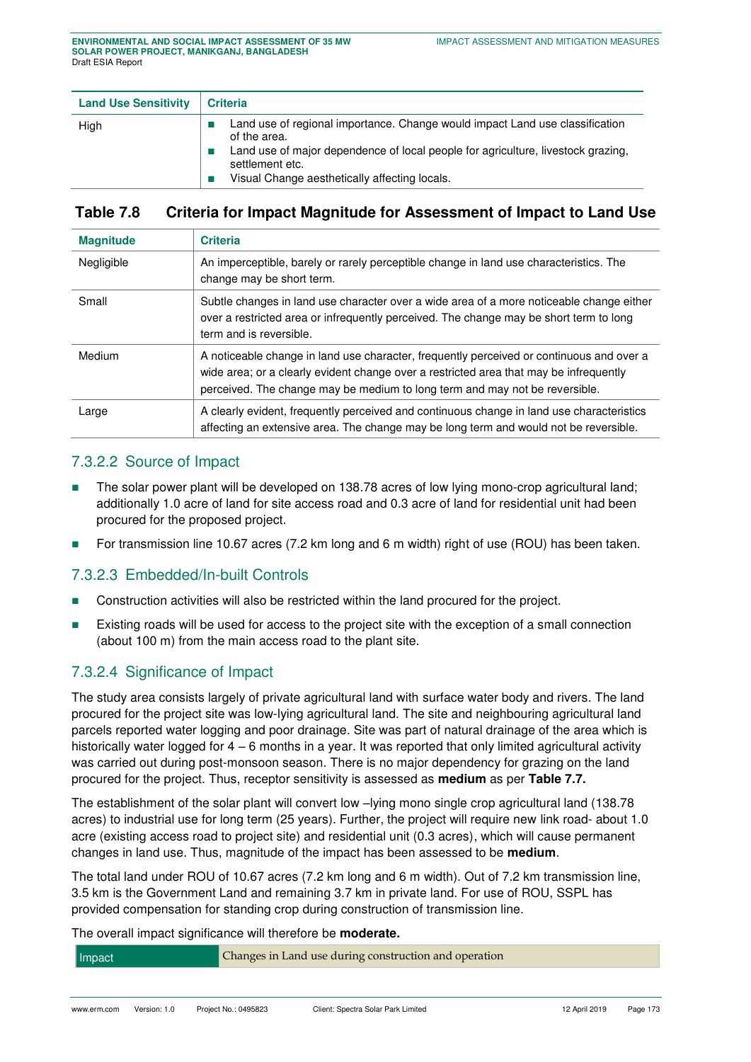| Land Use Sensitivity | Criteria |
|---|---|
| High | ■ Land use of regional importance. Change would impact Land use classification of the area. ■ Land use of major dependence of local people for agriculture, livestock grazing, settlement etc. ■ Visual Change aesthetically affecting locals. |

### Table 7.8 Criteria for Impact Magnitude for Assessment of Impact to Land Use

| Magnitude | Criteria |
|---|---|
| Negligible | An imperceptible, barely or rarely perceptible change in land use characteristics. The change may be short term. |
| Small | Subtle changes in land use character over a wide area of a more noticeable change either over a restricted area or infrequently perceived. The change may be short term to long term and is reversible. |
| Medium | A noticeable change in land use character, frequently perceived or continuous and over a wide area; or a clearly evident change over a restricted area that may be infrequently perceived. The change may be medium to long term and may not be reversible. |
| Large | A clearly evident, frequently perceived and continuous change in land use characteristics affecting an extensive area. The change may be long term and would not be reversible. |

### 7.3.2.2 Source of Impact

- The solar power plant will be developed on 138.78 acres of low lying mono-crop agricultural land; additionally 1.0 acre of land for site access road and 0.3 acre of land for residential unit had been procured for the proposed project.
- For transmission line 10.67 acres (7.2 km long and 6 m width) right of use (ROU) has been taken.

### 7.3.2.3 Embedded/In-built Controls

- Construction activities will also be restricted within the land procured for the project.
- Existing roads will be used for access to the project site with the exception of a small connection (about 100 m) from the main access road to the plant site.

### 7.3.2.4 Significance of Impact

The study area consists largely of private agricultural land with surface water body and rivers. The land procured for the project site was low-lying agricultural land. The site and neighbouring agricultural land parcels reported water logging and poor drainage. Site was part of natural drainage of the area which is historically water logged for 4 – 6 months in a year. It was reported that only limited agricultural activity was carried out during post-monsoon season. There is no major dependency for grazing on the land procured for the project. Thus, receptor sensitivity is assessed as **medium** as per **Table 7.7.**

The establishment of the solar plant will convert low –lying mono single crop agricultural land (138.78 acres) to industrial use for long term (25 years). Further, the project will require new link road- about 1.0 acre (existing access road to project site) and residential unit (0.3 acres), which will cause permanent changes in land use. Thus, magnitude of the impact has been assessed to be **medium**.

The total land under ROU of 10.67 acres (7.2 km long and 6 m width). Out of 7.2 km transmission line, 3.5 km is the Government Land and remaining 3.7 km in private land. For use of ROU, SSPL has provided compensation for standing crop during construction of transmission line.

The overall impact significance will therefore be **moderate.**

| Impact | Changes in Land use during construction and operation |
|---|---|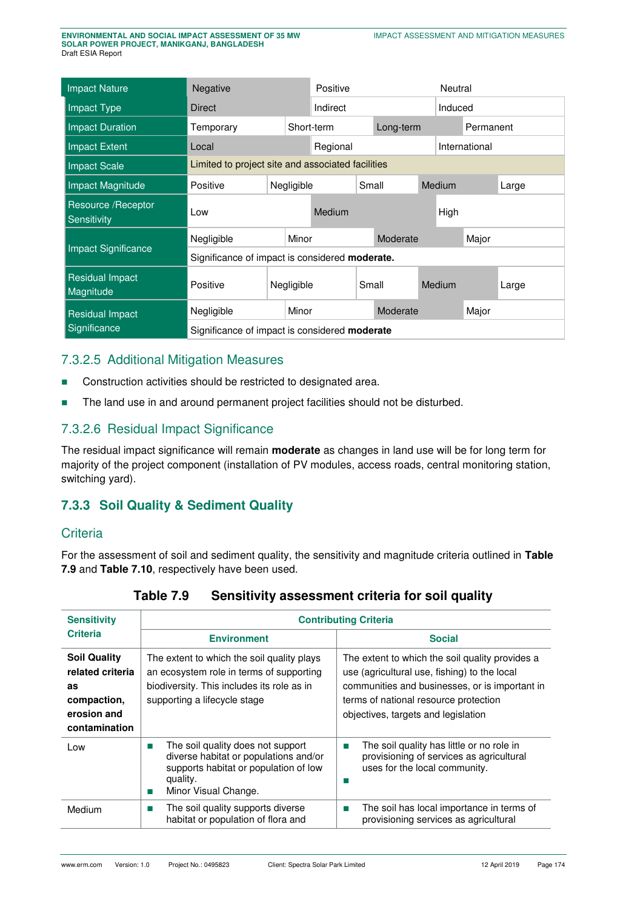| Impact Nature | Negative | | Positive | | | Neutral | |
|---|---|---|---|---|---|---|---|
| Impact Type | Direct | | Indirect | | | Induced | |
| Impact Duration | Temporary | Short-term | | Long-term | | Permanent | |
| Impact Extent | Local | | Regional | | | International | |
| Impact Scale | Limited to project site and associated facilities | | | | | | |
| Impact Magnitude | Positive | Negligible | | Small | Medium | | Large |
| Resource /Receptor Sensitivity | Low | | Medium | | | High | |
| Impact Significance | Negligible | Minor | | Moderate | | Major | |
| | Significance of impact is considered **moderate.** | | | | | | |
| Residual Impact Magnitude | Positive | Negligible | | Small | Medium | | Large |
| Residual Impact Significance | Negligible | Minor | | Moderate | | Major | |
| | Significance of impact is considered **moderate** | | | | | | |

### 7.3.2.5 Additional Mitigation Measures

- Construction activities should be restricted to designated area.
- The land use in and around permanent project facilities should not be disturbed.

### 7.3.2.6 Residual Impact Significance

The residual impact significance will remain **moderate** as changes in land use will be for long term for majority of the project component (installation of PV modules, access roads, central monitoring station, switching yard).

## 7.3.3 Soil Quality & Sediment Quality

### Criteria

For the assessment of soil and sediment quality, the sensitivity and magnitude criteria outlined in **Table 7.9** and **Table 7.10**, respectively have been used.

**Table 7.9 Sensitivity assessment criteria for soil quality**

| Sensitivity Criteria | Contributing Criteria | |
|---|---|---|
| | **Environment** | **Social** |
| **Soil Quality related criteria as compaction, erosion and contamination** | The extent to which the soil quality plays an ecosystem role in terms of supporting biodiversity. This includes its role as in supporting a lifecycle stage | The extent to which the soil quality provides a use (agricultural use, fishing) to the local communities and businesses, or is important in terms of national resource protection objectives, targets and legislation |
| Low | ▪ The soil quality does not support diverse habitat or populations and/or supports habitat or population of low quality.<br>▪ Minor Visual Change. | ▪ The soil quality has little or no role in provisioning of services as agricultural uses for the local community.<br>▪ |
| Medium | ▪ The soil quality supports diverse habitat or population of flora and | ▪ The soil has local importance in terms of provisioning services as agricultural |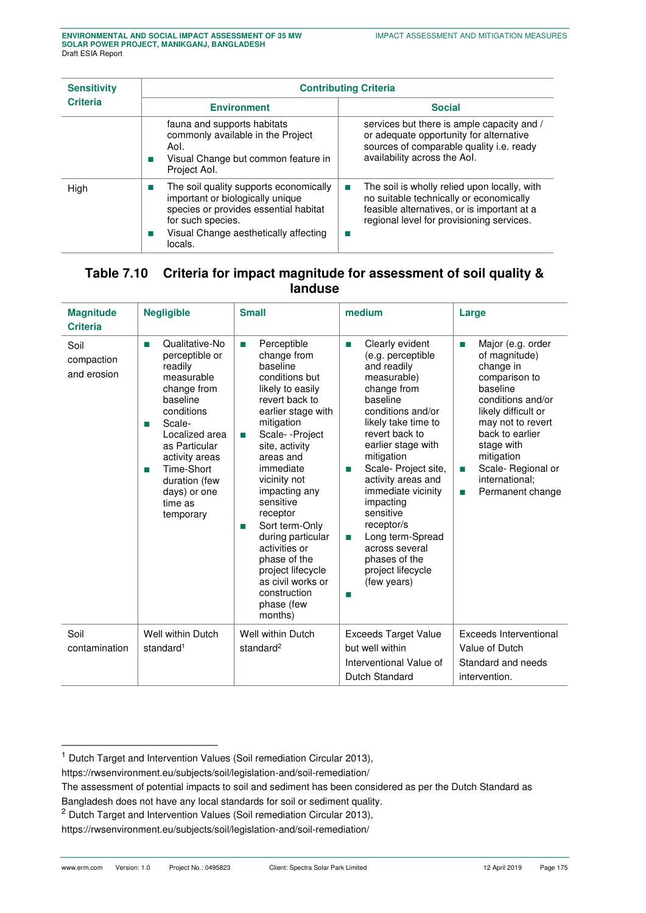| Sensitivity Criteria | Contributing Criteria | |
|---|---|---|
| | **Environment** | **Social** |
| | fauna and supports habitats commonly available in the Project AoI.<br>■ Visual Change but common feature in Project AoI. | services but there is ample capacity and / or adequate opportunity for alternative sources of comparable quality i.e. ready availability across the AoI. |
| High | ■ The soil quality supports economically important or biologically unique species or provides essential habitat for such species.<br>■ Visual Change aesthetically affecting locals. | ■ The soil is wholly relied upon locally, with no suitable technically or economically feasible alternatives, or is important at a regional level for provisioning services.<br>■ |

## Table 7.10 Criteria for impact magnitude for assessment of soil quality & landuse

| Magnitude Criteria | Negligible | Small | medium | Large |
|---|---|---|---|---|
| Soil compaction and erosion | ■ Qualitative-No perceptible or readily measurable change from baseline conditions<br>■ Scale- Localized area as Particular activity areas<br>■ Time-Short duration (few days) or one time as temporary | ■ Perceptible change from baseline conditions but likely to easily revert back to earlier stage with mitigation<br>■ Scale- -Project site, activity areas and immediate vicinity not impacting any sensitive receptor<br>■ Sort term-Only during particular activities or phase of the project lifecycle as civil works or construction phase (few months) | ■ Clearly evident (e.g. perceptible and readily measurable) change from baseline conditions and/or likely take time to revert back to earlier stage with mitigation<br>■ Scale- Project site, activity areas and immediate vicinity impacting sensitive receptor/s<br>■ Long term-Spread across several phases of the project lifecycle (few years)<br>■ | ■ Major (e.g. order of magnitude) change in comparison to baseline conditions and/or likely difficult or may not to revert back to earlier stage with mitigation<br>■ Scale- Regional or international;<br>■ Permanent change |
| Soil contamination | Well within Dutch standard[1] | Well within Dutch standard[2] | Exceeds Target Value but well within Interventional Value of Dutch Standard | Exceeds Interventional Value of Dutch Standard and needs intervention. |

[1] Dutch Target and Intervention Values (Soil remediation Circular 2013), https://rwsenvironment.eu/subjects/soil/legislation-and/soil-remediation/

The assessment of potential impacts to soil and sediment has been considered as per the Dutch Standard as Bangladesh does not have any local standards for soil or sediment quality.

[2] Dutch Target and Intervention Values (Soil remediation Circular 2013), https://rwsenvironment.eu/subjects/soil/legislation-and/soil-remediation/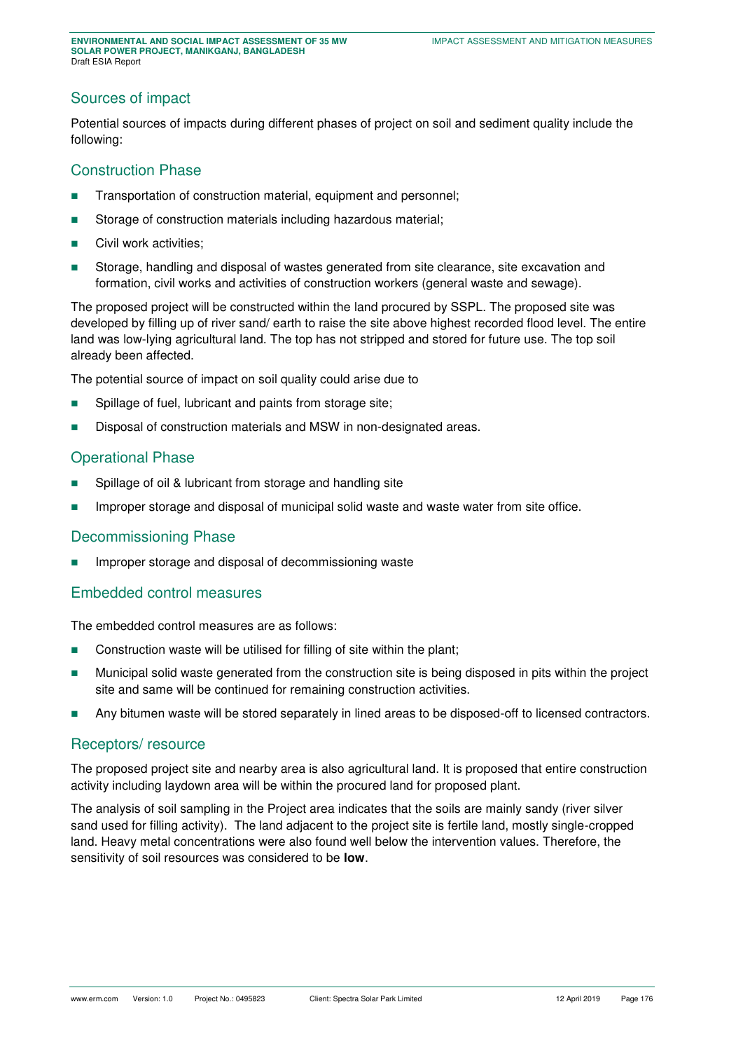## Sources of impact

Potential sources of impacts during different phases of project on soil and sediment quality include the following:

### Construction Phase

- Transportation of construction material, equipment and personnel;
- Storage of construction materials including hazardous material;
- Civil work activities;
- Storage, handling and disposal of wastes generated from site clearance, site excavation and formation, civil works and activities of construction workers (general waste and sewage).

The proposed project will be constructed within the land procured by SSPL. The proposed site was developed by filling up of river sand/ earth to raise the site above highest recorded flood level. The entire land was low-lying agricultural land. The top has not stripped and stored for future use. The top soil already been affected.

The potential source of impact on soil quality could arise due to

- Spillage of fuel, lubricant and paints from storage site;
- Disposal of construction materials and MSW in non-designated areas.

### Operational Phase

- Spillage of oil & lubricant from storage and handling site
- Improper storage and disposal of municipal solid waste and waste water from site office.

### Decommissioning Phase

- Improper storage and disposal of decommissioning waste

## Embedded control measures

The embedded control measures are as follows:

- Construction waste will be utilised for filling of site within the plant;
- Municipal solid waste generated from the construction site is being disposed in pits within the project site and same will be continued for remaining construction activities.
- Any bitumen waste will be stored separately in lined areas to be disposed-off to licensed contractors.

## Receptors/ resource

The proposed project site and nearby area is also agricultural land. It is proposed that entire construction activity including laydown area will be within the procured land for proposed plant.

The analysis of soil sampling in the Project area indicates that the soils are mainly sandy (river silver sand used for filling activity). The land adjacent to the project site is fertile land, mostly single-cropped land. Heavy metal concentrations were also found well below the intervention values. Therefore, the sensitivity of soil resources was considered to be **low**.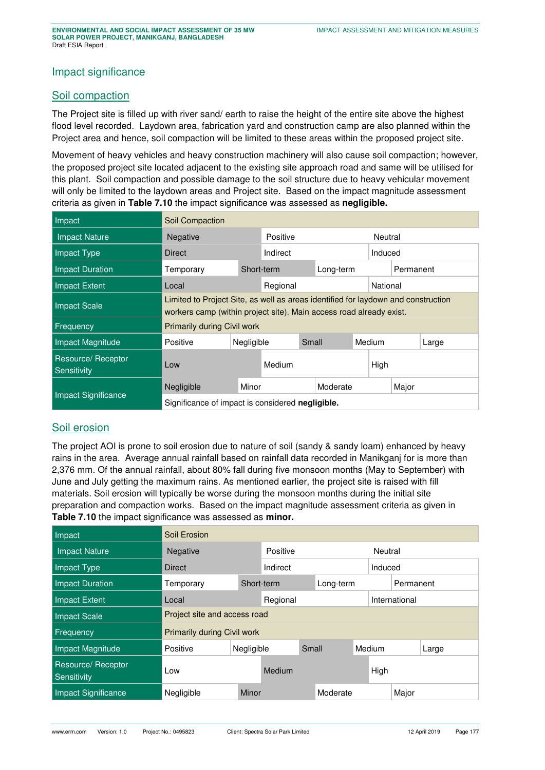## Impact significance

### Soil compaction

The Project site is filled up with river sand/ earth to raise the height of the entire site above the highest flood level recorded. Laydown area, fabrication yard and construction camp are also planned within the Project area and hence, soil compaction will be limited to these areas within the proposed project site.

Movement of heavy vehicles and heavy construction machinery will also cause soil compaction; however, the proposed project site located adjacent to the existing site approach road and same will be utilised for this plant. Soil compaction and possible damage to the soil structure due to heavy vehicular movement will only be limited to the laydown areas and Project site. Based on the impact magnitude assessment criteria as given in **Table 7.10** the impact significance was assessed as **negligible.**

| Impact | Soil Compaction | | | | |
|---|---|---|---|---|---|
| Impact Nature | Negative | Positive | Neutral | | |
| Impact Type | Direct | Indirect | Induced | | |
| Impact Duration | Temporary | Short-term | Long-term | Permanent | |
| Impact Extent | Local | Regional | National | | |
| Impact Scale | Limited to Project Site, as well as areas identified for laydown and construction workers camp (within project site). Main access road already exist. | | | | |
| Frequency | Primarily during Civil work | | | | |
| Impact Magnitude | Positive | Negligible | Small | Medium | Large |
| Resource/ Receptor Sensitivity | Low | Medium | High | | |
| Impact Significance | Negligible | Minor | Moderate | Major | |
| | Significance of impact is considered **negligible.** | | | | |

### Soil erosion

The project AOI is prone to soil erosion due to nature of soil (sandy & sandy loam) enhanced by heavy rains in the area. Average annual rainfall based on rainfall data recorded in Manikganj for is more than 2,376 mm. Of the annual rainfall, about 80% fall during five monsoon months (May to September) with June and July getting the maximum rains. As mentioned earlier, the project site is raised with fill materials. Soil erosion will typically be worse during the monsoon months during the initial site preparation and compaction works. Based on the impact magnitude assessment criteria as given in **Table 7.10** the impact significance was assessed as **minor.**

| Impact | Soil Erosion | | | | |
|---|---|---|---|---|---|
| Impact Nature | Negative | Positive | Neutral | | |
| Impact Type | Direct | Indirect | Induced | | |
| Impact Duration | Temporary | Short-term | Long-term | Permanent | |
| Impact Extent | Local | Regional | International | | |
| Impact Scale | Project site and access road | | | | |
| Frequency | Primarily during Civil work | | | | |
| Impact Magnitude | Positive | Negligible | Small | Medium | Large |
| Resource/ Receptor Sensitivity | Low | Medium | High | | |
| Impact Significance | Negligible | Minor | Moderate | Major | |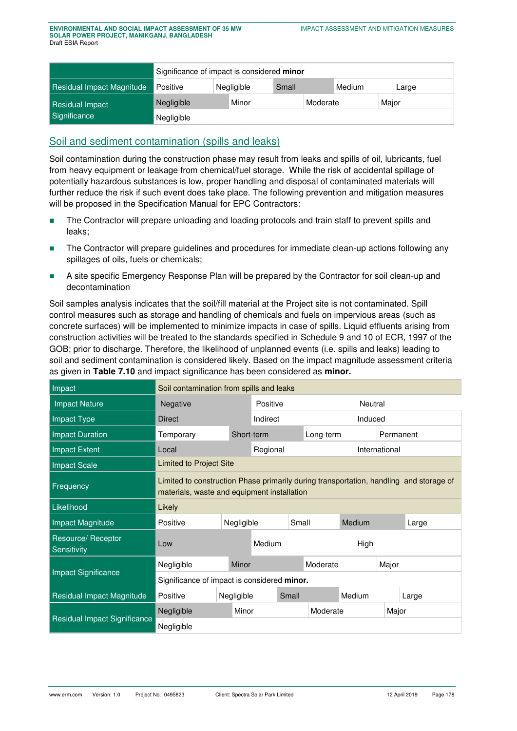| | Significance of impact is considered **minor** | | | | |
|---|---|---|---|---|---|
| Residual Impact Magnitude | Positive | Negligible | Small | Medium | Large |
| Residual Impact Significance | Negligible | Minor | Moderate | Major | |
| | Negligible | | | | |

## Soil and sediment contamination (spills and leaks)

Soil contamination during the construction phase may result from leaks and spills of oil, lubricants, fuel from heavy equipment or leakage from chemical/fuel storage. While the risk of accidental spillage of potentially hazardous substances is low, proper handling and disposal of contaminated materials will further reduce the risk if such event does take place. The following prevention and mitigation measures will be proposed in the Specification Manual for EPC Contractors:

- The Contractor will prepare unloading and loading protocols and train staff to prevent spills and leaks;
- The Contractor will prepare guidelines and procedures for immediate clean-up actions following any spillages of oils, fuels or chemicals;
- A site specific Emergency Response Plan will be prepared by the Contractor for soil clean-up and decontamination

Soil samples analysis indicates that the soil/fill material at the Project site is not contaminated. Spill control measures such as storage and handling of chemicals and fuels on impervious areas (such as concrete surfaces) will be implemented to minimize impacts in case of spills. Liquid effluents arising from construction activities will be treated to the standards specified in Schedule 9 and 10 of ECR, 1997 of the GOB; prior to discharge. Therefore, the likelihood of unplanned events (i.e. spills and leaks) leading to soil and sediment contamination is considered likely. Based on the impact magnitude assessment criteria as given in **Table 7.10** and impact significance has been considered as **minor.**

| Impact | Soil contamination from spills and leaks | | | | |
|---|---|---|---|---|---|
| Impact Nature | Negative | Positive | Neutral | | |
| Impact Type | Direct | Indirect | Induced | | |
| Impact Duration | Temporary | Short-term | Long-term | Permanent | |
| Impact Extent | Local | Regional | International | | |
| Impact Scale | Limited to Project Site | | | | |
| Frequency | Limited to construction Phase primarily during transportation, handling and storage of materials, waste and equipment installation | | | | |
| Likelihood | Likely | | | | |
| Impact Magnitude | Positive | Negligible | Small | Medium | Large |
| Resource/ Receptor Sensitivity | Low | Medium | High | | |
| Impact Significance | Negligible | Minor | Moderate | Major | |
| | Significance of impact is considered **minor.** | | | | |
| Residual Impact Magnitude | Positive | Negligible | Small | Medium | Large |
| Residual Impact Significance | Negligible | Minor | Moderate | Major | |
| | Negligible | | | | |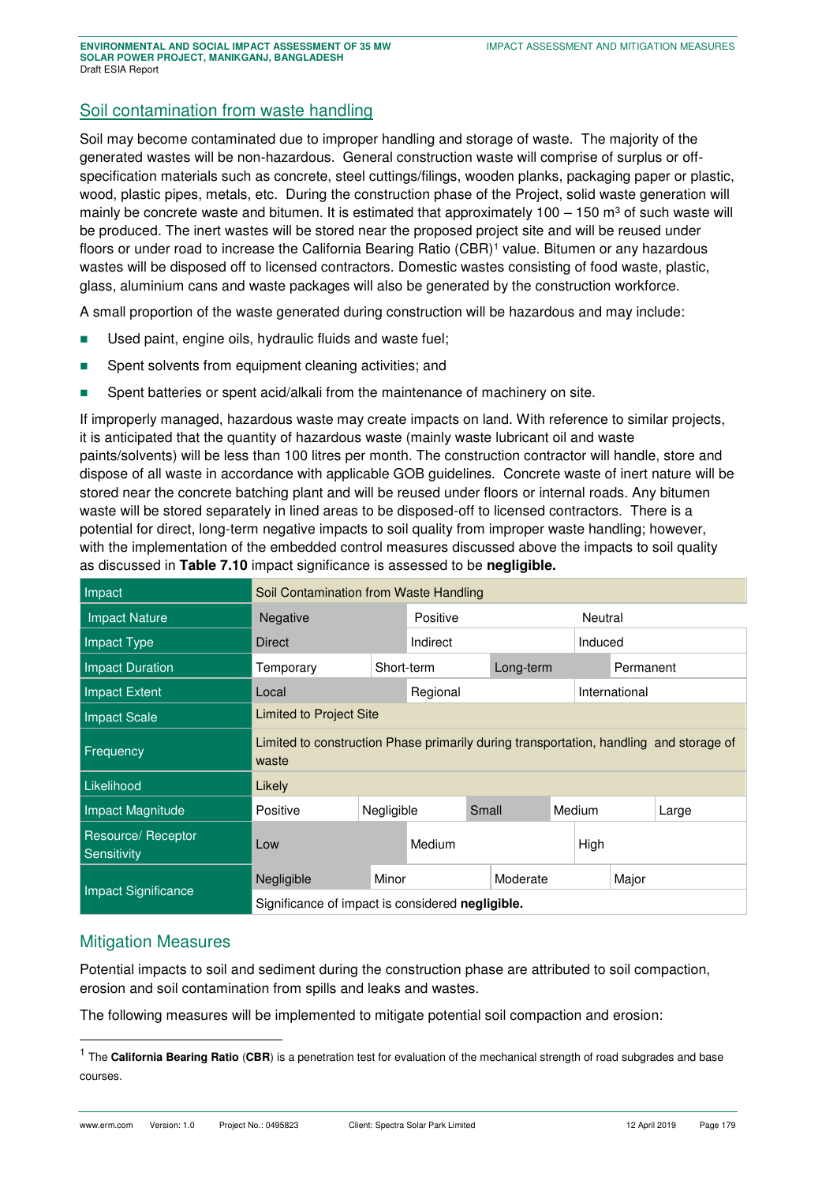## Soil contamination from waste handling

Soil may become contaminated due to improper handling and storage of waste. The majority of the generated wastes will be non-hazardous. General construction waste will comprise of surplus or off-specification materials such as concrete, steel cuttings/filings, wooden planks, packaging paper or plastic, wood, plastic pipes, metals, etc. During the construction phase of the Project, solid waste generation will mainly be concrete waste and bitumen. It is estimated that approximately 100 – 150 $m^3$ of such waste will be produced. The inert wastes will be stored near the proposed project site and will be reused under floors or under road to increase the California Bearing Ratio (CBR)[1] value. Bitumen or any hazardous wastes will be disposed off to licensed contractors. Domestic wastes consisting of food waste, plastic, glass, aluminium cans and waste packages will also be generated by the construction workforce.

A small proportion of the waste generated during construction will be hazardous and may include:

- Used paint, engine oils, hydraulic fluids and waste fuel;
- Spent solvents from equipment cleaning activities; and
- Spent batteries or spent acid/alkali from the maintenance of machinery on site.

If improperly managed, hazardous waste may create impacts on land. With reference to similar projects, it is anticipated that the quantity of hazardous waste (mainly waste lubricant oil and waste paints/solvents) will be less than 100 litres per month. The construction contractor will handle, store and dispose of all waste in accordance with applicable GOB guidelines. Concrete waste of inert nature will be stored near the concrete batching plant and will be reused under floors or internal roads. Any bitumen waste will be stored separately in lined areas to be disposed-off to licensed contractors. There is a potential for direct, long-term negative impacts to soil quality from improper waste handling; however, with the implementation of the embedded control measures discussed above the impacts to soil quality as discussed in **Table 7.10** impact significance is assessed to be **negligible.**

| Impact | Soil Contamination from Waste Handling | | | |
|---|---|---|---|---|
| Impact Nature | Negative | Positive | Neutral | |
| Impact Type | Direct | Indirect | Induced | |
| Impact Duration | Temporary | Short-term | Long-term | Permanent |
| Impact Extent | Local | Regional | International | |
| Impact Scale | Limited to Project Site | | | |
| Frequency | Limited to construction Phase primarily during transportation, handling and storage of waste | | | |
| Likelihood | Likely | | | |
| Impact Magnitude | Positive | Negligible | Small | Medium | Large |
| Resource/ Receptor Sensitivity | Low | Medium | High | |
| Impact Significance | Negligible | Minor | Moderate | Major |
| | Significance of impact is considered **negligible.** | | | |

## Mitigation Measures

Potential impacts to soil and sediment during the construction phase are attributed to soil compaction, erosion and soil contamination from spills and leaks and wastes.

The following measures will be implemented to mitigate potential soil compaction and erosion:

[1] The **California Bearing Ratio** (**CBR**) is a penetration test for evaluation of the mechanical strength of road subgrades and base courses.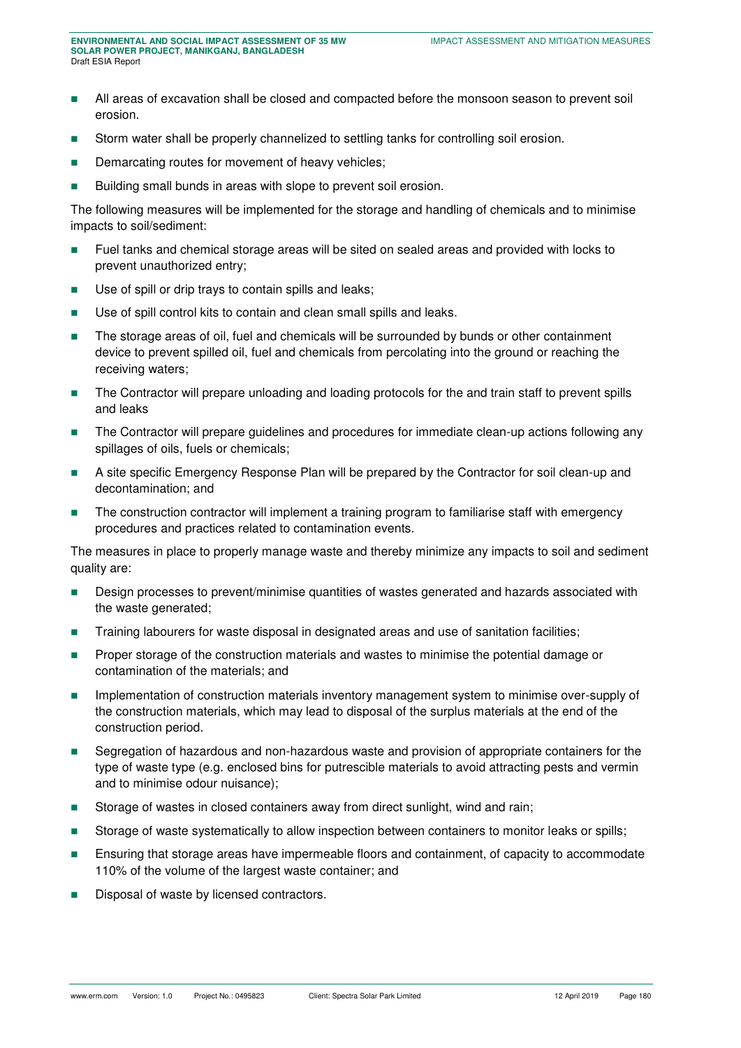- All areas of excavation shall be closed and compacted before the monsoon season to prevent soil erosion.
- Storm water shall be properly channelized to settling tanks for controlling soil erosion.
- Demarcating routes for movement of heavy vehicles;
- Building small bunds in areas with slope to prevent soil erosion.

The following measures will be implemented for the storage and handling of chemicals and to minimise impacts to soil/sediment:

- Fuel tanks and chemical storage areas will be sited on sealed areas and provided with locks to prevent unauthorized entry;
- Use of spill or drip trays to contain spills and leaks;
- Use of spill control kits to contain and clean small spills and leaks.
- The storage areas of oil, fuel and chemicals will be surrounded by bunds or other containment device to prevent spilled oil, fuel and chemicals from percolating into the ground or reaching the receiving waters;
- The Contractor will prepare unloading and loading protocols for the and train staff to prevent spills and leaks
- The Contractor will prepare guidelines and procedures for immediate clean-up actions following any spillages of oils, fuels or chemicals;
- A site specific Emergency Response Plan will be prepared by the Contractor for soil clean-up and decontamination; and
- The construction contractor will implement a training program to familiarise staff with emergency procedures and practices related to contamination events.

The measures in place to properly manage waste and thereby minimize any impacts to soil and sediment quality are:

- Design processes to prevent/minimise quantities of wastes generated and hazards associated with the waste generated;
- Training labourers for waste disposal in designated areas and use of sanitation facilities;
- Proper storage of the construction materials and wastes to minimise the potential damage or contamination of the materials; and
- Implementation of construction materials inventory management system to minimise over-supply of the construction materials, which may lead to disposal of the surplus materials at the end of the construction period.
- Segregation of hazardous and non-hazardous waste and provision of appropriate containers for the type of waste type (e.g. enclosed bins for putrescible materials to avoid attracting pests and vermin and to minimise odour nuisance);
- Storage of wastes in closed containers away from direct sunlight, wind and rain;
- Storage of waste systematically to allow inspection between containers to monitor leaks or spills;
- Ensuring that storage areas have impermeable floors and containment, of capacity to accommodate 110% of the volume of the largest waste container; and
- Disposal of waste by licensed contractors.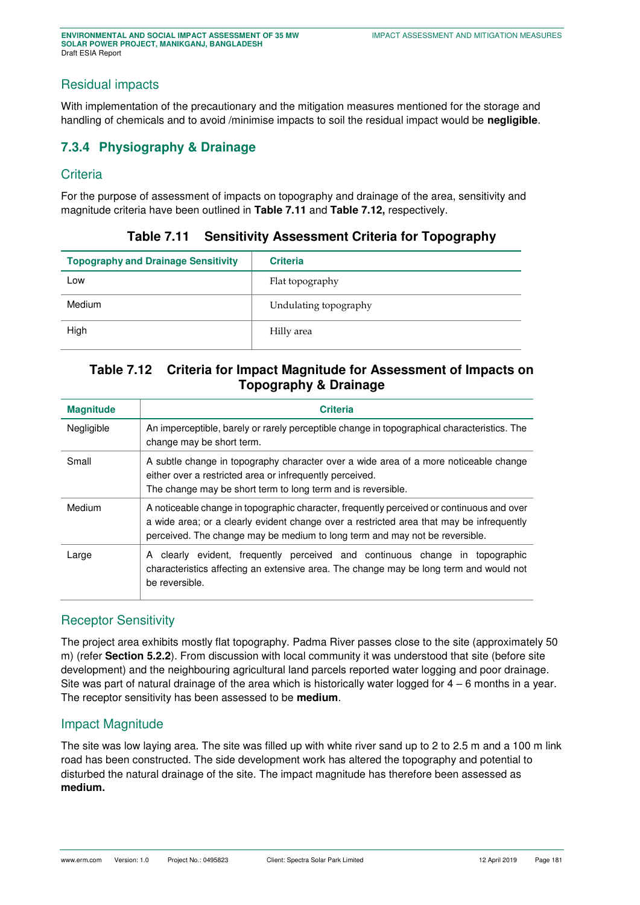## Residual impacts

With implementation of the precautionary and the mitigation measures mentioned for the storage and handling of chemicals and to avoid /minimise impacts to soil the residual impact would be **negligible**.

## 7.3.4 Physiography & Drainage

### Criteria

For the purpose of assessment of impacts on topography and drainage of the area, sensitivity and magnitude criteria have been outlined in **Table 7.11** and **Table 7.12,** respectively.

**Table 7.11 Sensitivity Assessment Criteria for Topography**

| Topography and Drainage Sensitivity | Criteria |
|---|---|
| Low | Flat topography |
| Medium | Undulating topography |
| High | Hilly area |

**Table 7.12 Criteria for Impact Magnitude for Assessment of Impacts on Topography & Drainage**

| Magnitude | Criteria |
|---|---|
| Negligible | An imperceptible, barely or rarely perceptible change in topographical characteristics. The change may be short term. |
| Small | A subtle change in topography character over a wide area of a more noticeable change either over a restricted area or infrequently perceived.<br>The change may be short term to long term and is reversible. |
| Medium | A noticeable change in topographic character, frequently perceived or continuous and over a wide area; or a clearly evident change over a restricted area that may be infrequently perceived. The change may be medium to long term and may not be reversible. |
| Large | A clearly evident, frequently perceived and continuous change in topographic characteristics affecting an extensive area. The change may be long term and would not be reversible. |

### Receptor Sensitivity

The project area exhibits mostly flat topography. Padma River passes close to the site (approximately 50 m) (refer **Section 5.2.2**). From discussion with local community it was understood that site (before site development) and the neighbouring agricultural land parcels reported water logging and poor drainage. Site was part of natural drainage of the area which is historically water logged for 4 – 6 months in a year. The receptor sensitivity has been assessed to be **medium**.

### Impact Magnitude

The site was low laying area. The site was filled up with white river sand up to 2 to 2.5 m and a 100 m link road has been constructed. The side development work has altered the topography and potential to disturbed the natural drainage of the site. The impact magnitude has therefore been assessed as **medium.**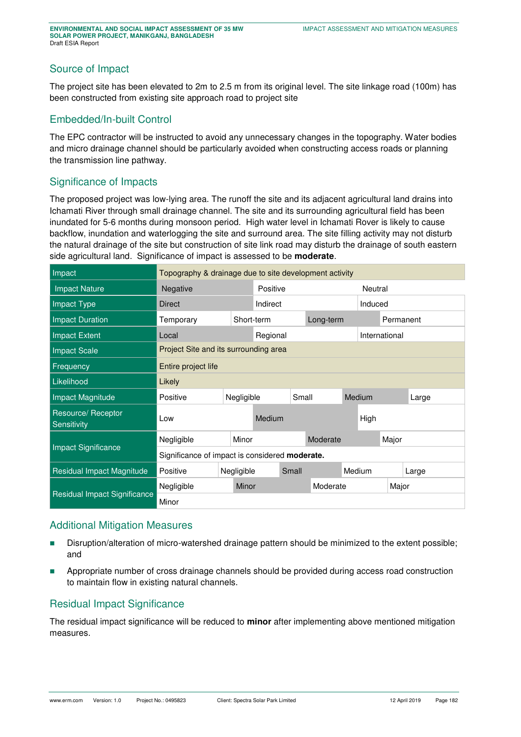## Source of Impact

The project site has been elevated to 2m to 2.5 m from its original level. The site linkage road (100m) has been constructed from existing site approach road to project site

## Embedded/In-built Control

The EPC contractor will be instructed to avoid any unnecessary changes in the topography. Water bodies and micro drainage channel should be particularly avoided when constructing access roads or planning the transmission line pathway.

## Significance of Impacts

The proposed project was low-lying area. The runoff the site and its adjacent agricultural land drains into Ichamati River through small drainage channel. The site and its surrounding agricultural field has been inundated for 5-6 months during monsoon period. High water level in Ichamati Rover is likely to cause backflow, inundation and waterlogging the site and surround area. The site filling activity may not disturb the natural drainage of the site but construction of site link road may disturb the drainage of south eastern side agricultural land. Significance of impact is assessed to be **moderate**.

| Impact | Topography & drainage due to site development activity | | | | |
|---|---|---|---|---|---|
| Impact Nature | Negative | Positive | Neutral | | |
| Impact Type | Direct | Indirect | Induced | | |
| Impact Duration | Temporary | Short-term | Long-term | Permanent | |
| Impact Extent | Local | Regional | International | | |
| Impact Scale | Project Site and its surrounding area | | | | |
| Frequency | Entire project life | | | | |
| Likelihood | Likely | | | | |
| Impact Magnitude | Positive | Negligible | Small | Medium | Large |
| Resource/ Receptor Sensitivity | Low | Medium | High | | |
| Impact Significance | Negligible | Minor | Moderate | Major | |
| | Significance of impact is considered **moderate.** | | | | |
| Residual Impact Magnitude | Positive | Negligible | Small | Medium | Large |
| Residual Impact Significance | Negligible | Minor | Moderate | Major | |
| | Minor | | | | |

## Additional Mitigation Measures

- Disruption/alteration of micro-watershed drainage pattern should be minimized to the extent possible; and
- Appropriate number of cross drainage channels should be provided during access road construction to maintain flow in existing natural channels.

## Residual Impact Significance

The residual impact significance will be reduced to **minor** after implementing above mentioned mitigation measures.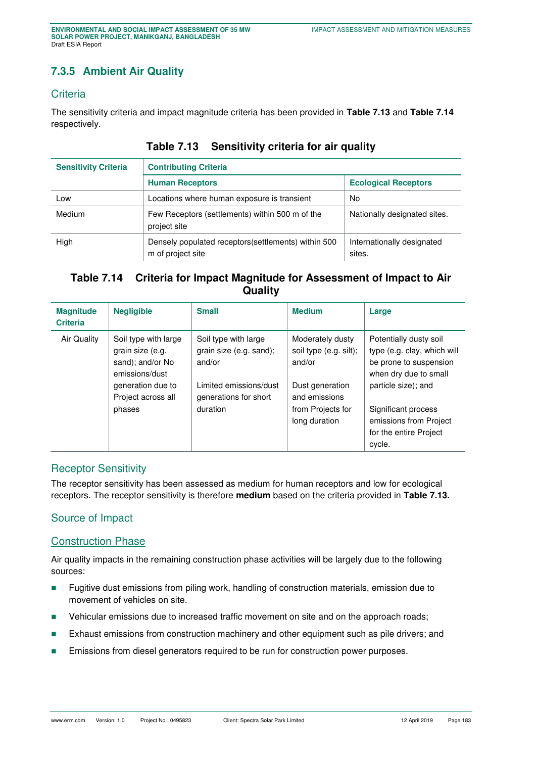### 7.3.5 Ambient Air Quality

#### Criteria

The sensitivity criteria and impact magnitude criteria has been provided in **Table 7.13** and **Table 7.14** respectively.

**Table 7.13 Sensitivity criteria for air quality**

| Sensitivity Criteria | Contributing Criteria | |
|---|---|---|
| | **Human Receptors** | **Ecological Receptors** |
| Low | Locations where human exposure is transient | No |
| Medium | Few Receptors (settlements) within 500 m of the project site | Nationally designated sites. |
| High | Densely populated receptors(settlements) within 500 m of project site | Internationally designated sites. |

**Table 7.14 Criteria for Impact Magnitude for Assessment of Impact to Air Quality**

| Magnitude Criteria | Negligible | Small | Medium | Large |
|---|---|---|---|---|
| Air Quality | Soil type with large grain size (e.g. sand); and/or No emissions/dust generation due to Project across all phases | Soil type with large grain size (e.g. sand); and/or<br><br>Limited emissions/dust generations for short duration | Moderately dusty soil type (e.g. silt); and/or<br><br>Dust generation and emissions from Projects for long duration | Potentially dusty soil type (e.g. clay, which will be prone to suspension when dry due to small particle size); and<br><br>Significant process emissions from Project for the entire Project cycle. |

#### Receptor Sensitivity

The receptor sensitivity has been assessed as medium for human receptors and low for ecological receptors. The receptor sensitivity is therefore **medium** based on the criteria provided in **Table 7.13.**

#### Source of Impact

##### Construction Phase

Air quality impacts in the remaining construction phase activities will be largely due to the following sources:

- Fugitive dust emissions from piling work, handling of construction materials, emission due to movement of vehicles on site.
- Vehicular emissions due to increased traffic movement on site and on the approach roads;
- Exhaust emissions from construction machinery and other equipment such as pile drivers; and
- Emissions from diesel generators required to be run for construction power purposes.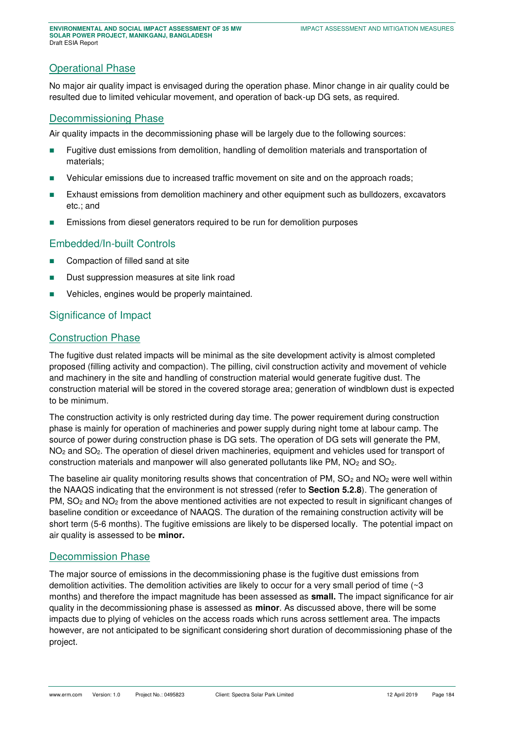### Operational Phase

No major air quality impact is envisaged during the operation phase. Minor change in air quality could be resulted due to limited vehicular movement, and operation of back-up DG sets, as required.

### Decommissioning Phase

Air quality impacts in the decommissioning phase will be largely due to the following sources:

- Fugitive dust emissions from demolition, handling of demolition materials and transportation of materials;
- Vehicular emissions due to increased traffic movement on site and on the approach roads;
- Exhaust emissions from demolition machinery and other equipment such as bulldozers, excavators etc.; and
- Emissions from diesel generators required to be run for demolition purposes

### Embedded/In-built Controls

- Compaction of filled sand at site
- Dust suppression measures at site link road
- Vehicles, engines would be properly maintained.

### Significance of Impact

### Construction Phase

The fugitive dust related impacts will be minimal as the site development activity is almost completed proposed (filling activity and compaction). The pilling, civil construction activity and movement of vehicle and machinery in the site and handling of construction material would generate fugitive dust. The construction material will be stored in the covered storage area; generation of windblown dust is expected to be minimum.

The construction activity is only restricted during day time. The power requirement during construction phase is mainly for operation of machineries and power supply during night tome at labour camp. The source of power during construction phase is DG sets. The operation of DG sets will generate the PM, $NO_2$ and $SO_2$. The operation of diesel driven machineries, equipment and vehicles used for transport of construction materials and manpower will also generated pollutants like PM, $NO_2$ and $SO_2$.

The baseline air quality monitoring results shows that concentration of PM, $SO_2$ and $NO_2$ were well within the NAAQS indicating that the environment is not stressed (refer to **Section 5.2.8**). The generation of PM, $SO_2$ and $NO_2$ from the above mentioned activities are not expected to result in significant changes of baseline condition or exceedance of NAAQS. The duration of the remaining construction activity will be short term (5-6 months). The fugitive emissions are likely to be dispersed locally. The potential impact on air quality is assessed to be **minor.**

### Decommission Phase

The major source of emissions in the decommissioning phase is the fugitive dust emissions from demolition activities. The demolition activities are likely to occur for a very small period of time (~3 months) and therefore the impact magnitude has been assessed as **small.** The impact significance for air quality in the decommissioning phase is assessed as **minor**. As discussed above, there will be some impacts due to plying of vehicles on the access roads which runs across settlement area. The impacts however, are not anticipated to be significant considering short duration of decommissioning phase of the project.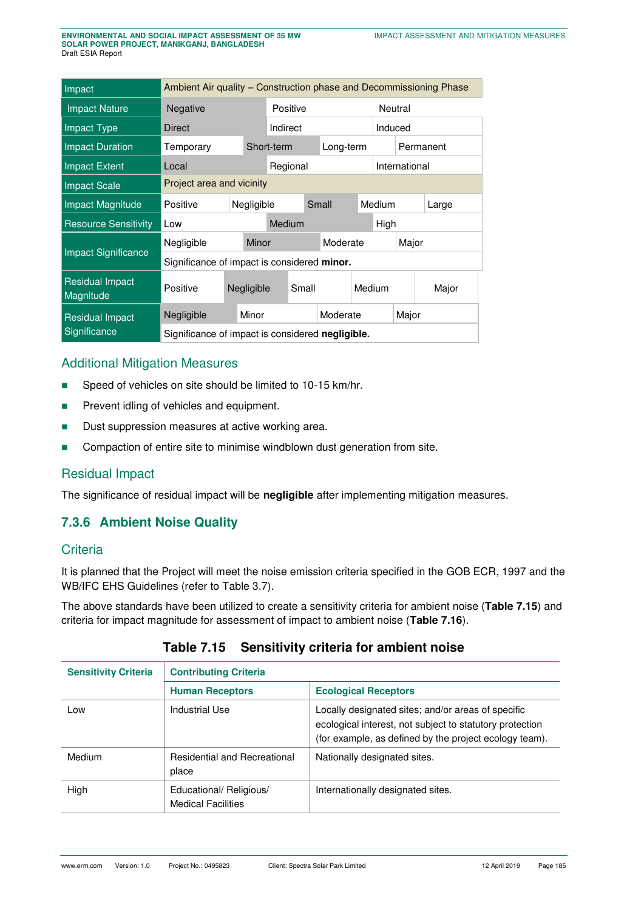| Impact | Ambient Air quality – Construction phase and Decommissioning Phase | | | | |
|---|---|---|---|---|---|
| Impact Nature | Negative | Positive | Neutral | | |
| Impact Type | Direct | Indirect | Induced | | |
| Impact Duration | Temporary | Short-term | Long-term | Permanent | |
| Impact Extent | Local | Regional | International | | |
| Impact Scale | Project area and vicinity | | | | |
| Impact Magnitude | Positive | Negligible | Small | Medium | Large |
| Resource Sensitivity | Low | Medium | High | | |
| Impact Significance | Negligible | Minor | Moderate | Major | |
| | Significance of impact is considered **minor.** | | | | |
| Residual Impact Magnitude | Positive | Negligible | Small | Medium | Major |
| Residual Impact Significance | Negligible | Minor | Moderate | Major | |
| | Significance of impact is considered **negligible.** | | | | |

## Additional Mitigation Measures

- Speed of vehicles on site should be limited to 10-15 km/hr.
- Prevent idling of vehicles and equipment.
- Dust suppression measures at active working area.
- Compaction of entire site to minimise windblown dust generation from site.

## Residual Impact

The significance of residual impact will be **negligible** after implementing mitigation measures.

## 7.3.6 Ambient Noise Quality

### Criteria

It is planned that the Project will meet the noise emission criteria specified in the GOB ECR, 1997 and the WB/IFC EHS Guidelines (refer to Table 3.7).

The above standards have been utilized to create a sensitivity criteria for ambient noise (**Table 7.15**) and criteria for impact magnitude for assessment of impact to ambient noise (**Table 7.16**).

**Table 7.15 Sensitivity criteria for ambient noise**

| Sensitivity Criteria | Contributing Criteria | |
|---|---|---|
| | **Human Receptors** | **Ecological Receptors** |
| Low | Industrial Use | Locally designated sites; and/or areas of specific ecological interest, not subject to statutory protection (for example, as defined by the project ecology team). |
| Medium | Residential and Recreational place | Nationally designated sites. |
| High | Educational/ Religious/ Medical Facilities | Internationally designated sites. |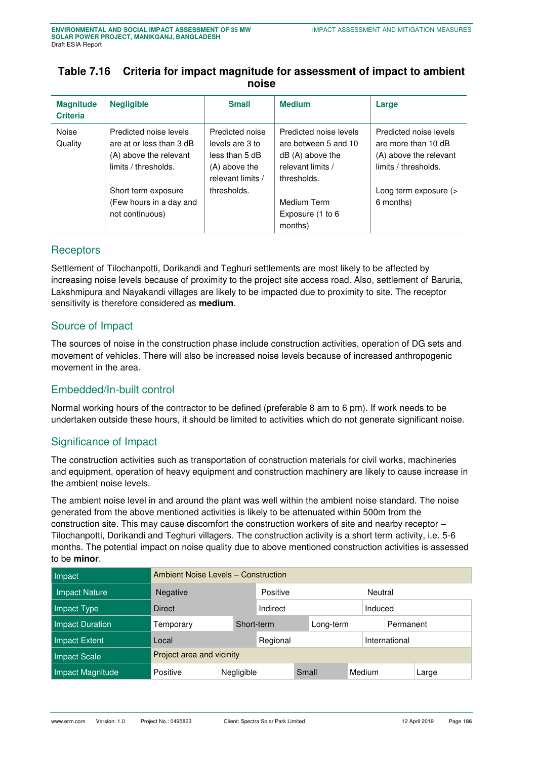## Table 7.16 Criteria for impact magnitude for assessment of impact to ambient noise

| Magnitude Criteria | Negligible | Small | Medium | Large |
|---|---|---|---|---|
| Noise Quality | Predicted noise levels are at or less than 3 dB (A) above the relevant limits / thresholds.<br><br>Short term exposure (Few hours in a day and not continuous) | Predicted noise levels are 3 to less than 5 dB (A) above the relevant limits / thresholds. | Predicted noise levels are between 5 and 10 dB (A) above the relevant limits / thresholds.<br><br>Medium Term Exposure (1 to 6 months) | Predicted noise levels are more than 10 dB (A) above the relevant limits / thresholds.<br><br>Long term exposure (> 6 months) |

### Receptors

Settlement of Tilochanpotti, Dorikandi and Teghuri settlements are most likely to be affected by increasing noise levels because of proximity to the project site access road. Also, settlement of Baruria, Lakshmipura and Nayakandi villages are likely to be impacted due to proximity to site. The receptor sensitivity is therefore considered as **medium**.

### Source of Impact

The sources of noise in the construction phase include construction activities, operation of DG sets and movement of vehicles. There will also be increased noise levels because of increased anthropogenic movement in the area.

### Embedded/In-built control

Normal working hours of the contractor to be defined (preferable 8 am to 6 pm). If work needs to be undertaken outside these hours, it should be limited to activities which do not generate significant noise.

### Significance of Impact

The construction activities such as transportation of construction materials for civil works, machineries and equipment, operation of heavy equipment and construction machinery are likely to cause increase in the ambient noise levels.

The ambient noise level in and around the plant was well within the ambient noise standard. The noise generated from the above mentioned activities is likely to be attenuated within 500m from the construction site. This may cause discomfort the construction workers of site and nearby receptor – Tilochanpotti, Dorikandi and Teghuri villagers. The construction activity is a short term activity, i.e. 5-6 months. The potential impact on noise quality due to above mentioned construction activities is assessed to be **minor**.

| Impact | Ambient Noise Levels – Construction | | | | |
|---|---|---|---|---|---|
| Impact Nature | Negative | Positive | Neutral | | |
| Impact Type | Direct | Indirect | Induced | | |
| Impact Duration | Temporary | Short-term | Long-term | Permanent | |
| Impact Extent | Local | Regional | International | | |
| Impact Scale | Project area and vicinity | | | | |
| Impact Magnitude | Positive | Negligible | Small | Medium | Large |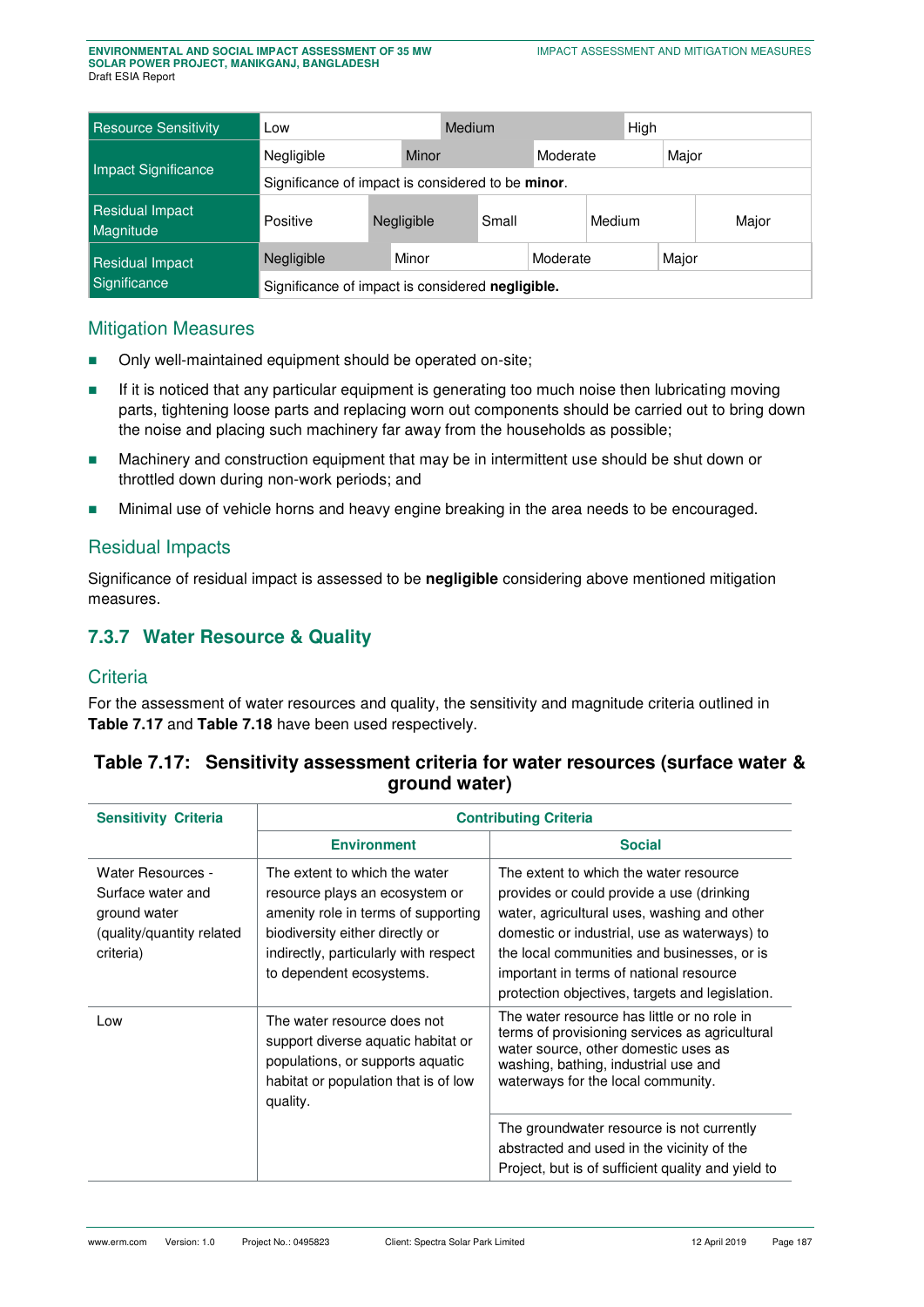| Resource Sensitivity | Low | Medium | High | |
|---|---|---|---|---|
| Impact Significance | Negligible | Minor | Moderate | Major |
| | Significance of impact is considered to be **minor**. | | | |
| Residual Impact Magnitude | Positive | Negligible | Small | Medium | Major |
| Residual Impact Significance | Negligible | Minor | Moderate | Major |
| | Significance of impact is considered **negligible.** | | | |

## Mitigation Measures

- Only well-maintained equipment should be operated on-site;
- If it is noticed that any particular equipment is generating too much noise then lubricating moving parts, tightening loose parts and replacing worn out components should be carried out to bring down the noise and placing such machinery far away from the households as possible;
- Machinery and construction equipment that may be in intermittent use should be shut down or throttled down during non-work periods; and
- Minimal use of vehicle horns and heavy engine breaking in the area needs to be encouraged.

## Residual Impacts

Significance of residual impact is assessed to be **negligible** considering above mentioned mitigation measures.

### 7.3.7 Water Resource & Quality

## Criteria

For the assessment of water resources and quality, the sensitivity and magnitude criteria outlined in **Table 7.17** and **Table 7.18** have been used respectively.

**Table 7.17: Sensitivity assessment criteria for water resources (surface water & ground water)**

| Sensitivity Criteria | Contributing Criteria | |
|---|---|---|
| | **Environment** | **Social** |
| Water Resources - Surface water and ground water (quality/quantity related criteria) | The extent to which the water resource plays an ecosystem or amenity role in terms of supporting biodiversity either directly or indirectly, particularly with respect to dependent ecosystems. | The extent to which the water resource provides or could provide a use (drinking water, agricultural uses, washing and other domestic or industrial, use as waterways) to the local communities and businesses, or is important in terms of national resource protection objectives, targets and legislation. |
| Low | The water resource does not support diverse aquatic habitat or populations, or supports aquatic habitat or population that is of low quality. | The water resource has little or no role in terms of provisioning services as agricultural water source, other domestic uses as washing, bathing, industrial use and waterways for the local community. |
| | | The groundwater resource is not currently abstracted and used in the vicinity of the Project, but is of sufficient quality and yield to |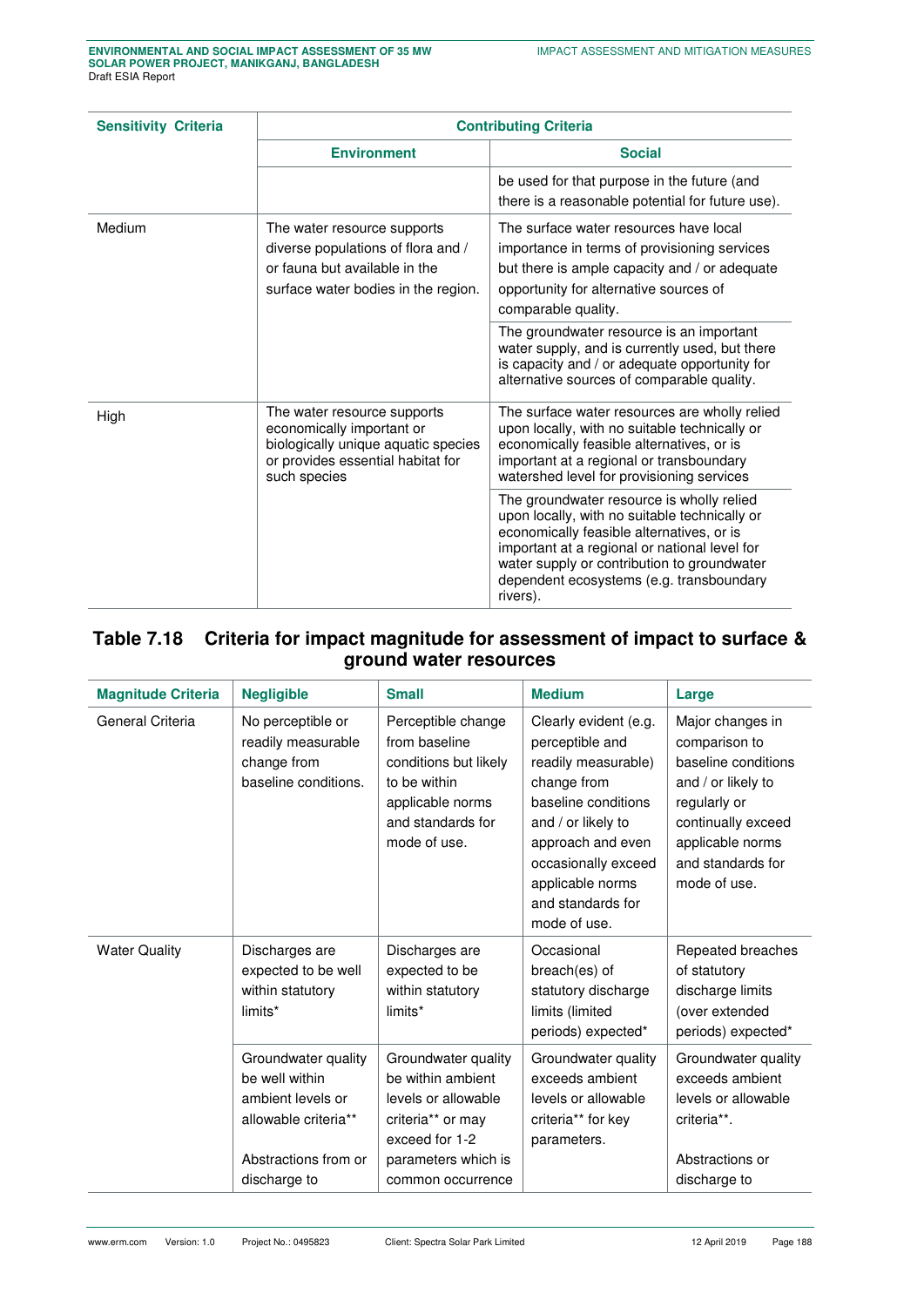| Sensitivity Criteria | Contributing Criteria | |
|---|---|---|
| | Environment | Social |
| | | be used for that purpose in the future (and there is a reasonable potential for future use). |
| Medium | The water resource supports diverse populations of flora and / or fauna but available in the surface water bodies in the region. | The surface water resources have local importance in terms of provisioning services but there is ample capacity and / or adequate opportunity for alternative sources of comparable quality. |
| | | The groundwater resource is an important water supply, and is currently used, but there is capacity and / or adequate opportunity for alternative sources of comparable quality. |
| High | The water resource supports economically important or biologically unique aquatic species or provides essential habitat for such species | The surface water resources are wholly relied upon locally, with no suitable technically or economically feasible alternatives, or is important at a regional or transboundary watershed level for provisioning services |
| | | The groundwater resource is wholly relied upon locally, with no suitable technically or economically feasible alternatives, or is important at a regional or national level for water supply or contribution to groundwater dependent ecosystems (e.g. transboundary rivers). |

## Table 7.18 Criteria for impact magnitude for assessment of impact to surface & ground water resources

| Magnitude Criteria | Negligible | Small | Medium | Large |
|---|---|---|---|---|
| General Criteria | No perceptible or readily measurable change from baseline conditions. | Perceptible change from baseline conditions but likely to be within applicable norms and standards for mode of use. | Clearly evident (e.g. perceptible and readily measurable) change from baseline conditions and / or likely to approach and even occasionally exceed applicable norms and standards for mode of use. | Major changes in comparison to baseline conditions and / or likely to regularly or continually exceed applicable norms and standards for mode of use. |
| Water Quality | Discharges are expected to be well within statutory limits* | Discharges are expected to be within statutory limits* | Occasional breach(es) of statutory discharge limits (limited periods) expected* | Repeated breaches of statutory discharge limits (over extended periods) expected* |
| | Groundwater quality be well within ambient levels or allowable criteria**<br><br>Abstractions from or discharge to | Groundwater quality be within ambient levels or allowable criteria** or may exceed for 1-2 parameters which is common occurrence | Groundwater quality exceeds ambient levels or allowable criteria** for key parameters. | Groundwater quality exceeds ambient levels or allowable criteria**.<br><br>Abstractions or discharge to |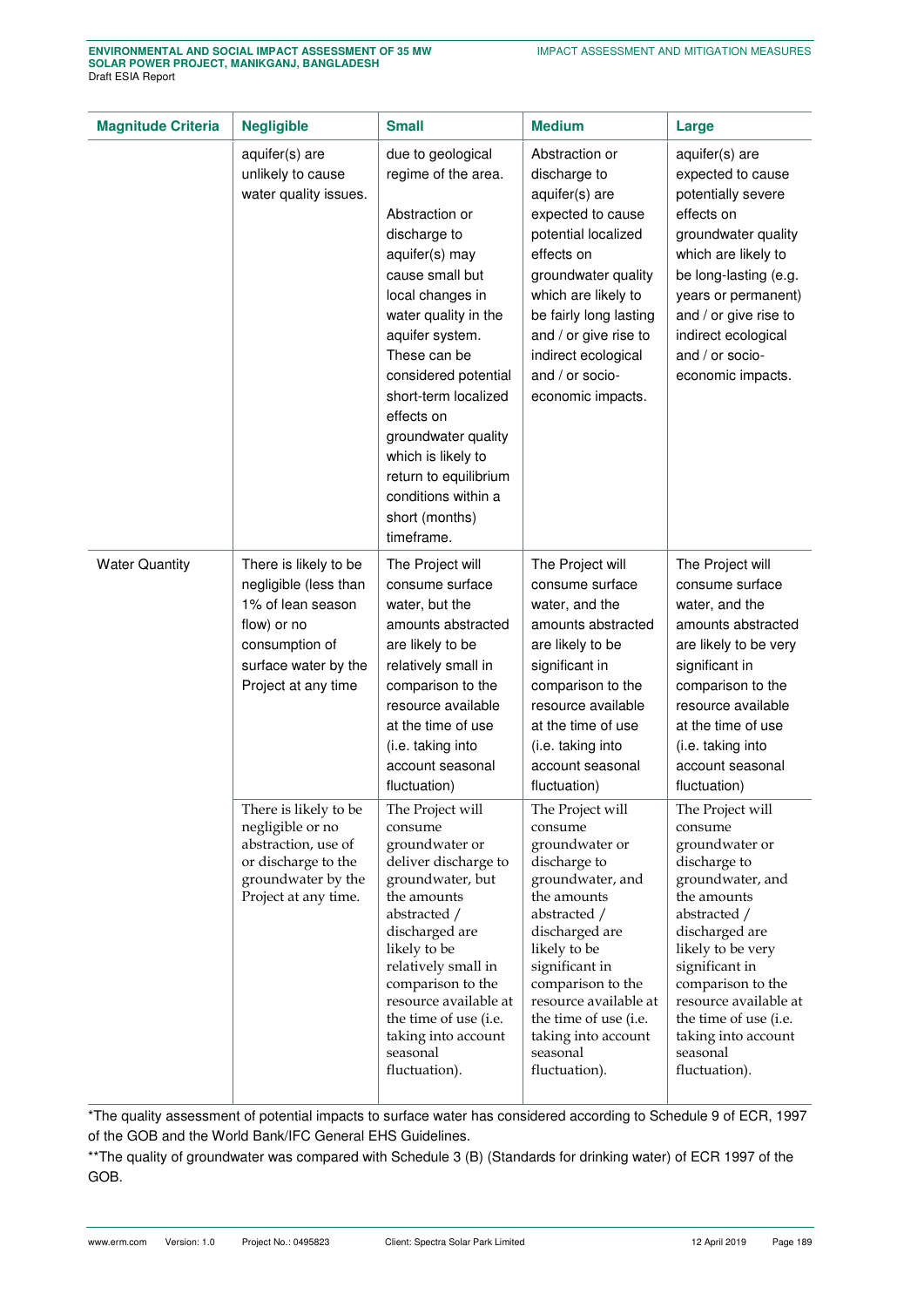| Magnitude Criteria | Negligible | Small | Medium | Large |
|---|---|---|---|---|
| | aquifer(s) are unlikely to cause water quality issues. | due to geological regime of the area.<br><br>Abstraction or discharge to aquifer(s) may cause small but local changes in water quality in the aquifer system. These can be considered potential short-term localized effects on groundwater quality which is likely to return to equilibrium conditions within a short (months) timeframe. | Abstraction or discharge to aquifer(s) are expected to cause potential localized effects on groundwater quality which are likely to be fairly long lasting and / or give rise to indirect ecological and / or socio-economic impacts. | aquifer(s) are expected to cause potentially severe effects on groundwater quality which are likely to be long-lasting (e.g. years or permanent) and / or give rise to indirect ecological and / or socio-economic impacts. |
| Water Quantity | There is likely to be negligible (less than 1% of lean season flow) or no consumption of surface water by the Project at any time | The Project will consume surface water, but the amounts abstracted are likely to be relatively small in comparison to the resource available at the time of use (i.e. taking into account seasonal fluctuation) | The Project will consume surface water, and the amounts abstracted are likely to be significant in comparison to the resource available at the time of use (i.e. taking into account seasonal fluctuation) | The Project will consume surface water, and the amounts abstracted are likely to be very significant in comparison to the resource available at the time of use (i.e. taking into account seasonal fluctuation) |
| | There is likely to be negligible or no abstraction, use of or discharge to the groundwater by the Project at any time. | The Project will consume groundwater or deliver discharge to groundwater, but the amounts abstracted / discharged are likely to be relatively small in comparison to the resource available at the time of use (i.e. taking into account seasonal fluctuation). | The Project will consume groundwater or discharge to groundwater, and the amounts abstracted / discharged are likely to be significant in comparison to the resource available at the time of use (i.e. taking into account seasonal fluctuation). | The Project will consume groundwater or discharge to groundwater, and the amounts abstracted / discharged are likely to be very significant in comparison to the resource available at the time of use (i.e. taking into account seasonal fluctuation). |

*The quality assessment of potential impacts to surface water has considered according to Schedule 9 of ECR, 1997 of the GOB and the World Bank/IFC General EHS Guidelines.

**The quality of groundwater was compared with Schedule 3 (B) (Standards for drinking water) of ECR 1997 of the GOB.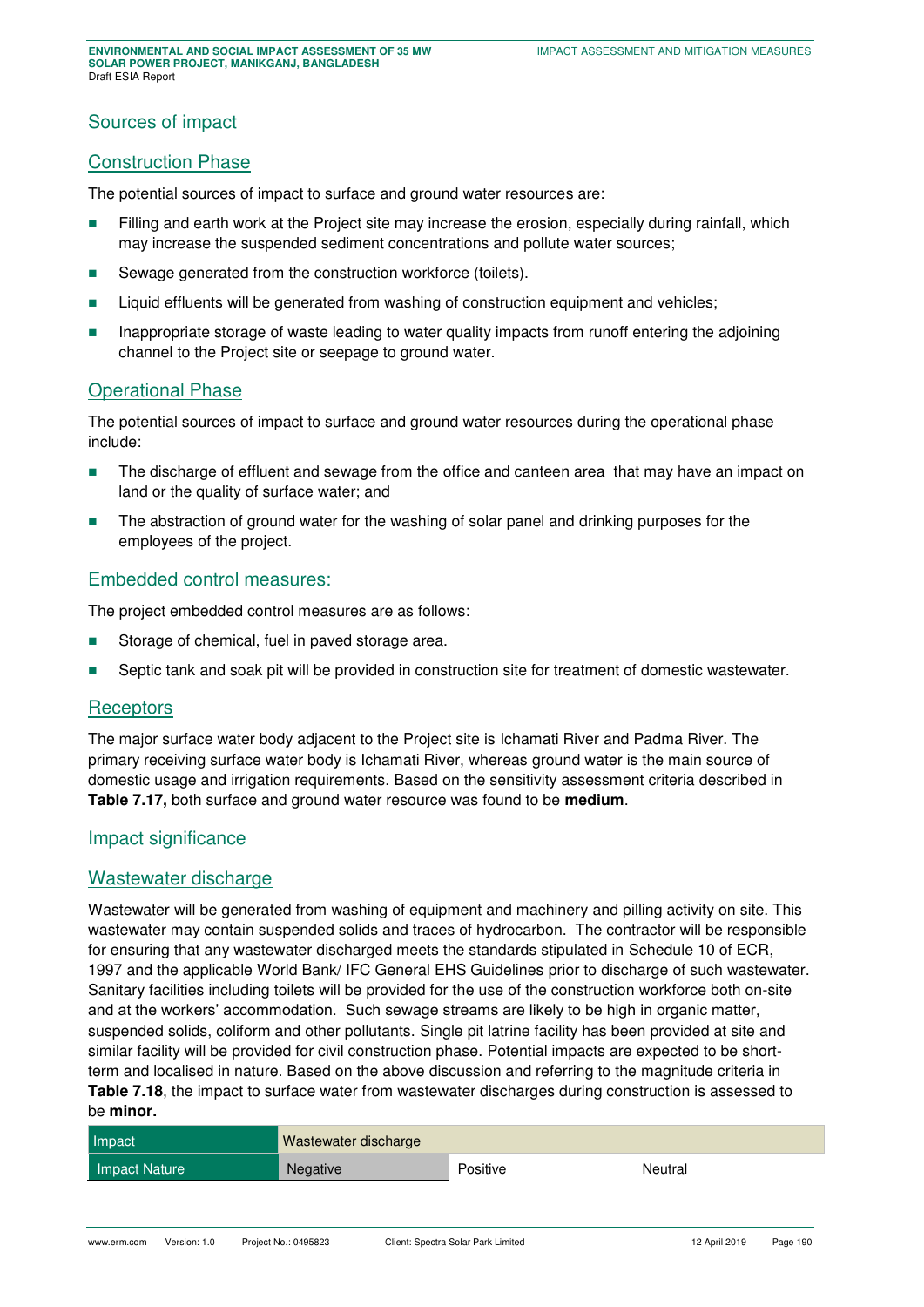### Sources of impact

#### Construction Phase

The potential sources of impact to surface and ground water resources are:

- Filling and earth work at the Project site may increase the erosion, especially during rainfall, which may increase the suspended sediment concentrations and pollute water sources;
- Sewage generated from the construction workforce (toilets).
- Liquid effluents will be generated from washing of construction equipment and vehicles;
- Inappropriate storage of waste leading to water quality impacts from runoff entering the adjoining channel to the Project site or seepage to ground water.

#### Operational Phase

The potential sources of impact to surface and ground water resources during the operational phase include:

- The discharge of effluent and sewage from the office and canteen area that may have an impact on land or the quality of surface water; and
- The abstraction of ground water for the washing of solar panel and drinking purposes for the employees of the project.

### Embedded control measures:

The project embedded control measures are as follows:

- Storage of chemical, fuel in paved storage area.
- Septic tank and soak pit will be provided in construction site for treatment of domestic wastewater.

#### Receptors

The major surface water body adjacent to the Project site is Ichamati River and Padma River. The primary receiving surface water body is Ichamati River, whereas ground water is the main source of domestic usage and irrigation requirements. Based on the sensitivity assessment criteria described in **Table 7.17,** both surface and ground water resource was found to be **medium**.

### Impact significance

#### Wastewater discharge

Wastewater will be generated from washing of equipment and machinery and pilling activity on site. This wastewater may contain suspended solids and traces of hydrocarbon. The contractor will be responsible for ensuring that any wastewater discharged meets the standards stipulated in Schedule 10 of ECR, 1997 and the applicable World Bank/ IFC General EHS Guidelines prior to discharge of such wastewater. Sanitary facilities including toilets will be provided for the use of the construction workforce both on-site and at the workers' accommodation. Such sewage streams are likely to be high in organic matter, suspended solids, coliform and other pollutants. Single pit latrine facility has been provided at site and similar facility will be provided for civil construction phase. Potential impacts are expected to be short-term and localised in nature. Based on the above discussion and referring to the magnitude criteria in **Table 7.18**, the impact to surface water from wastewater discharges during construction is assessed to be **minor.**

| Impact | Wastewater discharge | | |
|---|---|---|---|
| Impact Nature | Negative | Positive | Neutral |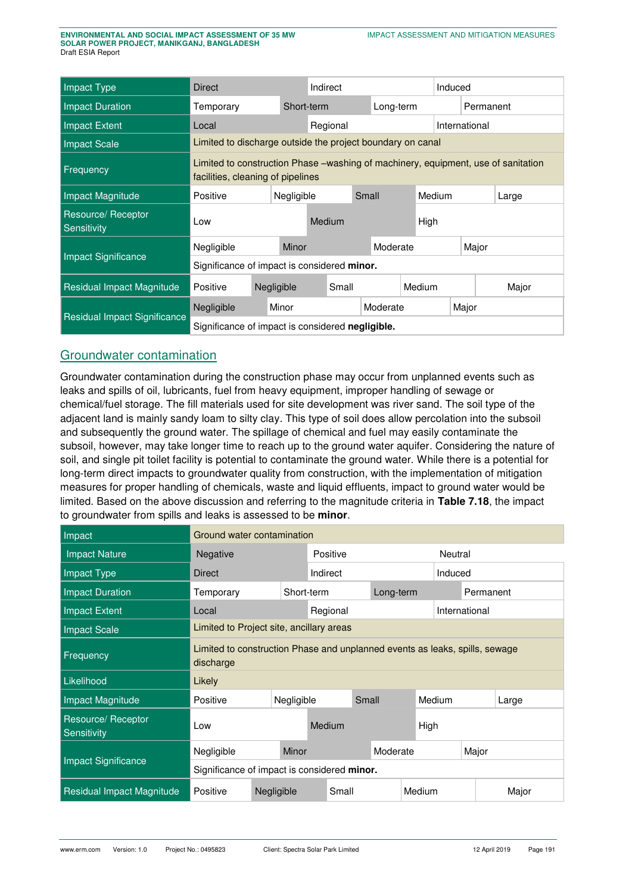| Impact Type | Direct | | Indirect | | Induced |
|---|---|---|---|---|---|
| Impact Duration | Temporary | Short-term | | Long-term | Permanent |
| Impact Extent | Local | | Regional | | International |
| Impact Scale | Limited to discharge outside the project boundary on canal | | | | |
| Frequency | Limited to construction Phase –washing of machinery, equipment, use of sanitation facilities, cleaning of pipelines | | | | |
| Impact Magnitude | Positive | Negligible | Small | Medium | Large |
| Resource/ Receptor Sensitivity | Low | Medium | | High | |
| Impact Significance | Negligible | Minor | | Moderate | Major |
| | Significance of impact is considered **minor.** | | | | |
| Residual Impact Magnitude | Positive | Negligible | Small | Medium | Major |
| Residual Impact Significance | Negligible | Minor | | Moderate | Major |
| | Significance of impact is considered **negligible.** | | | | |

## Groundwater contamination

Groundwater contamination during the construction phase may occur from unplanned events such as leaks and spills of oil, lubricants, fuel from heavy equipment, improper handling of sewage or chemical/fuel storage. The fill materials used for site development was river sand. The soil type of the adjacent land is mainly sandy loam to silty clay. This type of soil does allow percolation into the subsoil and subsequently the ground water. The spillage of chemical and fuel may easily contaminate the subsoil, however, may take longer time to reach up to the ground water aquifer. Considering the nature of soil, and single pit toilet facility is potential to contaminate the ground water. While there is a potential for long-term direct impacts to groundwater quality from construction, with the implementation of mitigation measures for proper handling of chemicals, waste and liquid effluents, impact to ground water would be limited. Based on the above discussion and referring to the magnitude criteria in **Table 7.18**, the impact to groundwater from spills and leaks is assessed to be **minor**.

| Impact | Ground water contamination | | | | |
|---|---|---|---|---|---|
| Impact Nature | Negative | | Positive | | Neutral |
| Impact Type | Direct | | Indirect | | Induced |
| Impact Duration | Temporary | Short-term | | Long-term | Permanent |
| Impact Extent | Local | | Regional | | International |
| Impact Scale | Limited to Project site, ancillary areas | | | | |
| Frequency | Limited to construction Phase and unplanned events as leaks, spills, sewage discharge | | | | |
| Likelihood | Likely | | | | |
| Impact Magnitude | Positive | Negligible | Small | Medium | Large |
| Resource/ Receptor Sensitivity | Low | Medium | | High | |
| Impact Significance | Negligible | Minor | | Moderate | Major |
| | Significance of impact is considered **minor.** | | | | |
| Residual Impact Magnitude | Positive | Negligible | Small | Medium | Major |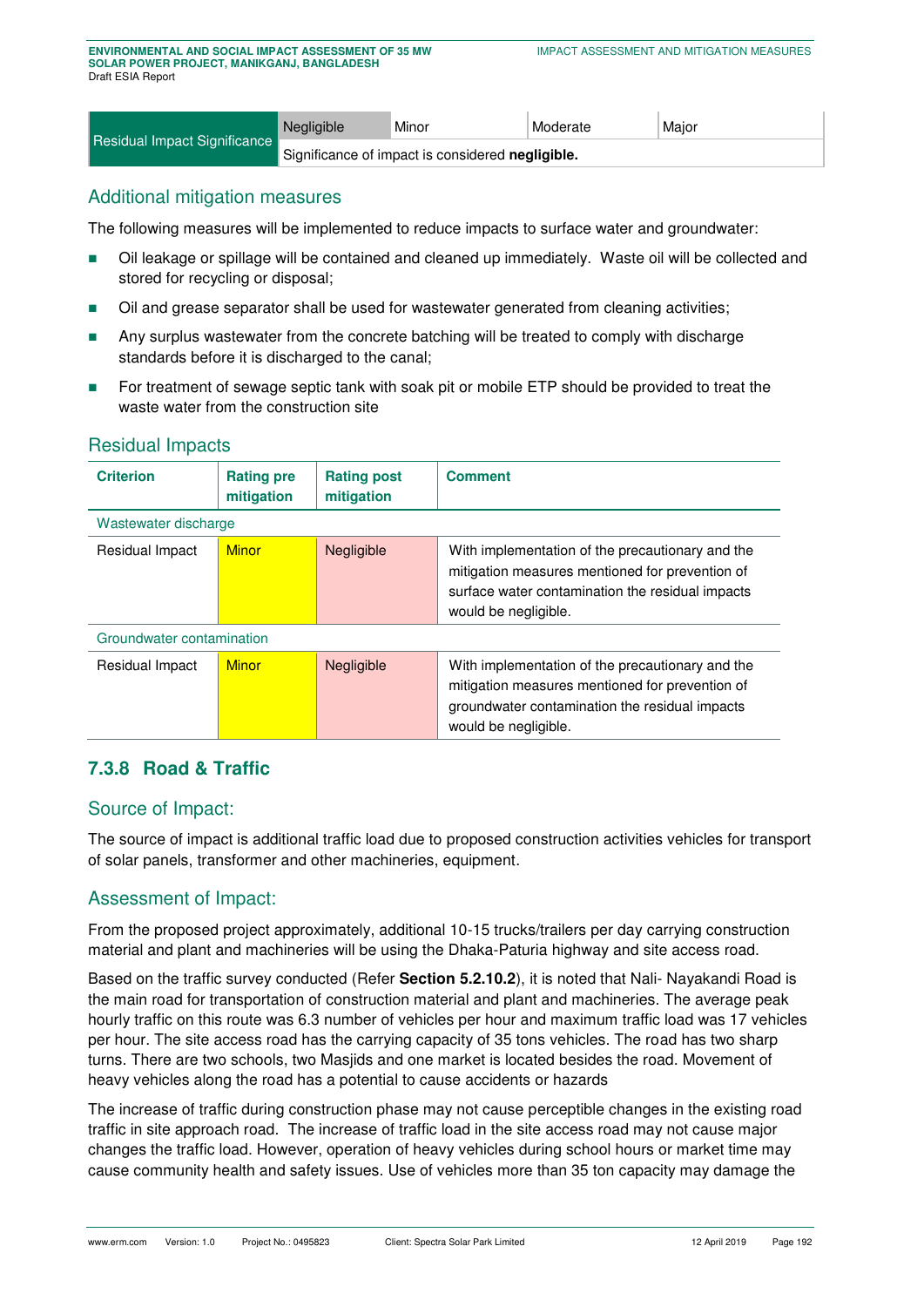| Residual Impact Significance | Negligible | Minor | Moderate | Major |
|---|---|---|---|---|
| | Significance of impact is considered **negligible.** | | | |

## Additional mitigation measures

The following measures will be implemented to reduce impacts to surface water and groundwater:

- Oil leakage or spillage will be contained and cleaned up immediately. Waste oil will be collected and stored for recycling or disposal;
- Oil and grease separator shall be used for wastewater generated from cleaning activities;
- Any surplus wastewater from the concrete batching will be treated to comply with discharge standards before it is discharged to the canal;
- For treatment of sewage septic tank with soak pit or mobile ETP should be provided to treat the waste water from the construction site

## Residual Impacts

| Criterion | Rating pre mitigation | Rating post mitigation | Comment |
|---|---|---|---|
| Wastewater discharge | | | |
| Residual Impact | Minor | Negligible | With implementation of the precautionary and the mitigation measures mentioned for prevention of surface water contamination the residual impacts would be negligible. |
| Groundwater contamination | | | |
| Residual Impact | Minor | Negligible | With implementation of the precautionary and the mitigation measures mentioned for prevention of groundwater contamination the residual impacts would be negligible. |

### 7.3.8 Road & Traffic

## Source of Impact:

The source of impact is additional traffic load due to proposed construction activities vehicles for transport of solar panels, transformer and other machineries, equipment.

## Assessment of Impact:

From the proposed project approximately, additional 10-15 trucks/trailers per day carrying construction material and plant and machineries will be using the Dhaka-Paturia highway and site access road.

Based on the traffic survey conducted (Refer **Section 5.2.10.2**), it is noted that Nali- Nayakandi Road is the main road for transportation of construction material and plant and machineries. The average peak hourly traffic on this route was 6.3 number of vehicles per hour and maximum traffic load was 17 vehicles per hour. The site access road has the carrying capacity of 35 tons vehicles. The road has two sharp turns. There are two schools, two Masjids and one market is located besides the road. Movement of heavy vehicles along the road has a potential to cause accidents or hazards

The increase of traffic during construction phase may not cause perceptible changes in the existing road traffic in site approach road. The increase of traffic load in the site access road may not cause major changes the traffic load. However, operation of heavy vehicles during school hours or market time may cause community health and safety issues. Use of vehicles more than 35 ton capacity may damage the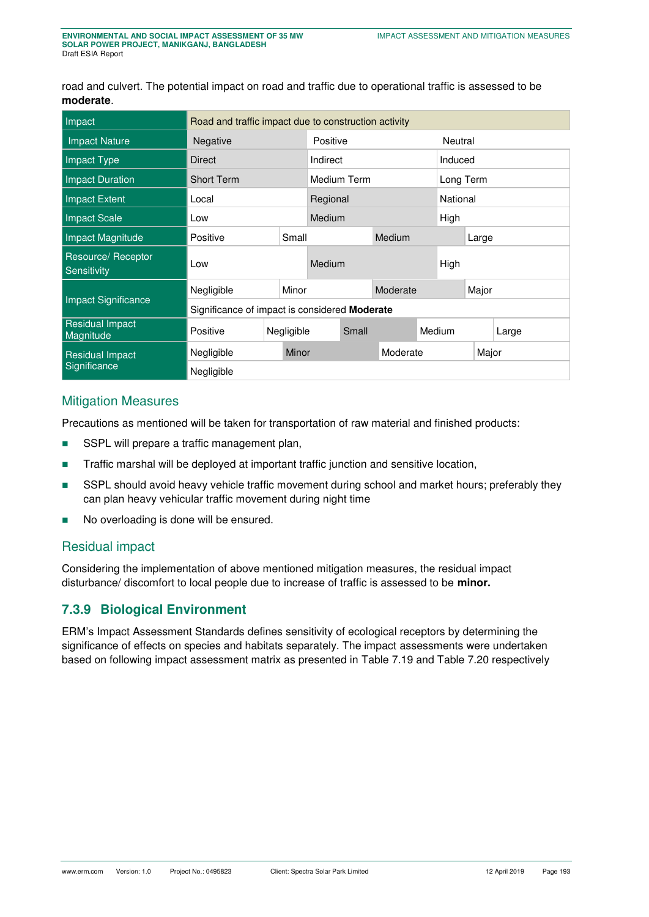road and culvert. The potential impact on road and traffic due to operational traffic is assessed to be **moderate**.

| Impact | Road and traffic impact due to construction activity | | | | |
|---|---|---|---|---|---|
| Impact Nature | Negative | | Positive | | Neutral |
| Impact Type | Direct | | Indirect | | Induced |
| Impact Duration | Short Term | | Medium Term | | Long Term |
| Impact Extent | Local | | Regional | | National |
| Impact Scale | Low | | Medium | | High |
| Impact Magnitude | Positive | Small | | Medium | Large |
| Resource/ Receptor Sensitivity | Low | | Medium | | High |
| Impact Significance | Negligible | Minor | | Moderate | Major |
| | Significance of impact is considered **Moderate** | | | | |
| Residual Impact Magnitude | Positive | Negligible | Small | Medium | Large |
| Residual Impact Significance | Negligible | Minor | | Moderate | Major |
| | Negligible | | | | |

## Mitigation Measures

Precautions as mentioned will be taken for transportation of raw material and finished products:

- SSPL will prepare a traffic management plan,
- Traffic marshal will be deployed at important traffic junction and sensitive location,
- SSPL should avoid heavy vehicle traffic movement during school and market hours; preferably they can plan heavy vehicular traffic movement during night time
- No overloading is done will be ensured.

## Residual impact

Considering the implementation of above mentioned mitigation measures, the residual impact disturbance/ discomfort to local people due to increase of traffic is assessed to be **minor.**

### 7.3.9 Biological Environment

ERM's Impact Assessment Standards defines sensitivity of ecological receptors by determining the significance of effects on species and habitats separately. The impact assessments were undertaken based on following impact assessment matrix as presented in Table 7.19 and Table 7.20 respectively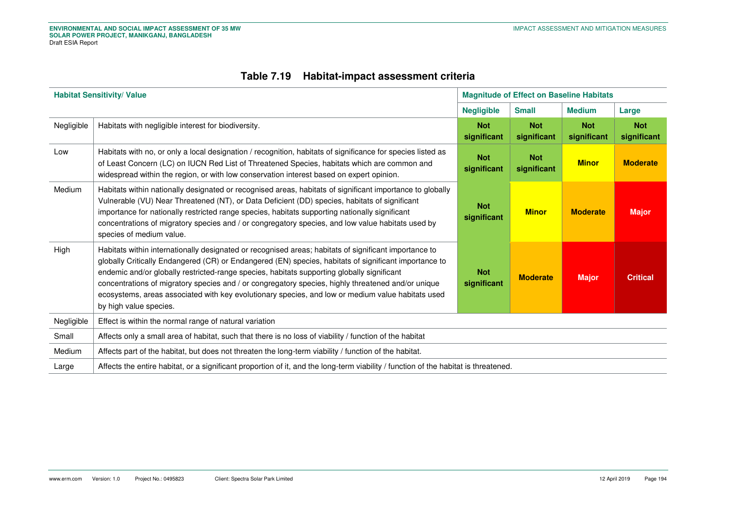**Table 7.19 Habitat-impact assessment criteria**

| Habitat Sensitivity/ Value | | Magnitude of Effect on Baseline Habitats | | | |
|---|---|---|---|---|---|
| | | **Negligible** | **Small** | **Medium** | **Large** |
| Negligible | Habitats with negligible interest for biodiversity. | **Not significant** | **Not significant** | **Not significant** | **Not significant** |
| Low | Habitats with no, or only a local designation / recognition, habitats of significance for species listed as of Least Concern (LC) on IUCN Red List of Threatened Species, habitats which are common and widespread within the region, or with low conservation interest based on expert opinion. | **Not significant** | **Not significant** | **Minor** | **Moderate** |
| Medium | Habitats within nationally designated or recognised areas, habitats of significant importance to globally Vulnerable (VU) Near Threatened (NT), or Data Deficient (DD) species, habitats of significant importance for nationally restricted range species, habitats supporting nationally significant concentrations of migratory species and / or congregatory species, and low value habitats used by species of medium value. | **Not significant** | **Minor** | **Moderate** | **Major** |
| High | Habitats within internationally designated or recognised areas; habitats of significant importance to globally Critically Endangered (CR) or Endangered (EN) species, habitats of significant importance to endemic and/or globally restricted-range species, habitats supporting globally significant concentrations of migratory species and / or congregatory species, highly threatened and/or unique ecosystems, areas associated with key evolutionary species, and low or medium value habitats used by high value species. | **Not significant** | **Moderate** | **Major** | **Critical** |
| Negligible | Effect is within the normal range of natural variation | | | | |
| Small | Affects only a small area of habitat, such that there is no loss of viability / function of the habitat | | | | |
| Medium | Affects part of the habitat, but does not threaten the long-term viability / function of the habitat. | | | | |
| Large | Affects the entire habitat, or a significant proportion of it, and the long-term viability / function of the habitat is threatened. | | | | |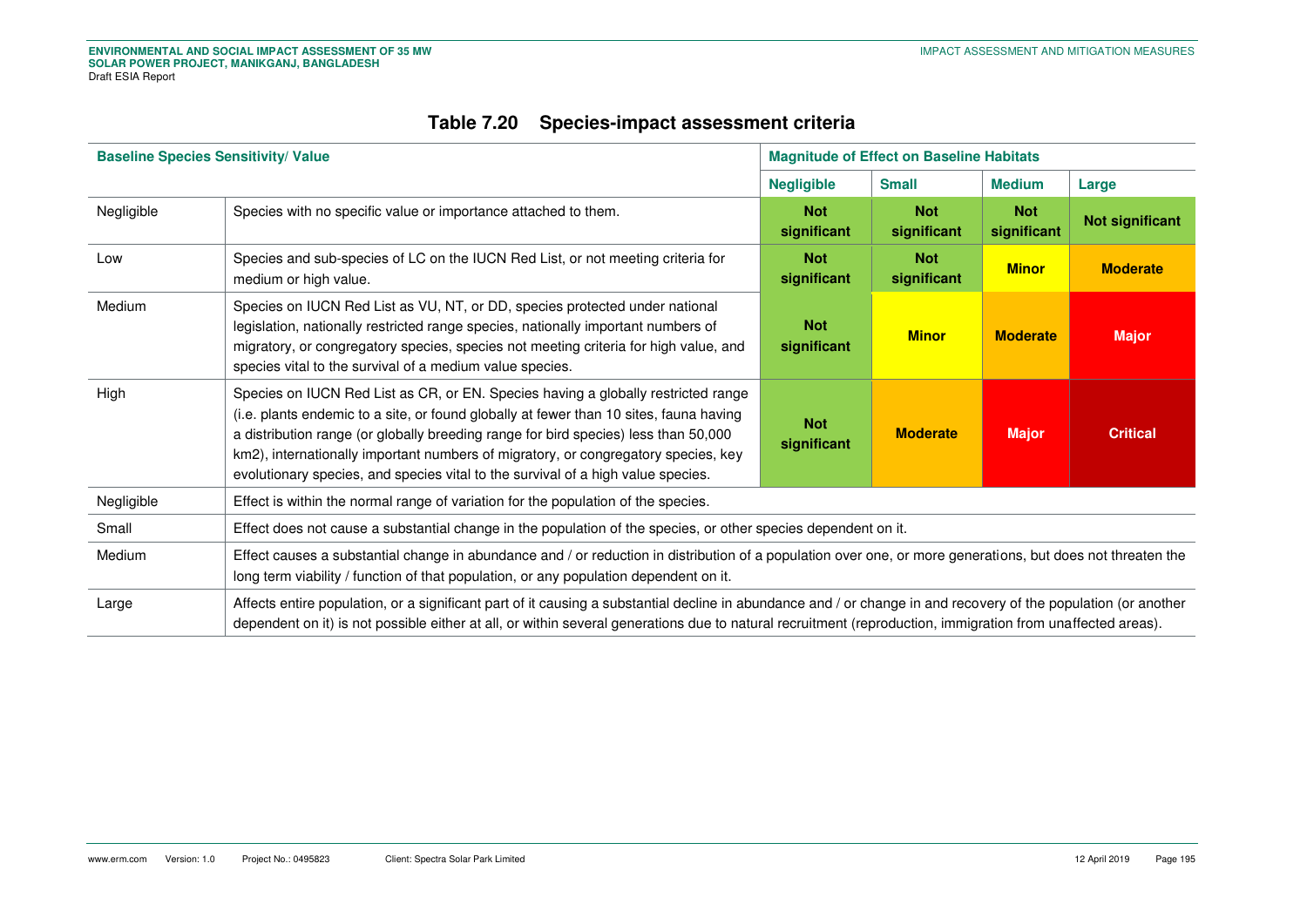## Table 7.20 Species-impact assessment criteria

| Baseline Species Sensitivity/ Value | | Magnitude of Effect on Baseline Habitats | | | |
|---|---|---|---|---|---|
| | | **Negligible** | **Small** | **Medium** | **Large** |
| Negligible | Species with no specific value or importance attached to them. | **Not significant** | **Not significant** | **Not significant** | **Not significant** |
| Low | Species and sub-species of LC on the IUCN Red List, or not meeting criteria for medium or high value. | **Not significant** | **Not significant** | **Minor** | **Moderate** |
| Medium | Species on IUCN Red List as VU, NT, or DD, species protected under national legislation, nationally restricted range species, nationally important numbers of migratory, or congregatory species, species not meeting criteria for high value, and species vital to the survival of a medium value species. | **Not significant** | **Minor** | **Moderate** | **Major** |
| High | Species on IUCN Red List as CR, or EN. Species having a globally restricted range (i.e. plants endemic to a site, or found globally at fewer than 10 sites, fauna having a distribution range (or globally breeding range for bird species) less than 50,000 km2), internationally important numbers of migratory, or congregatory species, key evolutionary species, and species vital to the survival of a high value species. | **Not significant** | **Moderate** | **Major** | **Critical** |
| Negligible | Effect is within the normal range of variation for the population of the species. | | | | |
| Small | Effect does not cause a substantial change in the population of the species, or other species dependent on it. | | | | |
| Medium | Effect causes a substantial change in abundance and / or reduction in distribution of a population over one, or more generations, but does not threaten the long term viability / function of that population, or any population dependent on it. | | | | |
| Large | Affects entire population, or a significant part of it causing a substantial decline in abundance and / or change in and recovery of the population (or another dependent on it) is not possible either at all, or within several generations due to natural recruitment (reproduction, immigration from unaffected areas). | | | | |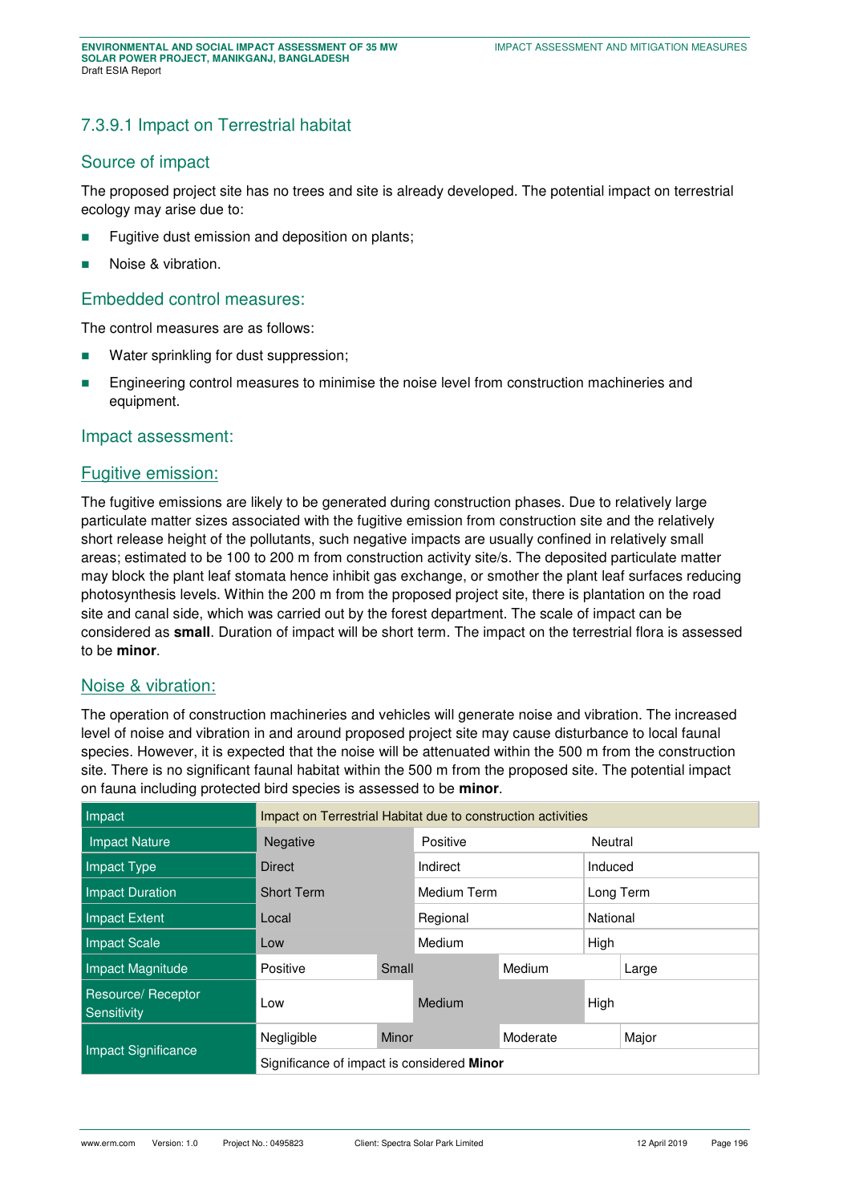### 7.3.9.1 Impact on Terrestrial habitat

#### Source of impact

The proposed project site has no trees and site is already developed. The potential impact on terrestrial ecology may arise due to:

- Fugitive dust emission and deposition on plants;
- Noise & vibration.

#### Embedded control measures:

The control measures are as follows:

- Water sprinkling for dust suppression;
- Engineering control measures to minimise the noise level from construction machineries and equipment.

#### Impact assessment:

#### Fugitive emission:

The fugitive emissions are likely to be generated during construction phases. Due to relatively large particulate matter sizes associated with the fugitive emission from construction site and the relatively short release height of the pollutants, such negative impacts are usually confined in relatively small areas; estimated to be 100 to 200 m from construction activity site/s. The deposited particulate matter may block the plant leaf stomata hence inhibit gas exchange, or smother the plant leaf surfaces reducing photosynthesis levels. Within the 200 m from the proposed project site, there is plantation on the road site and canal side, which was carried out by the forest department. The scale of impact can be considered as **small**. Duration of impact will be short term. The impact on the terrestrial flora is assessed to be **minor**.

#### Noise & vibration:

The operation of construction machineries and vehicles will generate noise and vibration. The increased level of noise and vibration in and around proposed project site may cause disturbance to local faunal species. However, it is expected that the noise will be attenuated within the 500 m from the construction site. There is no significant faunal habitat within the 500 m from the proposed site. The potential impact on fauna including protected bird species is assessed to be **minor**.

| Impact | Impact on Terrestrial Habitat due to construction activities | | | |
|---|---|---|---|---|
| Impact Nature | Negative | | Positive | Neutral |
| Impact Type | Direct | | Indirect | Induced |
| Impact Duration | Short Term | | Medium Term | Long Term |
| Impact Extent | Local | | Regional | National |
| Impact Scale | Low | | Medium | High |
| Impact Magnitude | Positive | Small | Medium | Large |
| Resource/ Receptor Sensitivity | Low | | Medium | High |
| Impact Significance | Negligible | Minor | Moderate | Major |
| | Significance of impact is considered **Minor** | | | |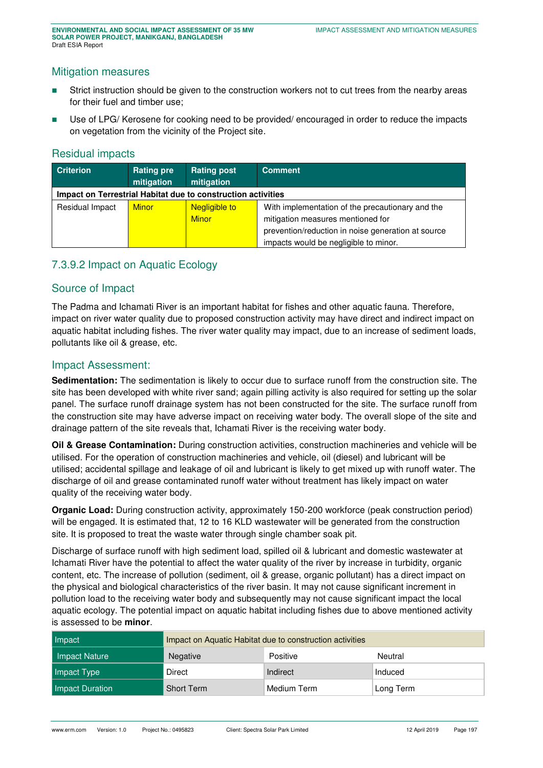## Mitigation measures

- Strict instruction should be given to the construction workers not to cut trees from the nearby areas for their fuel and timber use;
- Use of LPG/ Kerosene for cooking need to be provided/ encouraged in order to reduce the impacts on vegetation from the vicinity of the Project site.

## Residual impacts

| Criterion | Rating pre mitigation | Rating post mitigation | Comment |
|---|---|---|---|
| **Impact on Terrestrial Habitat due to construction activities** | | | |
| Residual Impact | Minor | Negligible to Minor | With implementation of the precautionary and the mitigation measures mentioned for prevention/reduction in noise generation at source impacts would be negligible to minor. |

### 7.3.9.2 Impact on Aquatic Ecology

## Source of Impact

The Padma and Ichamati River is an important habitat for fishes and other aquatic fauna. Therefore, impact on river water quality due to proposed construction activity may have direct and indirect impact on aquatic habitat including fishes. The river water quality may impact, due to an increase of sediment loads, pollutants like oil & grease, etc.

## Impact Assessment:

**Sedimentation:** The sedimentation is likely to occur due to surface runoff from the construction site. The site has been developed with white river sand; again pilling activity is also required for setting up the solar panel. The surface runoff drainage system has not been constructed for the site. The surface runoff from the construction site may have adverse impact on receiving water body. The overall slope of the site and drainage pattern of the site reveals that, Ichamati River is the receiving water body.

**Oil & Grease Contamination:** During construction activities, construction machineries and vehicle will be utilised. For the operation of construction machineries and vehicle, oil (diesel) and lubricant will be utilised; accidental spillage and leakage of oil and lubricant is likely to get mixed up with runoff water. The discharge of oil and grease contaminated runoff water without treatment has likely impact on water quality of the receiving water body.

**Organic Load:** During construction activity, approximately 150-200 workforce (peak construction period) will be engaged. It is estimated that, 12 to 16 KLD wastewater will be generated from the construction site. It is proposed to treat the waste water through single chamber soak pit.

Discharge of surface runoff with high sediment load, spilled oil & lubricant and domestic wastewater at Ichamati River have the potential to affect the water quality of the river by increase in turbidity, organic content, etc. The increase of pollution (sediment, oil & grease, organic pollutant) has a direct impact on the physical and biological characteristics of the river basin. It may not cause significant increment in pollution load to the receiving water body and subsequently may not cause significant impact the local aquatic ecology. The potential impact on aquatic habitat including fishes due to above mentioned activity is assessed to be **minor**.

| Impact | Impact on Aquatic Habitat due to construction activities | | |
|---|---|---|---|
| Impact Nature | Negative | Positive | Neutral |
| Impact Type | Direct | Indirect | Induced |
| Impact Duration | Short Term | Medium Term | Long Term |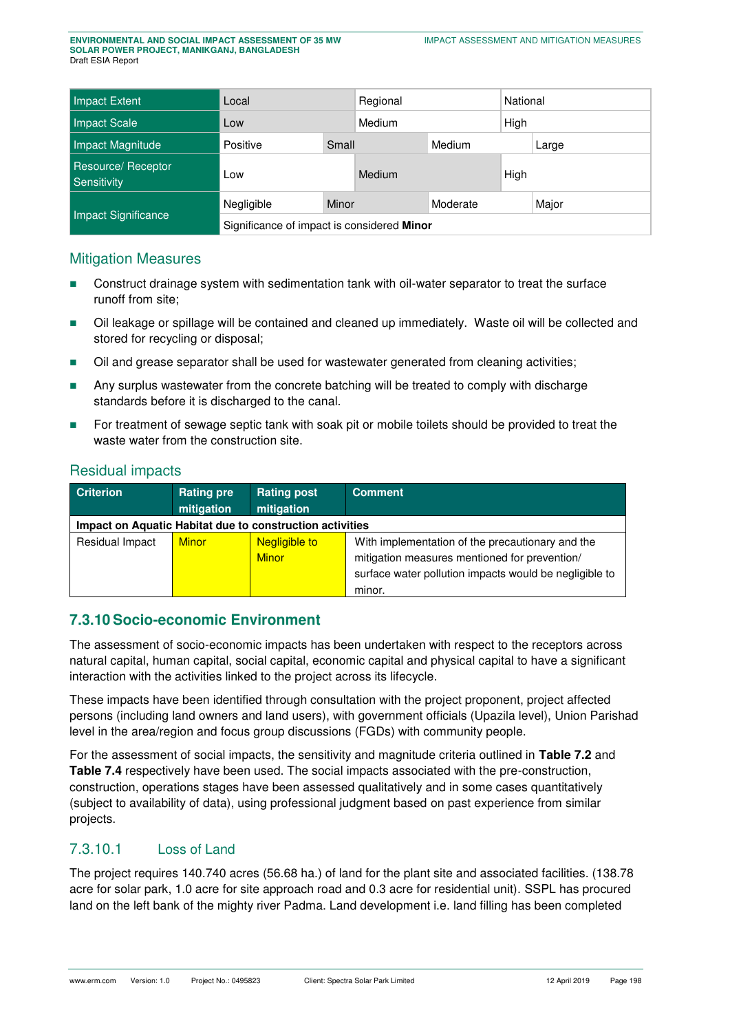| Impact Extent | Local | | Regional | | National |
|---|---|---|---|---|---|
| Impact Scale | Low | | Medium | | High |
| Impact Magnitude | Positive | Small | | Medium | Large |
| Resource/ Receptor Sensitivity | Low | | Medium | | High |
| Impact Significance | Negligible | Minor | | Moderate | Major |
| | Significance of impact is considered **Minor** | | | | |

### Mitigation Measures

- Construct drainage system with sedimentation tank with oil-water separator to treat the surface runoff from site;
- Oil leakage or spillage will be contained and cleaned up immediately. Waste oil will be collected and stored for recycling or disposal;
- Oil and grease separator shall be used for wastewater generated from cleaning activities;
- Any surplus wastewater from the concrete batching will be treated to comply with discharge standards before it is discharged to the canal.
- For treatment of sewage septic tank with soak pit or mobile toilets should be provided to treat the waste water from the construction site.

### Residual impacts

| Criterion | Rating pre mitigation | Rating post mitigation | Comment |
|---|---|---|---|
| **Impact on Aquatic Habitat due to construction activities** | | | |
| Residual Impact | Minor | Negligible to Minor | With implementation of the precautionary and the mitigation measures mentioned for prevention/ surface water pollution impacts would be negligible to minor. |

## 7.3.10 Socio-economic Environment

The assessment of socio-economic impacts has been undertaken with respect to the receptors across natural capital, human capital, social capital, economic capital and physical capital to have a significant interaction with the activities linked to the project across its lifecycle.

These impacts have been identified through consultation with the project proponent, project affected persons (including land owners and land users), with government officials (Upazila level), Union Parishad level in the area/region and focus group discussions (FGDs) with community people.

For the assessment of social impacts, the sensitivity and magnitude criteria outlined in **Table 7.2** and **Table 7.4** respectively have been used. The social impacts associated with the pre-construction, construction, operations stages have been assessed qualitatively and in some cases quantitatively (subject to availability of data), using professional judgment based on past experience from similar projects.

### 7.3.10.1 Loss of Land

The project requires 140.740 acres (56.68 ha.) of land for the plant site and associated facilities. (138.78 acre for solar park, 1.0 acre for site approach road and 0.3 acre for residential unit). SSPL has procured land on the left bank of the mighty river Padma. Land development i.e. land filling has been completed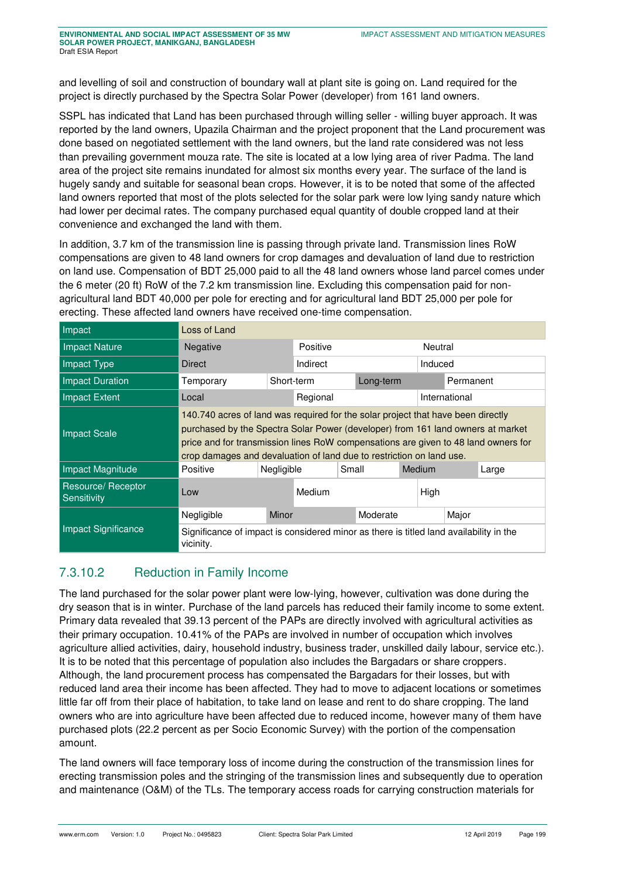and levelling of soil and construction of boundary wall at plant site is going on. Land required for the project is directly purchased by the Spectra Solar Power (developer) from 161 land owners.

SSPL has indicated that Land has been purchased through willing seller - willing buyer approach. It was reported by the land owners, Upazila Chairman and the project proponent that the Land procurement was done based on negotiated settlement with the land owners, but the land rate considered was not less than prevailing government mouza rate. The site is located at a low lying area of river Padma. The land area of the project site remains inundated for almost six months every year. The surface of the land is hugely sandy and suitable for seasonal bean crops. However, it is to be noted that some of the affected land owners reported that most of the plots selected for the solar park were low lying sandy nature which had lower per decimal rates. The company purchased equal quantity of double cropped land at their convenience and exchanged the land with them.

In addition, 3.7 km of the transmission line is passing through private land. Transmission lines RoW compensations are given to 48 land owners for crop damages and devaluation of land due to restriction on land use. Compensation of BDT 25,000 paid to all the 48 land owners whose land parcel comes under the 6 meter (20 ft) RoW of the 7.2 km transmission line. Excluding this compensation paid for non-agricultural land BDT 40,000 per pole for erecting and for agricultural land BDT 25,000 per pole for erecting. These affected land owners have received one-time compensation.

| Impact | Loss of Land | | | | |
|---|---|---|---|---|---|
| Impact Nature | Negative | Positive | | Neutral | |
| Impact Type | Direct | Indirect | | Induced | |
| Impact Duration | Temporary | Short-term | Long-term | | Permanent |
| Impact Extent | Local | Regional | | International | |
| Impact Scale | 140.740 acres of land was required for the solar project that have been directly purchased by the Spectra Solar Power (developer) from 161 land owners at market price and for transmission lines RoW compensations are given to 48 land owners for crop damages and devaluation of land due to restriction on land use. | | | | |
| Impact Magnitude | Positive | Negligible | Small | Medium | Large |
| Resource/ Receptor Sensitivity | Low | Medium | | High | |
| Impact Significance | Negligible | Minor | Moderate | | Major |
| | Significance of impact is considered minor as there is titled land availability in the vicinity. | | | | |

## 7.3.10.2 Reduction in Family Income

The land purchased for the solar power plant were low-lying, however, cultivation was done during the dry season that is in winter. Purchase of the land parcels has reduced their family income to some extent. Primary data revealed that 39.13 percent of the PAPs are directly involved with agricultural activities as their primary occupation. 10.41% of the PAPs are involved in number of occupation which involves agriculture allied activities, dairy, household industry, business trader, unskilled daily labour, service etc.). It is to be noted that this percentage of population also includes the Bargadars or share croppers. Although, the land procurement process has compensated the Bargadars for their losses, but with reduced land area their income has been affected. They had to move to adjacent locations or sometimes little far off from their place of habitation, to take land on lease and rent to do share cropping. The land owners who are into agriculture have been affected due to reduced income, however many of them have purchased plots (22.2 percent as per Socio Economic Survey) with the portion of the compensation amount.

The land owners will face temporary loss of income during the construction of the transmission lines for erecting transmission poles and the stringing of the transmission lines and subsequently due to operation and maintenance (O&M) of the TLs. The temporary access roads for carrying construction materials for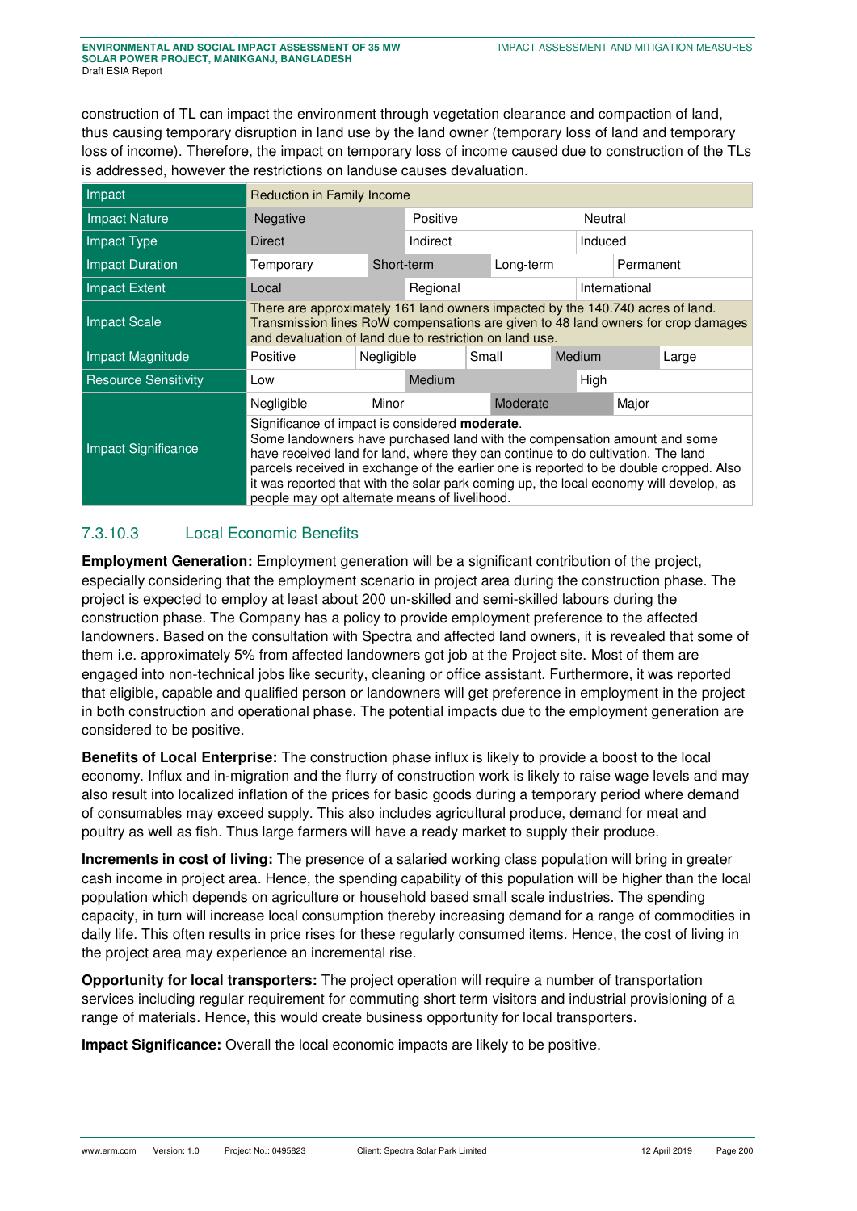construction of TL can impact the environment through vegetation clearance and compaction of land, thus causing temporary disruption in land use by the land owner (temporary loss of land and temporary loss of income). Therefore, the impact on temporary loss of income caused due to construction of the TLs is addressed, however the restrictions on landuse causes devaluation.

| Impact | Reduction in Family Income | | | | |
|---|---|---|---|---|---|
| Impact Nature | Negative | Positive | | Neutral | |
| Impact Type | Direct | Indirect | | Induced | |
| Impact Duration | Temporary | Short-term | Long-term | Permanent | |
| Impact Extent | Local | Regional | | International | |
| Impact Scale | There are approximately 161 land owners impacted by the 140.740 acres of land. Transmission lines RoW compensations are given to 48 land owners for crop damages and devaluation of land due to restriction on land use. | | | | |
| Impact Magnitude | Positive | Negligible | Small | Medium | Large |
| Resource Sensitivity | Low | Medium | | High | |
| Impact Significance | Negligible | Minor | Moderate | Major | |
| | Significance of impact is considered **moderate**. Some landowners have purchased land with the compensation amount and some have received land for land, where they can continue to do cultivation. The land parcels received in exchange of the earlier one is reported to be double cropped. Also it was reported that with the solar park coming up, the local economy will develop, as people may opt alternate means of livelihood. | | | | |

### 7.3.10.3 Local Economic Benefits

**Employment Generation:** Employment generation will be a significant contribution of the project, especially considering that the employment scenario in project area during the construction phase. The project is expected to employ at least about 200 un-skilled and semi-skilled labours during the construction phase. The Company has a policy to provide employment preference to the affected landowners. Based on the consultation with Spectra and affected land owners, it is revealed that some of them i.e. approximately 5% from affected landowners got job at the Project site. Most of them are engaged into non-technical jobs like security, cleaning or office assistant. Furthermore, it was reported that eligible, capable and qualified person or landowners will get preference in employment in the project in both construction and operational phase. The potential impacts due to the employment generation are considered to be positive.

**Benefits of Local Enterprise:** The construction phase influx is likely to provide a boost to the local economy. Influx and in-migration and the flurry of construction work is likely to raise wage levels and may also result into localized inflation of the prices for basic goods during a temporary period where demand of consumables may exceed supply. This also includes agricultural produce, demand for meat and poultry as well as fish. Thus large farmers will have a ready market to supply their produce.

**Increments in cost of living:** The presence of a salaried working class population will bring in greater cash income in project area. Hence, the spending capability of this population will be higher than the local population which depends on agriculture or household based small scale industries. The spending capacity, in turn will increase local consumption thereby increasing demand for a range of commodities in daily life. This often results in price rises for these regularly consumed items. Hence, the cost of living in the project area may experience an incremental rise.

**Opportunity for local transporters:** The project operation will require a number of transportation services including regular requirement for commuting short term visitors and industrial provisioning of a range of materials. Hence, this would create business opportunity for local transporters.

**Impact Significance:** Overall the local economic impacts are likely to be positive.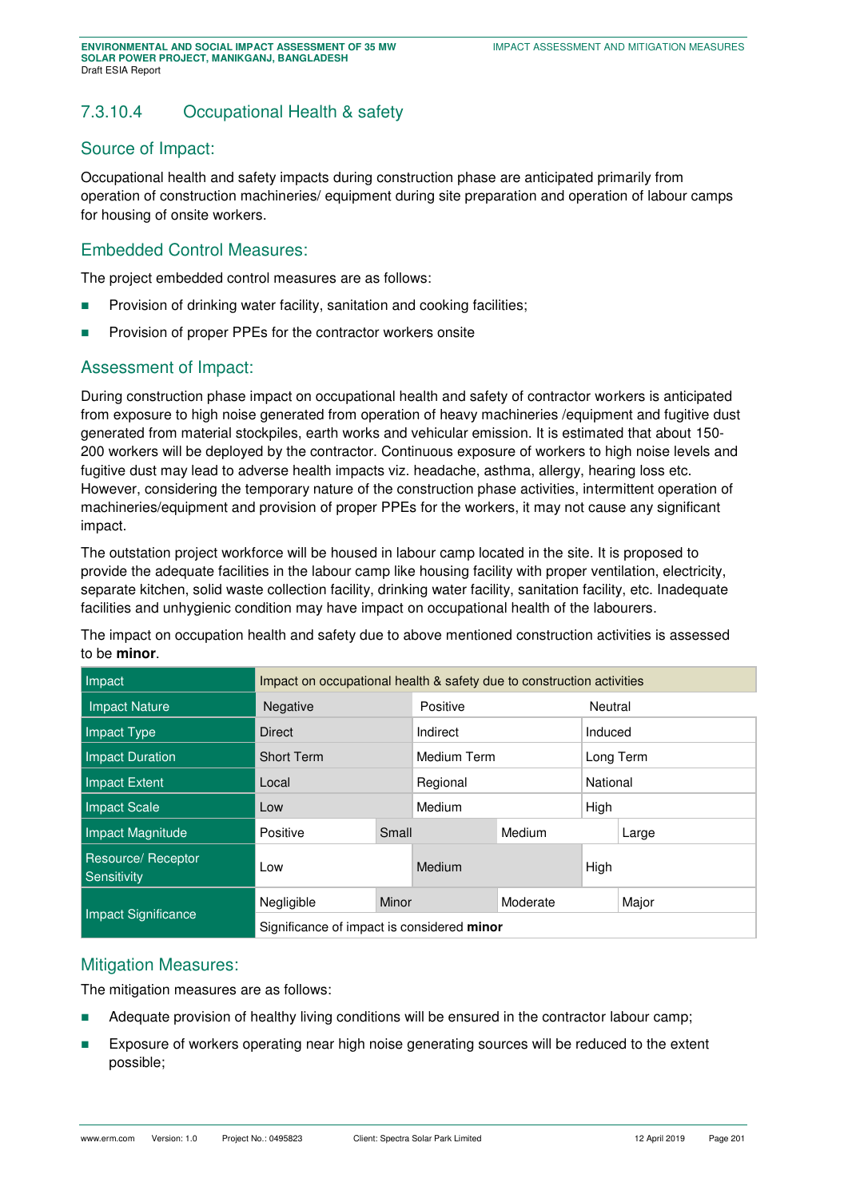### 7.3.10.4 Occupational Health & safety

#### Source of Impact:

Occupational health and safety impacts during construction phase are anticipated primarily from operation of construction machineries/ equipment during site preparation and operation of labour camps for housing of onsite workers.

#### Embedded Control Measures:

The project embedded control measures are as follows:

- Provision of drinking water facility, sanitation and cooking facilities;
- Provision of proper PPEs for the contractor workers onsite

#### Assessment of Impact:

During construction phase impact on occupational health and safety of contractor workers is anticipated from exposure to high noise generated from operation of heavy machineries /equipment and fugitive dust generated from material stockpiles, earth works and vehicular emission. It is estimated that about 150-200 workers will be deployed by the contractor. Continuous exposure of workers to high noise levels and fugitive dust may lead to adverse health impacts viz. headache, asthma, allergy, hearing loss etc. However, considering the temporary nature of the construction phase activities, intermittent operation of machineries/equipment and provision of proper PPEs for the workers, it may not cause any significant impact.

The outstation project workforce will be housed in labour camp located in the site. It is proposed to provide the adequate facilities in the labour camp like housing facility with proper ventilation, electricity, separate kitchen, solid waste collection facility, drinking water facility, sanitation facility, etc. Inadequate facilities and unhygienic condition may have impact on occupational health of the labourers.

The impact on occupation health and safety due to above mentioned construction activities is assessed to be **minor**.

| Impact | Impact on occupational health & safety due to construction activities | | | |
|---|---|---|---|---|
| Impact Nature | Negative | | Positive | Neutral |
| Impact Type | Direct | | Indirect | Induced |
| Impact Duration | Short Term | | Medium Term | Long Term |
| Impact Extent | Local | | Regional | National |
| Impact Scale | Low | | Medium | High |
| Impact Magnitude | Positive | Small | Medium | Large |
| Resource/ Receptor Sensitivity | Low | | Medium | High |
| Impact Significance | Negligible | Minor | Moderate | Major |
| | Significance of impact is considered **minor** | | | |

#### Mitigation Measures:

The mitigation measures are as follows:

- Adequate provision of healthy living conditions will be ensured in the contractor labour camp;
- Exposure of workers operating near high noise generating sources will be reduced to the extent possible;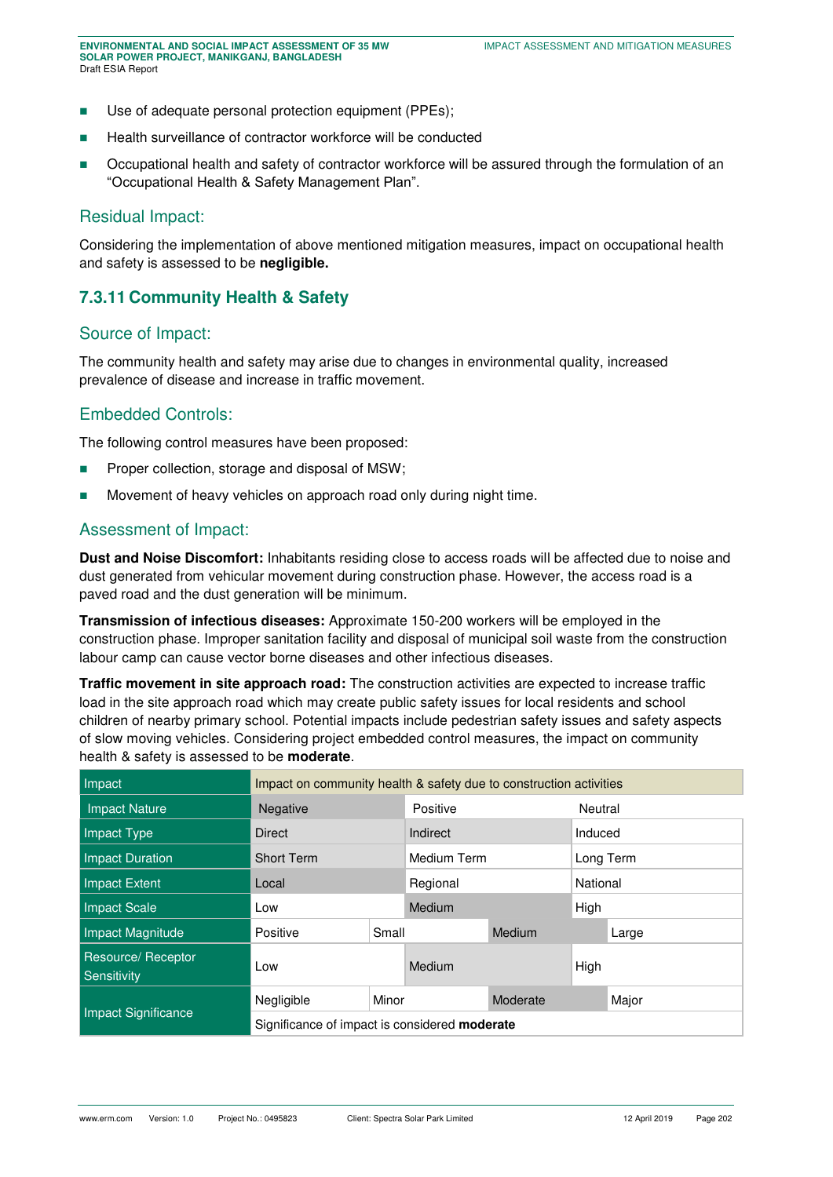- Use of adequate personal protection equipment (PPEs);
- Health surveillance of contractor workforce will be conducted
- Occupational health and safety of contractor workforce will be assured through the formulation of an "Occupational Health & Safety Management Plan".

## Residual Impact:

Considering the implementation of above mentioned mitigation measures, impact on occupational health and safety is assessed to be **negligible.**

### 7.3.11 Community Health & Safety

## Source of Impact:

The community health and safety may arise due to changes in environmental quality, increased prevalence of disease and increase in traffic movement.

## Embedded Controls:

The following control measures have been proposed:

- Proper collection, storage and disposal of MSW;
- Movement of heavy vehicles on approach road only during night time.

## Assessment of Impact:

**Dust and Noise Discomfort:** Inhabitants residing close to access roads will be affected due to noise and dust generated from vehicular movement during construction phase. However, the access road is a paved road and the dust generation will be minimum.

**Transmission of infectious diseases:** Approximate 150-200 workers will be employed in the construction phase. Improper sanitation facility and disposal of municipal soil waste from the construction labour camp can cause vector borne diseases and other infectious diseases.

**Traffic movement in site approach road:** The construction activities are expected to increase traffic load in the site approach road which may create public safety issues for local residents and school children of nearby primary school. Potential impacts include pedestrian safety issues and safety aspects of slow moving vehicles. Considering project embedded control measures, the impact on community health & safety is assessed to be **moderate**.

| Impact | Impact on community health & safety due to construction activities | | | | |
|---|---|---|---|---|---|
| Impact Nature | Negative | | Positive | | Neutral |
| Impact Type | Direct | | Indirect | | Induced |
| Impact Duration | Short Term | | Medium Term | | Long Term |
| Impact Extent | Local | | Regional | | National |
| Impact Scale | Low | | Medium | | High |
| Impact Magnitude | Positive | Small | | Medium | Large |
| Resource/ Receptor Sensitivity | Low | | Medium | | High |
| Impact Significance | Negligible | Minor | | Moderate | Major |
| | Significance of impact is considered **moderate** | | | | |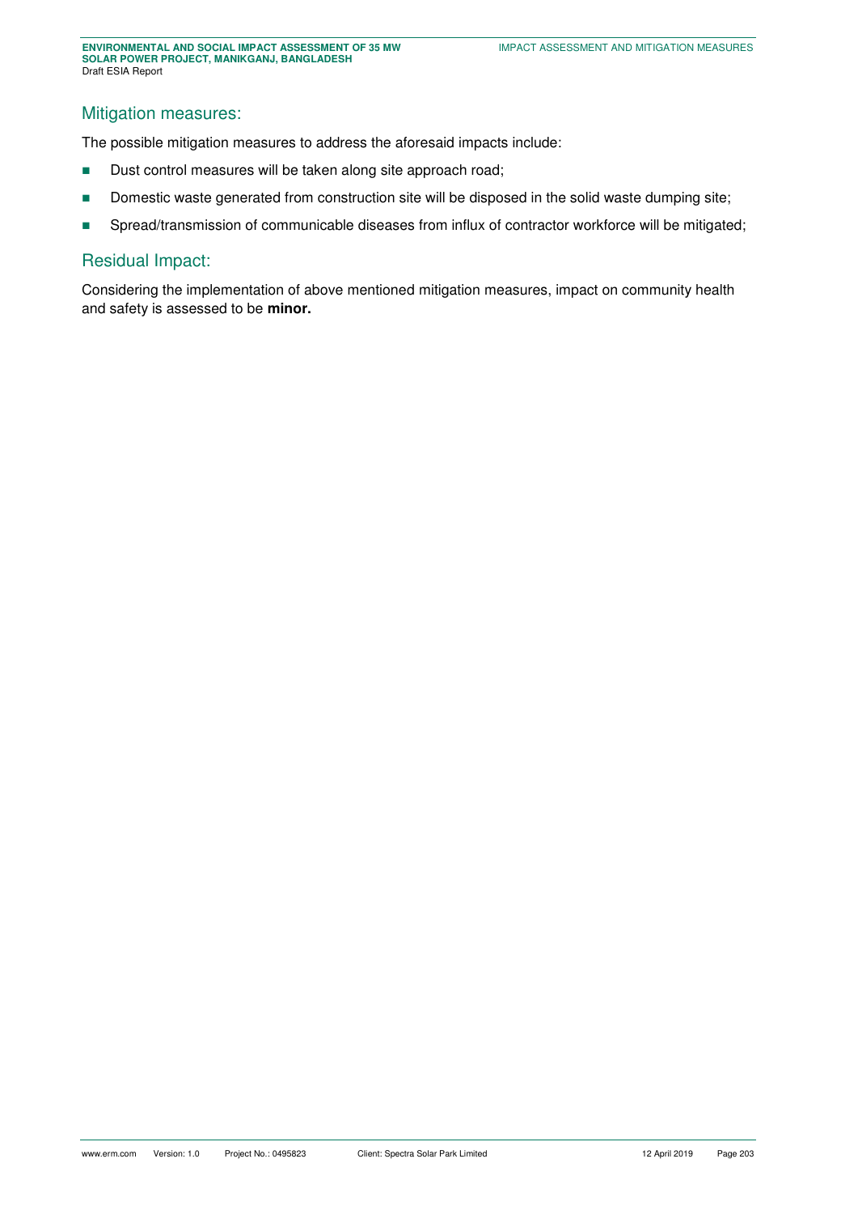## Mitigation measures:

The possible mitigation measures to address the aforesaid impacts include:

- Dust control measures will be taken along site approach road;
- Domestic waste generated from construction site will be disposed in the solid waste dumping site;
- Spread/transmission of communicable diseases from influx of contractor workforce will be mitigated;

## Residual Impact:

Considering the implementation of above mentioned mitigation measures, impact on community health and safety is assessed to be **minor.**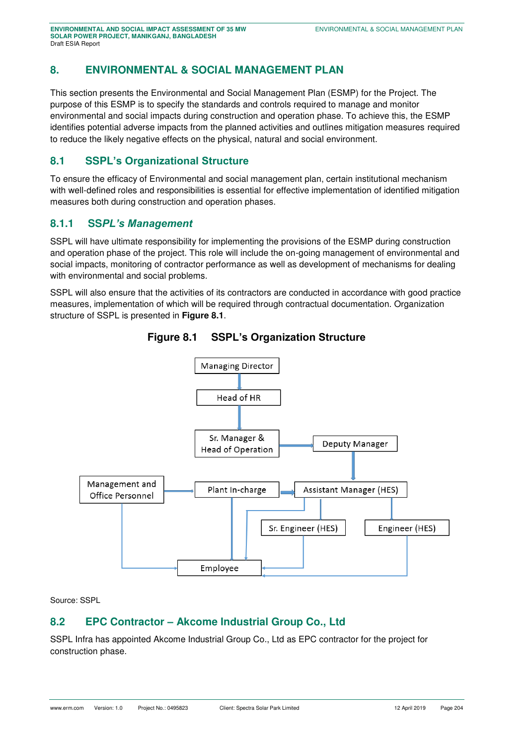## 8. ENVIRONMENTAL & SOCIAL MANAGEMENT PLAN

This section presents the Environmental and Social Management Plan (ESMP) for the Project. The purpose of this ESMP is to specify the standards and controls required to manage and monitor environmental and social impacts during construction and operation phase. To achieve this, the ESMP identifies potential adverse impacts from the planned activities and outlines mitigation measures required to reduce the likely negative effects on the physical, natural and social environment.

### 8.1 SSPL's Organizational Structure

To ensure the efficacy of Environmental and social management plan, certain institutional mechanism with well-defined roles and responsibilities is essential for effective implementation of identified mitigation measures both during construction and operation phases.

#### 8.1.1 *SSPL's Management*

SSPL will have ultimate responsibility for implementing the provisions of the ESMP during construction and operation phase of the project. This role will include the on-going management of environmental and social impacts, monitoring of contractor performance as well as development of mechanisms for dealing with environmental and social problems.

SSPL will also ensure that the activities of its contractors are conducted in accordance with good practice measures, implementation of which will be required through contractual documentation. Organization structure of SSPL is presented in **Figure 8.1**.

**Figure 8.1 SSPL's Organization Structure**

Managing Director → Head of HR → Sr. Manager & Head of Operation → Deputy Manager → Assistant Manager (HES)

Management and Office Personnel → Plant In-charge → Assistant Manager (HES)

Assistant Manager (HES) → Sr. Engineer (HES), Engineer (HES)

Management and Office Personnel, Plant In-charge, Assistant Manager (HES), Sr. Engineer (HES), Engineer (HES) → Employee

Source: SSPL

### 8.2 EPC Contractor – Akcome Industrial Group Co., Ltd

SSPL Infra has appointed Akcome Industrial Group Co., Ltd as EPC contractor for the project for construction phase.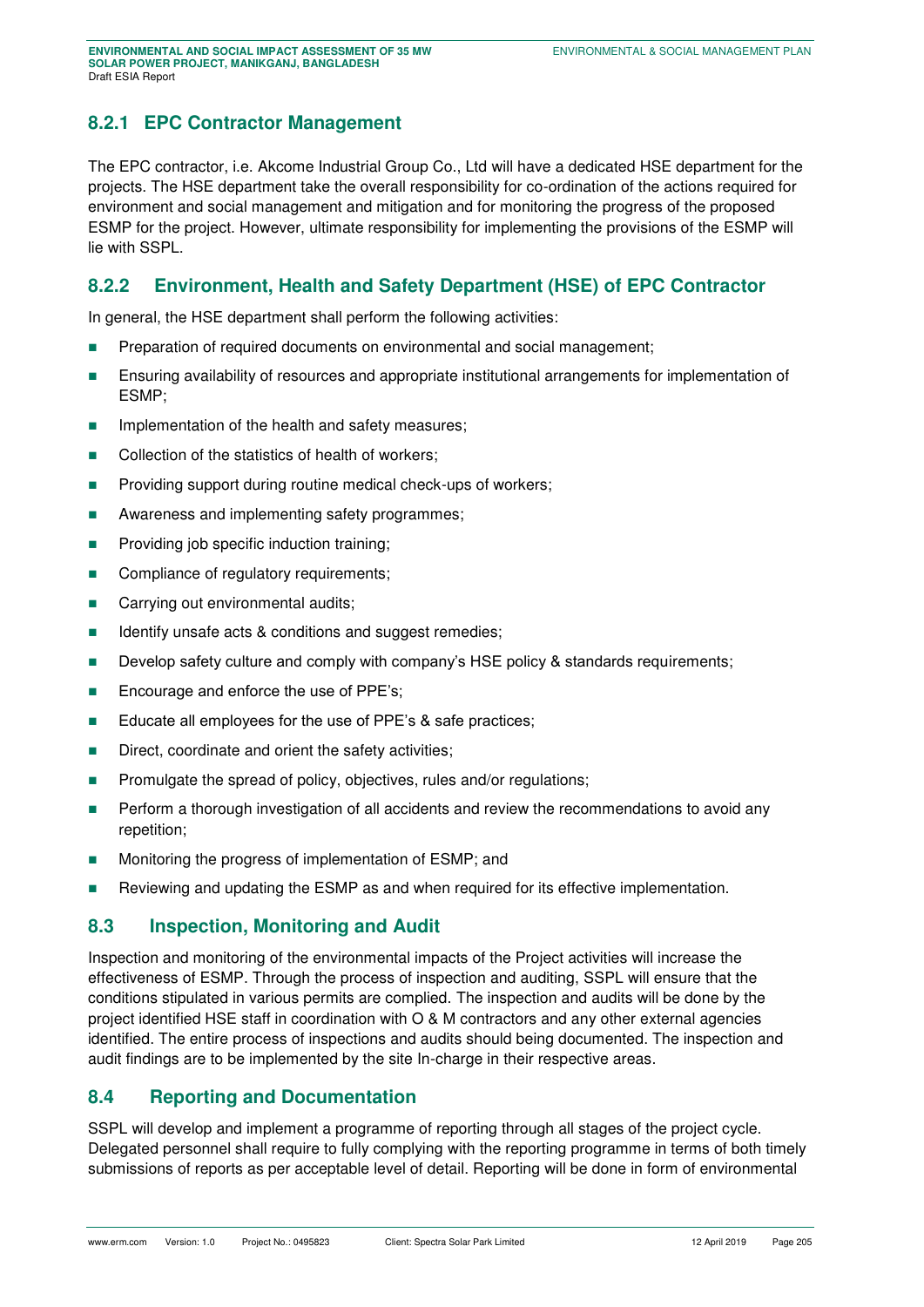### 8.2.1 EPC Contractor Management

The EPC contractor, i.e. Akcome Industrial Group Co., Ltd will have a dedicated HSE department for the projects. The HSE department take the overall responsibility for co-ordination of the actions required for environment and social management and mitigation and for monitoring the progress of the proposed ESMP for the project. However, ultimate responsibility for implementing the provisions of the ESMP will lie with SSPL.

### 8.2.2 Environment, Health and Safety Department (HSE) of EPC Contractor

In general, the HSE department shall perform the following activities:

- Preparation of required documents on environmental and social management;
- Ensuring availability of resources and appropriate institutional arrangements for implementation of ESMP;
- Implementation of the health and safety measures;
- Collection of the statistics of health of workers;
- Providing support during routine medical check-ups of workers;
- Awareness and implementing safety programmes;
- Providing job specific induction training;
- Compliance of regulatory requirements;
- Carrying out environmental audits;
- Identify unsafe acts & conditions and suggest remedies;
- Develop safety culture and comply with company's HSE policy & standards requirements;
- Encourage and enforce the use of PPE's;
- Educate all employees for the use of PPE's & safe practices;
- Direct, coordinate and orient the safety activities;
- Promulgate the spread of policy, objectives, rules and/or regulations;
- Perform a thorough investigation of all accidents and review the recommendations to avoid any repetition;
- Monitoring the progress of implementation of ESMP; and
- Reviewing and updating the ESMP as and when required for its effective implementation.

## 8.3 Inspection, Monitoring and Audit

Inspection and monitoring of the environmental impacts of the Project activities will increase the effectiveness of ESMP. Through the process of inspection and auditing, SSPL will ensure that the conditions stipulated in various permits are complied. The inspection and audits will be done by the project identified HSE staff in coordination with O & M contractors and any other external agencies identified. The entire process of inspections and audits should being documented. The inspection and audit findings are to be implemented by the site In-charge in their respective areas.

## 8.4 Reporting and Documentation

SSPL will develop and implement a programme of reporting through all stages of the project cycle. Delegated personnel shall require to fully complying with the reporting programme in terms of both timely submissions of reports as per acceptable level of detail. Reporting will be done in form of environmental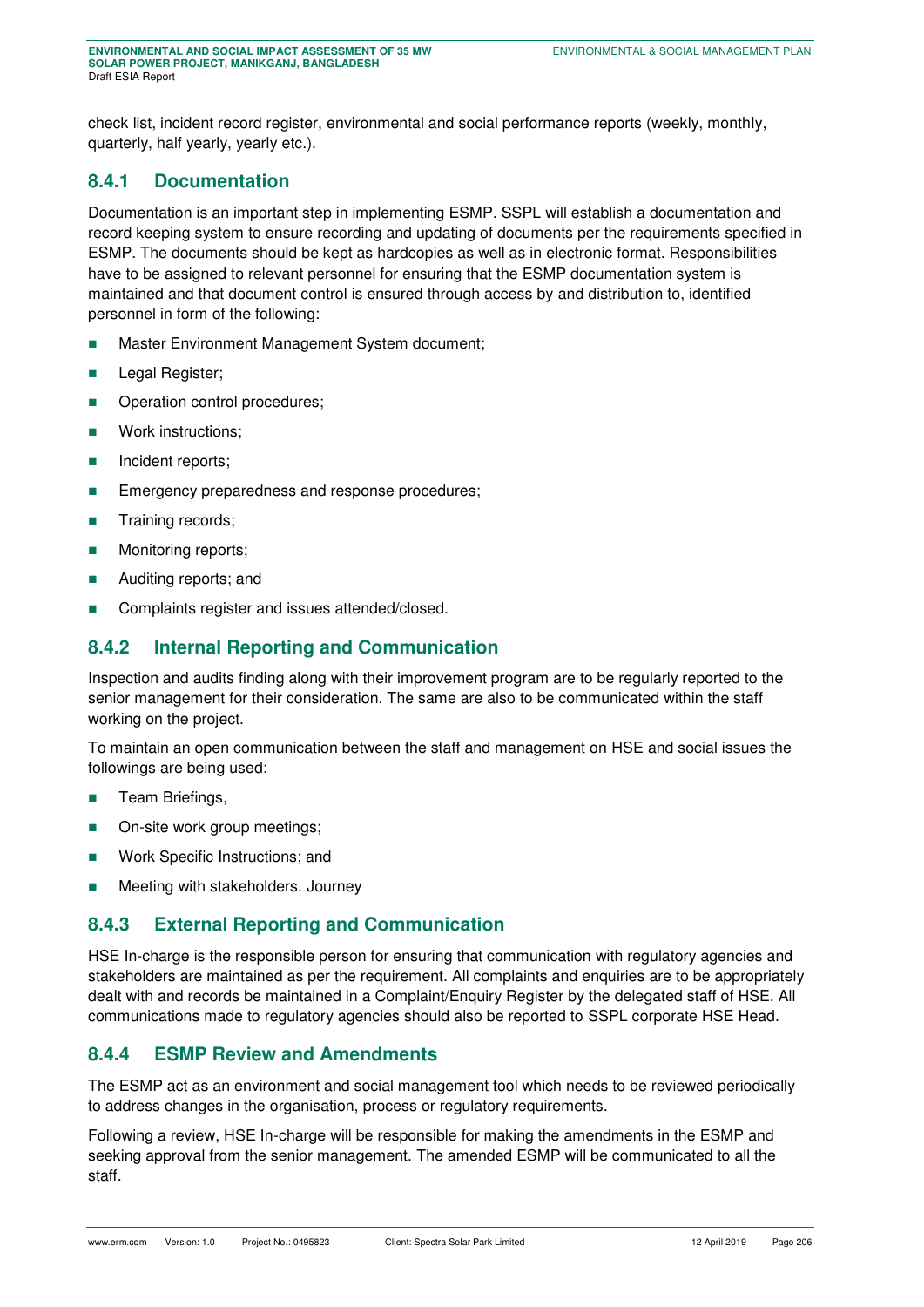check list, incident record register, environmental and social performance reports (weekly, monthly, quarterly, half yearly, yearly etc.).

### 8.4.1 Documentation

Documentation is an important step in implementing ESMP. SSPL will establish a documentation and record keeping system to ensure recording and updating of documents per the requirements specified in ESMP. The documents should be kept as hardcopies as well as in electronic format. Responsibilities have to be assigned to relevant personnel for ensuring that the ESMP documentation system is maintained and that document control is ensured through access by and distribution to, identified personnel in form of the following:

- Master Environment Management System document;
- Legal Register;
- Operation control procedures;
- Work instructions;
- Incident reports;
- Emergency preparedness and response procedures;
- Training records;
- Monitoring reports;
- Auditing reports; and
- Complaints register and issues attended/closed.

### 8.4.2 Internal Reporting and Communication

Inspection and audits finding along with their improvement program are to be regularly reported to the senior management for their consideration. The same are also to be communicated within the staff working on the project.

To maintain an open communication between the staff and management on HSE and social issues the followings are being used:

- Team Briefings,
- On-site work group meetings;
- Work Specific Instructions; and
- Meeting with stakeholders. Journey

### 8.4.3 External Reporting and Communication

HSE In-charge is the responsible person for ensuring that communication with regulatory agencies and stakeholders are maintained as per the requirement. All complaints and enquiries are to be appropriately dealt with and records be maintained in a Complaint/Enquiry Register by the delegated staff of HSE. All communications made to regulatory agencies should also be reported to SSPL corporate HSE Head.

### 8.4.4 ESMP Review and Amendments

The ESMP act as an environment and social management tool which needs to be reviewed periodically to address changes in the organisation, process or regulatory requirements.

Following a review, HSE In-charge will be responsible for making the amendments in the ESMP and seeking approval from the senior management. The amended ESMP will be communicated to all the staff.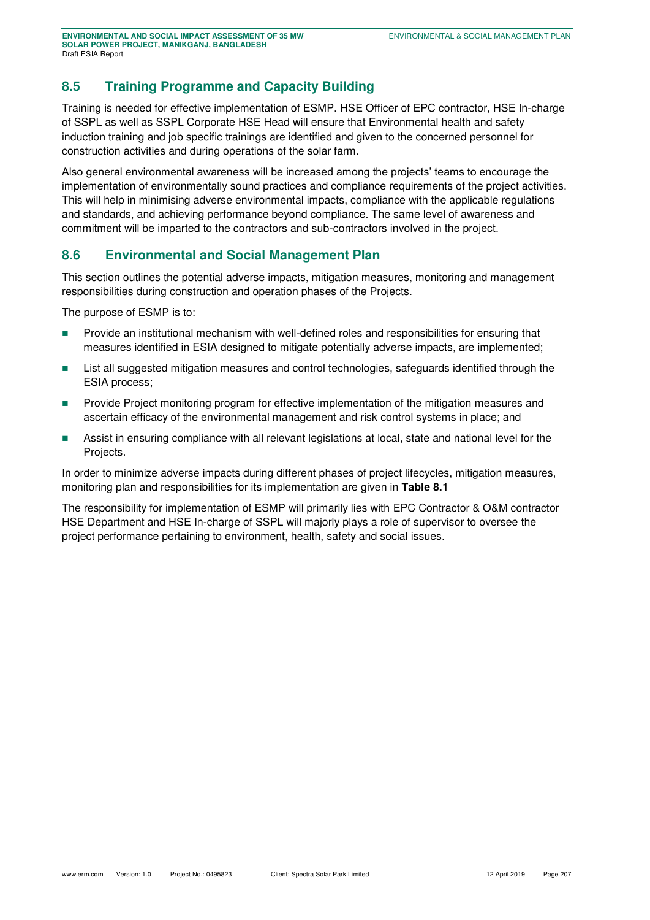## 8.5 Training Programme and Capacity Building

Training is needed for effective implementation of ESMP. HSE Officer of EPC contractor, HSE In-charge of SSPL as well as SSPL Corporate HSE Head will ensure that Environmental health and safety induction training and job specific trainings are identified and given to the concerned personnel for construction activities and during operations of the solar farm.

Also general environmental awareness will be increased among the projects' teams to encourage the implementation of environmentally sound practices and compliance requirements of the project activities. This will help in minimising adverse environmental impacts, compliance with the applicable regulations and standards, and achieving performance beyond compliance. The same level of awareness and commitment will be imparted to the contractors and sub-contractors involved in the project.

## 8.6 Environmental and Social Management Plan

This section outlines the potential adverse impacts, mitigation measures, monitoring and management responsibilities during construction and operation phases of the Projects.

The purpose of ESMP is to:

- Provide an institutional mechanism with well-defined roles and responsibilities for ensuring that measures identified in ESIA designed to mitigate potentially adverse impacts, are implemented;
- List all suggested mitigation measures and control technologies, safeguards identified through the ESIA process;
- Provide Project monitoring program for effective implementation of the mitigation measures and ascertain efficacy of the environmental management and risk control systems in place; and
- Assist in ensuring compliance with all relevant legislations at local, state and national level for the Projects.

In order to minimize adverse impacts during different phases of project lifecycles, mitigation measures, monitoring plan and responsibilities for its implementation are given in **Table 8.1**

The responsibility for implementation of ESMP will primarily lies with EPC Contractor & O&M contractor HSE Department and HSE In-charge of SSPL will majorly plays a role of supervisor to oversee the project performance pertaining to environment, health, safety and social issues.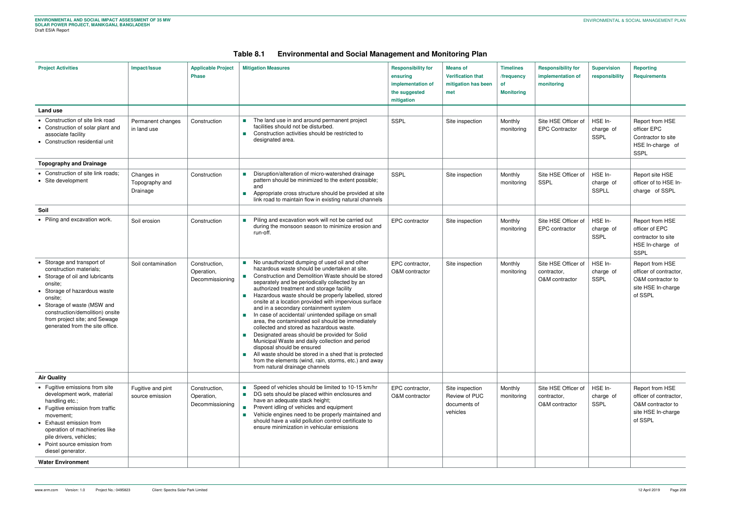## Table 8.1 Environmental and Social Management and Monitoring Plan

| Project Activities | Impact/Issue | Applicable Project Phase | Mitigation Measures | Responsibility for ensuring implementation of the suggested mitigation | Means of Verification that mitigation has been met | Timelines /frequency of Monitoring | Responsibility for implementation of monitoring | Supervision responsibility | Reporting Requirements |
|---|---|---|---|---|---|---|---|---|---|
| **Land use** | | | | | | | | | |
| • Construction of site link road<br>• Construction of solar plant and associate facility<br>• Construction residential unit | Permanent changes in land use | Construction | ■ The land use in and around permanent project facilities should not be disturbed.<br>■ Construction activities should be restricted to designated area. | SSPL | Site inspection | Monthly monitoring | Site HSE Officer of EPC Contractor | HSE In-charge of SSPL | Report from HSE officer EPC Contractor to site HSE In-charge of SSPL |
| **Topography and Drainage** | | | | | | | | | |
| • Construction of site link roads;<br>• Site development | Changes in Topography and Drainage | Construction | ■ Disruption/alteration of micro-watershed drainage pattern should be minimized to the extent possible; and<br>■ Appropriate cross structure should be provided at site link road to maintain flow in existing natural channels | SSPL | Site inspection | Monthly monitoring | Site HSE Officer of SSPL | HSE In-charge of SSPLL | Report site HSE officer of to HSE In-charge of SSPL |
| **Soil** | | | | | | | | | |
| • Piling and excavation work. | Soil erosion | Construction | ■ Piling and excavation work will not be carried out during the monsoon season to minimize erosion and run-off. | EPC contractor | Site inspection | Monthly monitoring | Site HSE Officer of EPC contractor | HSE In-charge of SSPL | Report from HSE officer of EPC contractor to site HSE In-charge of SSPL |
| • Storage and transport of construction materials;<br>• Storage of oil and lubricants onsite;<br>• Storage of hazardous waste onsite;<br>• Storage of waste (MSW and construction/demolition) onsite from project site; and Sewage generated from the site office. | Soil contamination | Construction, Operation, Decommissioning | ■ No unauthorized dumping of used oil and other hazardous waste should be undertaken at site.<br>■ Construction and Demolition Waste should be stored separately and be periodically collected by an authorized treatment and storage facility<br>■ Hazardous waste should be properly labelled, stored onsite at a location provided with impervious surface and in a secondary containment system<br>■ In case of accidental/ unintended spillage on small area, the contaminated soil should be immediately collected and stored as hazardous waste.<br>■ Designated areas should be provided for Solid Municipal Waste and daily collection and period disposal should be ensured<br>■ All waste should be stored in a shed that is protected from the elements (wind, rain, storms, etc.) and away from natural drainage channels | EPC contractor, O&M contractor | Site inspection | Monthly monitoring | Site HSE Officer of contractor, O&M contractor | HSE In-charge of SSPL | Report from HSE officer of contractor, O&M contractor to site HSE In-charge of SSPL |
| **Air Quality** | | | | | | | | | |
| • Fugitive emissions from site development work, material handling etc.;<br>• Fugitive emission from traffic movement;<br>• Exhaust emission from operation of machineries like pile drivers, vehicles;<br>• Point source emission from diesel generator. | Fugitive and pint source emission | Construction, Operation, Decommissioning | ■ Speed of vehicles should be limited to 10-15 km/hr<br>■ DG sets should be placed within enclosures and have an adequate stack height;<br>■ Prevent idling of vehicles and equipment<br>■ Vehicle engines need to be properly maintained and should have a valid pollution control certificate to ensure minimization in vehicular emissions | EPC contractor, O&M contractor | Site inspection Review of PUC documents of vehicles | Monthly monitoring | Site HSE Officer of contractor, O&M contractor | HSE In-charge of SSPL | Report from HSE officer of contractor, O&M contractor to site HSE In-charge of SSPL |
| **Water Environment** | | | | | | | | | |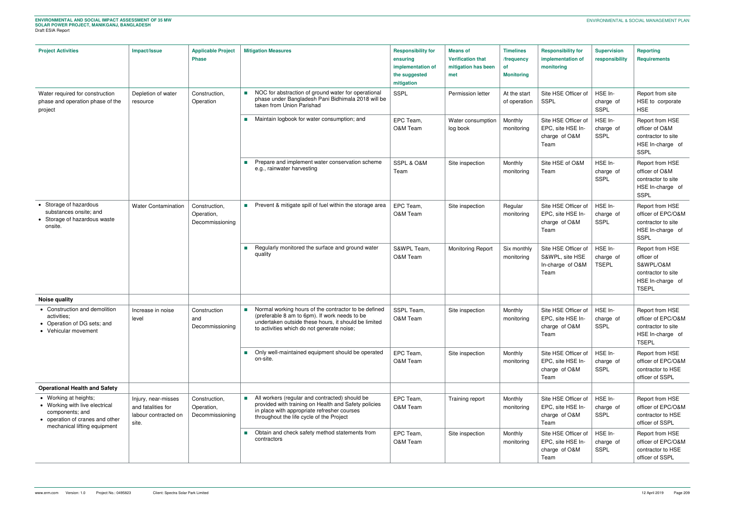| Project Activities | Impact/Issue | Applicable Project Phase | Mitigation Measures | Responsibility for ensuring implementation of the suggested mitigation | Means of Verification that mitigation has been met | Timelines /frequency of Monitoring | Responsibility for implementation of monitoring | Supervision responsibility | Reporting Requirements |
|---|---|---|---|---|---|---|---|---|---|
| Water required for construction phase and operation phase of the project | Depletion of water resource | Construction, Operation | ■ NOC for abstraction of ground water for operational phase under Bangladesh Pani Bidhimala 2018 will be taken from Union Parishad | SSPL | Permission letter | At the start of operation | Site HSE Officer of SSPL | HSE In-charge of SSPL | Report from site HSE to corporate HSE |
| | | | ■ Maintain logbook for water consumption; and | EPC Team, O&M Team | Water consumption log book | Monthly monitoring | Site HSE Officer of EPC, site HSE In-charge of O&M Team | HSE In-charge of SSPL | Report from HSE officer of O&M contractor to site HSE In-charge of SSPL |
| | | | ■ Prepare and implement water conservation scheme e.g., rainwater harvesting | SSPL & O&M Team | Site inspection | Monthly monitoring | Site HSE of O&M Team | HSE In-charge of SSPL | Report from HSE officer of O&M contractor to site HSE In-charge of SSPL |
| • Storage of hazardous substances onsite; and<br>• Storage of hazardous waste onsite. | Water Contamination | Construction, Operation, Decommissioning | ■ Prevent & mitigate spill of fuel within the storage area | EPC Team, O&M Team | Site inspection | Regular monitoring | Site HSE Officer of EPC, site HSE In-charge of O&M Team | HSE In-charge of SSPL | Report from HSE officer of EPC/O&M contractor to site HSE In-charge of SSPL |
| | | | ■ Regularly monitored the surface and ground water quality | S&WPL Team, O&M Team | Monitoring Report | Six monthly monitoring | Site HSE Officer of S&WPL, site HSE In-charge of O&M Team | HSE In-charge of TSEPL | Report from HSE officer of S&WPL/O&M contractor to site HSE In-charge of TSEPL |
| **Noise quality** | | | | | | | | | |
| • Construction and demolition activities;<br>• Operation of DG sets; and<br>• Vehicular movement | Increase in noise level | Construction and Decommissioning | ■ Normal working hours of the contractor to be defined (preferable 8 am to 6pm). If work needs to be undertaken outside these hours, it should be limited to activities which do not generate noise; | SSPL Team, O&M Team | Site inspection | Monthly monitoring | Site HSE Officer of EPC, site HSE In-charge of O&M Team | HSE In-charge of SSPL | Report from HSE officer of EPC/O&M contractor to site HSE In-charge of TSEPL |
| | | | ■ Only well-maintained equipment should be operated on-site. | EPC Team, O&M Team | Site inspection | Monthly monitoring | Site HSE Officer of EPC, site HSE In-charge of O&M Team | HSE In-charge of SSPL | Report from HSE officer of EPC/O&M contractor to HSE officer of SSPL |
| **Operational Health and Safety** | | | | | | | | | |
| • Working at heights;<br>• Working with live electrical components; and<br>• operation of cranes and other mechanical lifting equipment | Injury, near-misses and fatalities for labour contracted on site. | Construction, Operation, Decommissioning | ■ All workers (regular and contracted) should be provided with training on Health and Safety policies in place with appropriate refresher courses throughout the life cycle of the Project | EPC Team, O&M Team | Training report | Monthly monitoring | Site HSE Officer of EPC, site HSE In-charge of O&M Team | HSE In-charge of SSPL | Report from HSE officer of EPC/O&M contractor to HSE officer of SSPL |
| | | | ■ Obtain and check safety method statements from contractors | EPC Team, O&M Team | Site inspection | Monthly monitoring | Site HSE Officer of EPC, site HSE In-charge of O&M Team | HSE In-charge of SSPL | Report from HSE officer of EPC/O&M contractor to HSE officer of SSPL |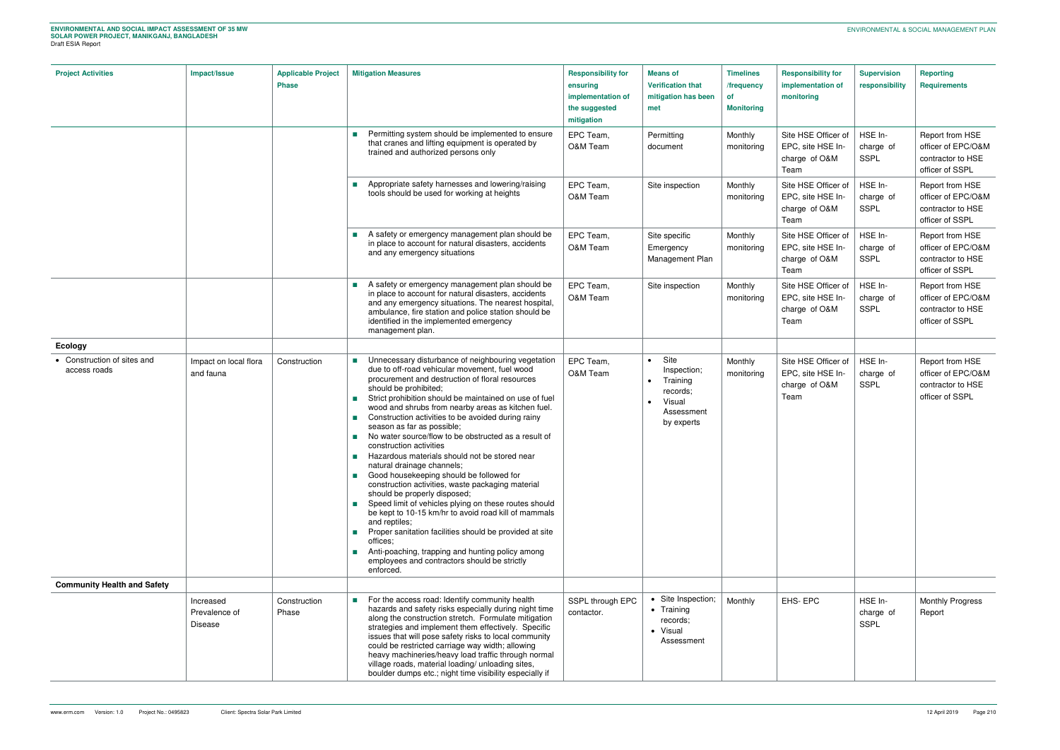| Project Activities | Impact/Issue | Applicable Project Phase | Mitigation Measures | Responsibility for ensuring implementation of the suggested mitigation | Means of Verification that mitigation has been met | Timelines /frequency of Monitoring | Responsibility for implementation of monitoring | Supervision responsibility | Reporting Requirements |
|---|---|---|---|---|---|---|---|---|---|
| | | | ■ Permitting system should be implemented to ensure that cranes and lifting equipment is operated by trained and authorized persons only | EPC Team, O&M Team | Permitting document | Monthly monitoring | Site HSE Officer of EPC, site HSE In-charge of O&M Team | HSE In-charge of SSPL | Report from HSE officer of EPC/O&M contractor to HSE officer of SSPL |
| | | | ■ Appropriate safety harnesses and lowering/raising tools should be used for working at heights | EPC Team, O&M Team | Site inspection | Monthly monitoring | Site HSE Officer of EPC, site HSE In-charge of O&M Team | HSE In-charge of SSPL | Report from HSE officer of EPC/O&M contractor to HSE officer of SSPL |
| | | | ■ A safety or emergency management plan should be in place to account for natural disasters, accidents and any emergency situations | EPC Team, O&M Team | Site specific Emergency Management Plan | Monthly monitoring | Site HSE Officer of EPC, site HSE In-charge of O&M Team | HSE In-charge of SSPL | Report from HSE officer of EPC/O&M contractor to HSE officer of SSPL |
| | | | ■ A safety or emergency management plan should be in place to account for natural disasters, accidents and any emergency situations. The nearest hospital, ambulance, fire station and police station should be identified in the implemented emergency management plan. | EPC Team, O&M Team | Site inspection | Monthly monitoring | Site HSE Officer of EPC, site HSE In-charge of O&M Team | HSE In-charge of SSPL | Report from HSE officer of EPC/O&M contractor to HSE officer of SSPL |
| **Ecology** | | | | | | | | | |
| • Construction of sites and access roads | Impact on local flora and fauna | Construction | ■ Unnecessary disturbance of neighbouring vegetation due to off-road vehicular movement, fuel wood procurement and destruction of floral resources should be prohibited;<br>■ Strict prohibition should be maintained on use of fuel wood and shrubs from nearby areas as kitchen fuel.<br>■ Construction activities to be avoided during rainy season as far as possible;<br>■ No water source/flow to be obstructed as a result of construction activities<br>■ Hazardous materials should not be stored near natural drainage channels;<br>■ Good housekeeping should be followed for construction activities, waste packaging material should be properly disposed;<br>■ Speed limit of vehicles plying on these routes should be kept to 10-15 km/hr to avoid road kill of mammals and reptiles;<br>■ Proper sanitation facilities should be provided at site offices;<br>■ Anti-poaching, trapping and hunting policy among employees and contractors should be strictly enforced. | EPC Team, O&M Team | • Site Inspection;<br>• Training records;<br>• Visual Assessment by experts | Monthly monitoring | Site HSE Officer of EPC, site HSE In-charge of O&M Team | HSE In-charge of SSPL | Report from HSE officer of EPC/O&M contractor to HSE officer of SSPL |
| **Community Health and Safety** | | | | | | | | | |
| | Increased Prevalence of Disease | Construction Phase | ■ For the access road: Identify community health hazards and safety risks especially during night time along the construction stretch. Formulate mitigation strategies and implement them effectively. Specific issues that will pose safety risks to local community could be restricted carriage way width; allowing heavy machineries/heavy load traffic through normal village roads, material loading/ unloading sites, boulder dumps etc.; night time visibility especially if | SSPL through EPC contactor. | • Site Inspection;<br>• Training records;<br>• Visual Assessment | Monthly | EHS- EPC | HSE In-charge of SSPL | Monthly Progress Report |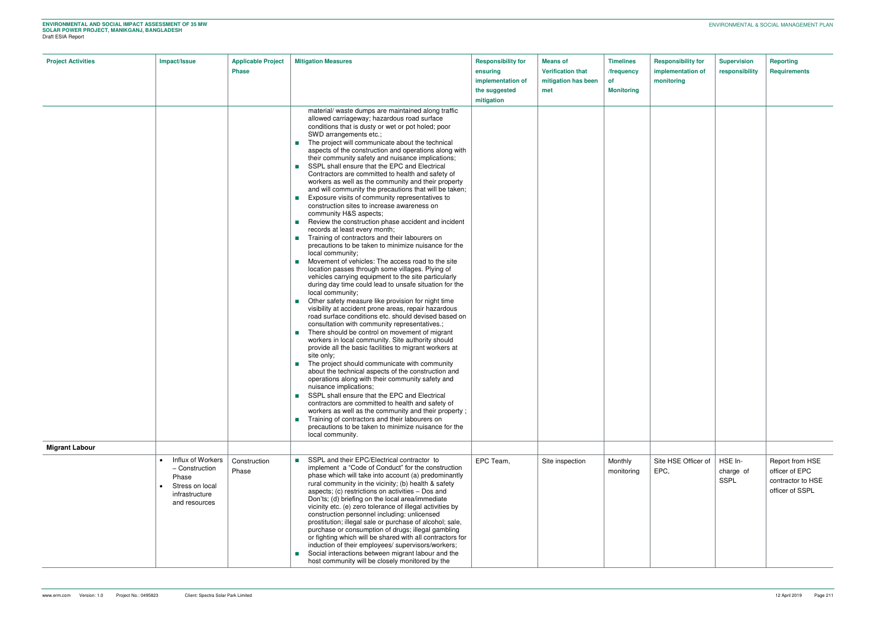| Project Activities | Impact/Issue | Applicable Project Phase | Mitigation Measures | Responsibility for ensuring implementation of the suggested mitigation | Means of Verification that mitigation has been met | Timelines /frequency of Monitoring | Responsibility for implementation of monitoring | Supervision responsibility | Reporting Requirements |
|---|---|---|---|---|---|---|---|---|---|
| | | | material/ waste dumps are maintained along traffic allowed carriageway; hazardous road surface conditions that is dusty or wet or pot holed; poor SWD arrangements etc.;<br>■ The project will communicate about the technical aspects of the construction and operations along with their community safety and nuisance implications;<br>■ SSPL shall ensure that the EPC and Electrical Contractors are committed to health and safety of workers as well as the community and their property and will community the precautions that will be taken;<br>■ Exposure visits of community representatives to construction sites to increase awareness on community H&S aspects;<br>■ Review the construction phase accident and incident records at least every month;<br>■ Training of contractors and their labourers on precautions to be taken to minimize nuisance for the local community;<br>■ Movement of vehicles: The access road to the site location passes through some villages. Plying of vehicles carrying equipment to the site particularly during day time could lead to unsafe situation for the local community;<br>■ Other safety measure like provision for night time visibility at accident prone areas, repair hazardous road surface conditions etc. should devised based on consultation with community representatives.;<br>■ There should be control on movement of migrant workers in local community. Site authority should provide all the basic facilities to migrant workers at site only;<br>■ The project should communicate with community about the technical aspects of the construction and operations along with their community safety and nuisance implications;<br>■ SSPL shall ensure that the EPC and Electrical contractors are committed to health and safety of workers as well as the community and their property ;<br>■ Training of contractors and their labourers on precautions to be taken to minimize nuisance for the local community. | | | | | | |
| **Migrant Labour** | | | | | | | | | |
| | • Influx of Workers – Construction Phase<br>• Stress on local infrastructure and resources | Construction Phase | ■ SSPL and their EPC/Electrical contractor to implement a "Code of Conduct" for the construction phase which will take into account (a) predominantly rural community in the vicinity; (b) health & safety aspects; (c) restrictions on activities – Dos and Don'ts; (d) briefing on the local area/immediate vicinity etc. (e) zero tolerance of illegal activities by construction personnel including: unlicensed prostitution; illegal sale or purchase of alcohol; sale, purchase or consumption of drugs; illegal gambling or fighting which will be shared with all contractors for induction of their employees/ supervisors/workers;<br>■ Social interactions between migrant labour and the host community will be closely monitored by the | EPC Team, | Site inspection | Monthly monitoring | Site HSE Officer of EPC, | HSE In-charge of SSPL | Report from HSE officer of EPC contractor to HSE officer of SSPL |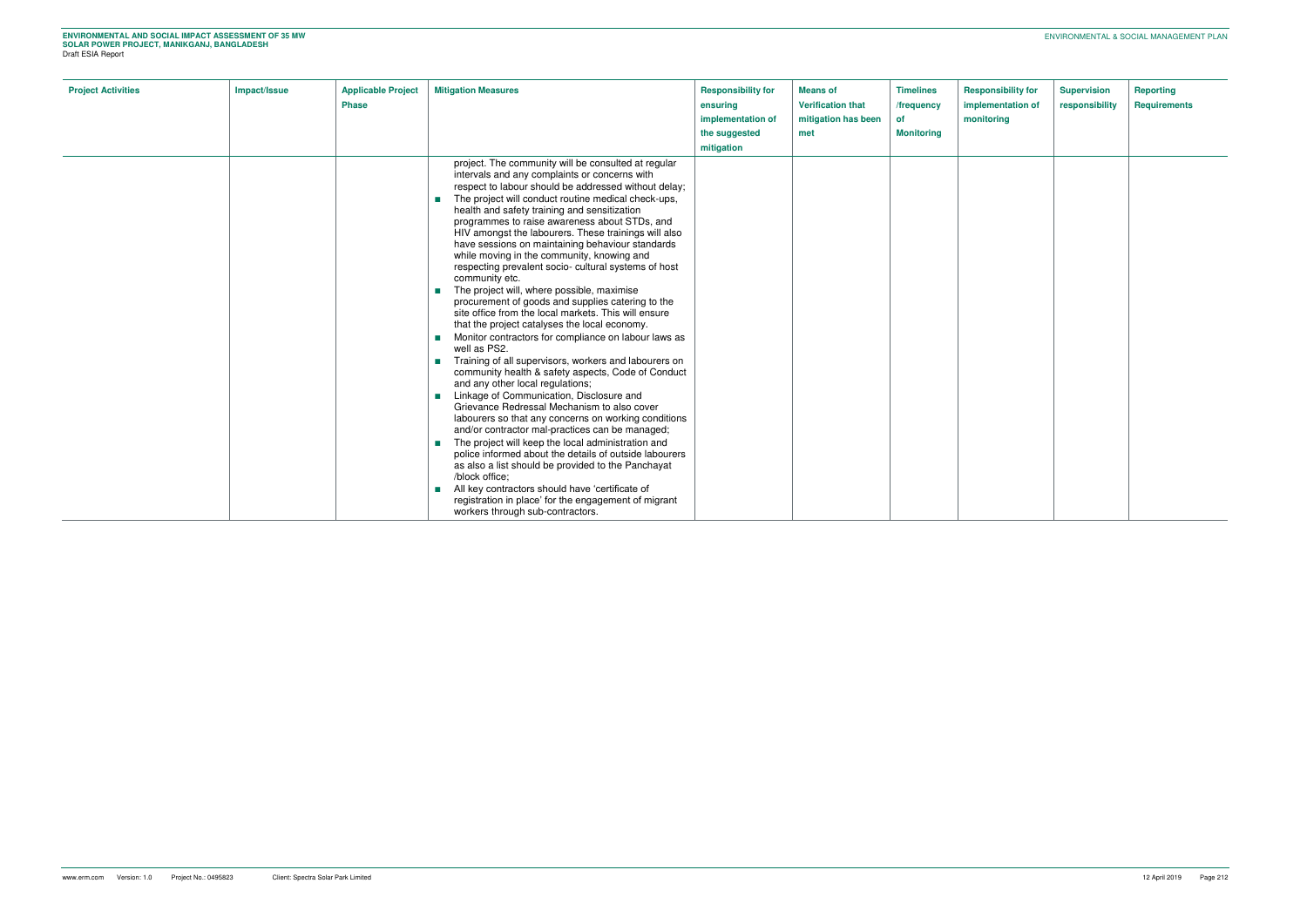| Project Activities | Impact/Issue | Applicable Project Phase | Mitigation Measures | Responsibility for ensuring implementation of the suggested mitigation | Means of Verification that mitigation has been met | Timelines /frequency of Monitoring | Responsibility for implementation of monitoring | Supervision responsibility | Reporting Requirements |
|---|---|---|---|---|---|---|---|---|---|
| | | | project. The community will be consulted at regular intervals and any complaints or concerns with respect to labour should be addressed without delay;<br>■ The project will conduct routine medical check-ups, health and safety training and sensitization programmes to raise awareness about STDs, and HIV amongst the labourers. These trainings will also have sessions on maintaining behaviour standards while moving in the community, knowing and respecting prevalent socio- cultural systems of host community etc.<br>■ The project will, where possible, maximise procurement of goods and supplies catering to the site office from the local markets. This will ensure that the project catalyses the local economy.<br>■ Monitor contractors for compliance on labour laws as well as PS2.<br>■ Training of all supervisors, workers and labourers on community health & safety aspects, Code of Conduct and any other local regulations;<br>■ Linkage of Communication, Disclosure and Grievance Redressal Mechanism to also cover labourers so that any concerns on working conditions and/or contractor mal-practices can be managed;<br>■ The project will keep the local administration and police informed about the details of outside labourers as also a list should be provided to the Panchayat /block office;<br>■ All key contractors should have 'certificate of registration in place' for the engagement of migrant workers through sub-contractors. | | | | | | |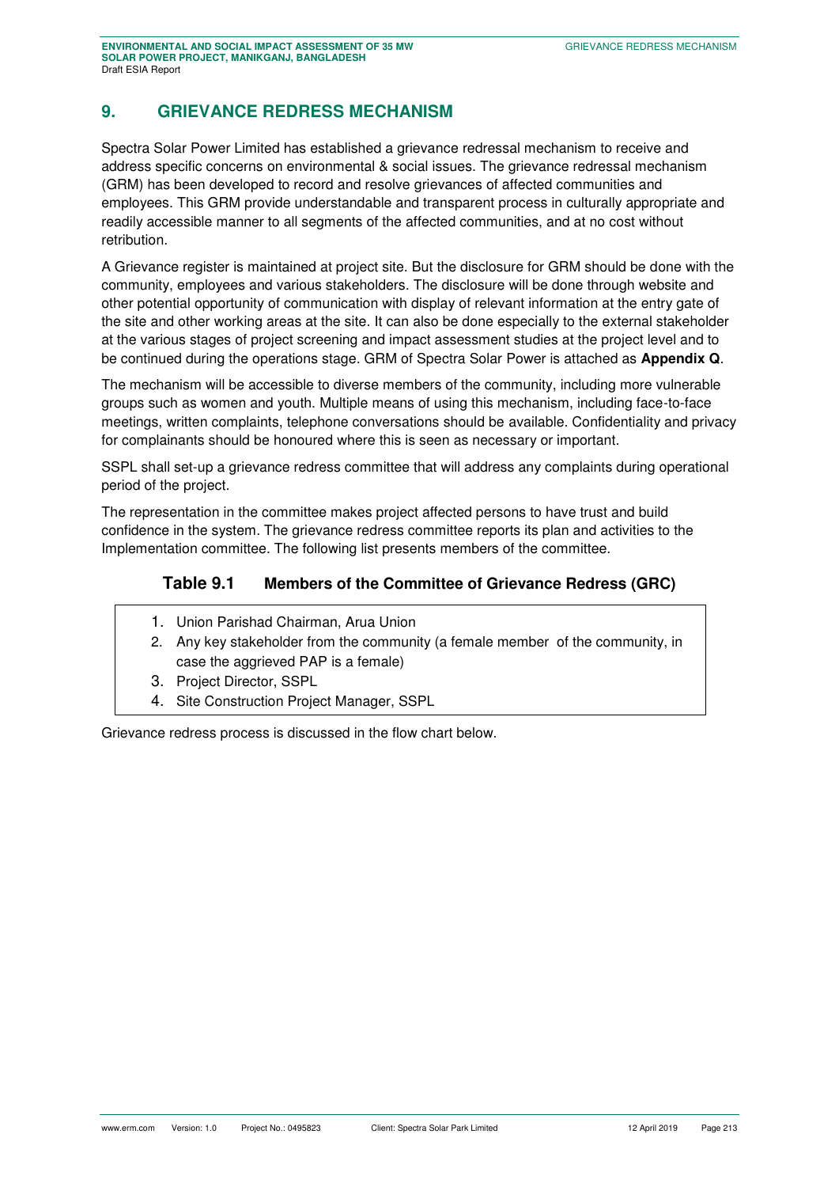# 9. GRIEVANCE REDRESS MECHANISM

Spectra Solar Power Limited has established a grievance redressal mechanism to receive and address specific concerns on environmental & social issues. The grievance redressal mechanism (GRM) has been developed to record and resolve grievances of affected communities and employees. This GRM provide understandable and transparent process in culturally appropriate and readily accessible manner to all segments of the affected communities, and at no cost without retribution.

A Grievance register is maintained at project site. But the disclosure for GRM should be done with the community, employees and various stakeholders. The disclosure will be done through website and other potential opportunity of communication with display of relevant information at the entry gate of the site and other working areas at the site. It can also be done especially to the external stakeholder at the various stages of project screening and impact assessment studies at the project level and to be continued during the operations stage. GRM of Spectra Solar Power is attached as **Appendix Q**.

The mechanism will be accessible to diverse members of the community, including more vulnerable groups such as women and youth. Multiple means of using this mechanism, including face-to-face meetings, written complaints, telephone conversations should be available. Confidentiality and privacy for complainants should be honoured where this is seen as necessary or important.

SSPL shall set-up a grievance redress committee that will address any complaints during operational period of the project.

The representation in the committee makes project affected persons to have trust and build confidence in the system. The grievance redress committee reports its plan and activities to the Implementation committee. The following list presents members of the committee.

**Table 9.1 Members of the Committee of Grievance Redress (GRC)**

1. Union Parishad Chairman, Arua Union
2. Any key stakeholder from the community (a female member of the community, in case the aggrieved PAP is a female)
3. Project Director, SSPL
4. Site Construction Project Manager, SSPL

Grievance redress process is discussed in the flow chart below.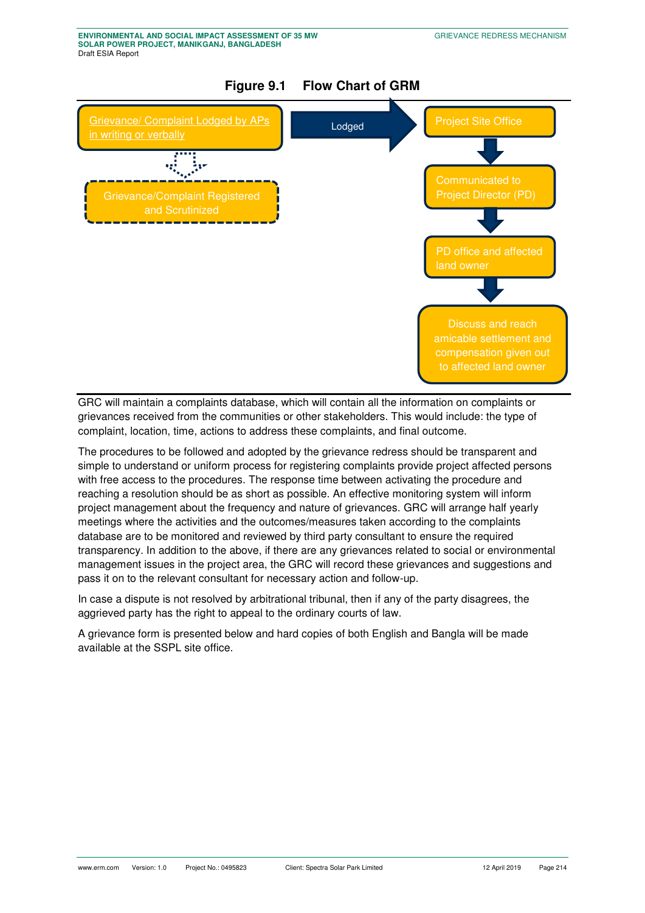**Figure 9.1 Flow Chart of GRM**

Grievance/ Complaint Lodged by APs in writing or verbally → Lodged → Project Site Office

Grievance/Complaint Registered and Scrutinized

Project Site Office → Communicated to Project Director (PD) → PD office and affected land owner → Discuss and reach amicable settlement and compensation given out to affected land owner

GRC will maintain a complaints database, which will contain all the information on complaints or grievances received from the communities or other stakeholders. This would include: the type of complaint, location, time, actions to address these complaints, and final outcome.

The procedures to be followed and adopted by the grievance redress should be transparent and simple to understand or uniform process for registering complaints provide project affected persons with free access to the procedures. The response time between activating the procedure and reaching a resolution should be as short as possible. An effective monitoring system will inform project management about the frequency and nature of grievances. GRC will arrange half yearly meetings where the activities and the outcomes/measures taken according to the complaints database are to be monitored and reviewed by third party consultant to ensure the required transparency. In addition to the above, if there are any grievances related to social or environmental management issues in the project area, the GRC will record these grievances and suggestions and pass it on to the relevant consultant for necessary action and follow-up.

In case a dispute is not resolved by arbitrational tribunal, then if any of the party disagrees, the aggrieved party has the right to appeal to the ordinary courts of law.

A grievance form is presented below and hard copies of both English and Bangla will be made available at the SSPL site office.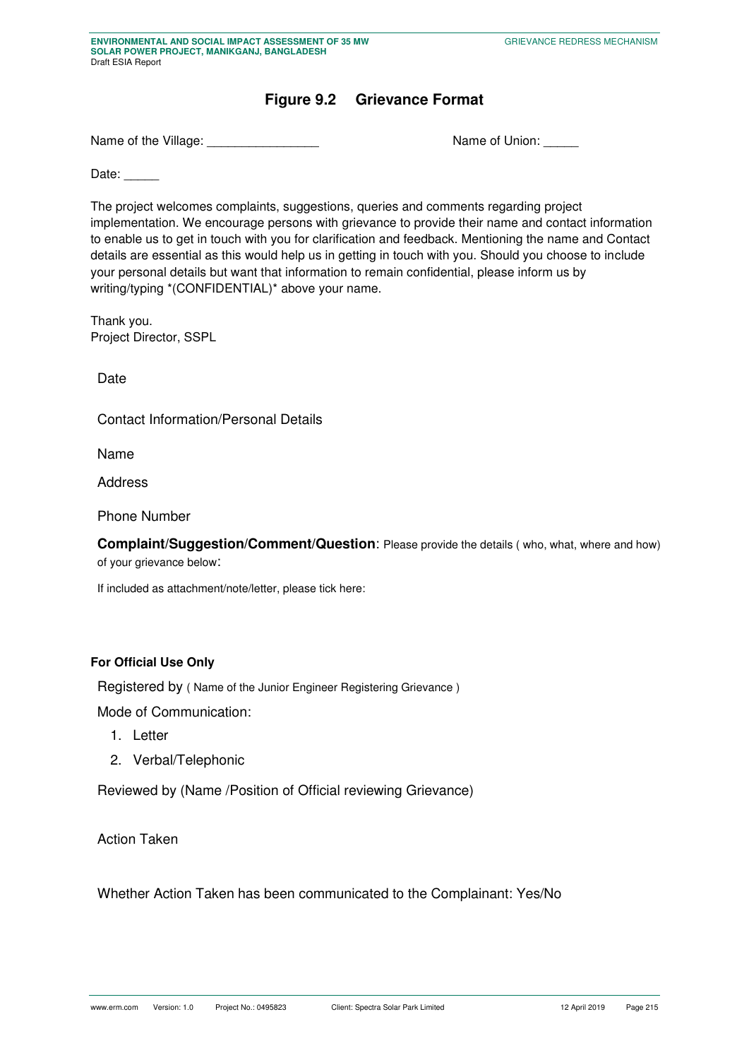## Figure 9.2 Grievance Format

Name of the Village: ________________ Name of Union: _____

Date: _____

The project welcomes complaints, suggestions, queries and comments regarding project implementation. We encourage persons with grievance to provide their name and contact information to enable us to get in touch with you for clarification and feedback. Mentioning the name and Contact details are essential as this would help us in getting in touch with you. Should you choose to include your personal details but want that information to remain confidential, please inform us by writing/typing *(CONFIDENTIAL)* above your name.

Thank you.
Project Director, SSPL

Date

Contact Information/Personal Details

Name

Address

Phone Number

**Complaint/Suggestion/Comment/Question**: Please provide the details ( who, what, where and how) of your grievance below:

If included as attachment/note/letter, please tick here:

**For Official Use Only**

Registered by ( Name of the Junior Engineer Registering Grievance )

Mode of Communication:

1. Letter
2. Verbal/Telephonic

Reviewed by (Name /Position of Official reviewing Grievance)

Action Taken

Whether Action Taken has been communicated to the Complainant: Yes/No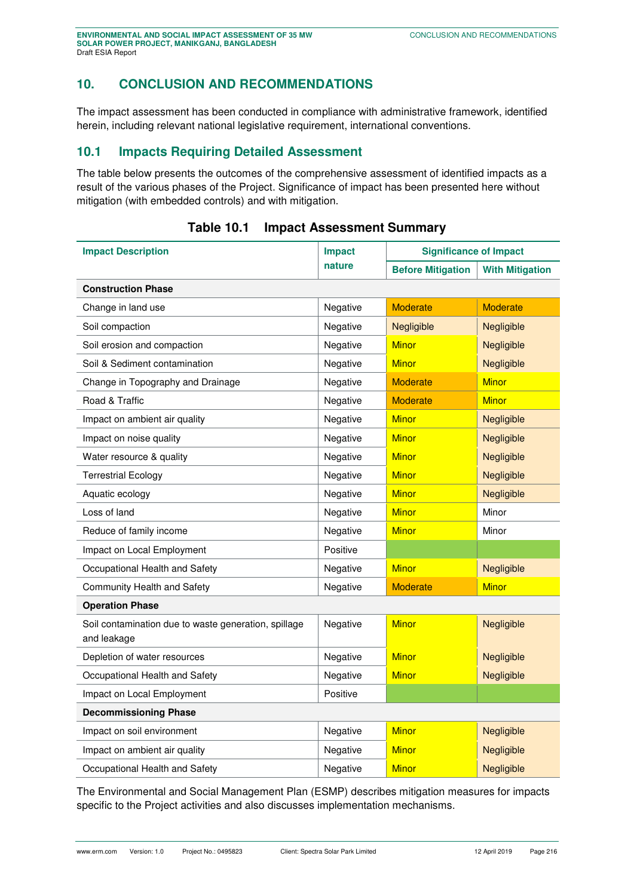# 10. CONCLUSION AND RECOMMENDATIONS

The impact assessment has been conducted in compliance with administrative framework, identified herein, including relevant national legislative requirement, international conventions.

## 10.1 Impacts Requiring Detailed Assessment

The table below presents the outcomes of the comprehensive assessment of identified impacts as a result of the various phases of the Project. Significance of impact has been presented here without mitigation (with embedded controls) and with mitigation.

**Table 10.1 Impact Assessment Summary**

| Impact Description | Impact nature | Significance of Impact | |
|---|---|---|---|
| | | **Before Mitigation** | **With Mitigation** |
| **Construction Phase** | | | |
| Change in land use | Negative | Moderate | Moderate |
| Soil compaction | Negative | Negligible | Negligible |
| Soil erosion and compaction | Negative | Minor | Negligible |
| Soil & Sediment contamination | Negative | Minor | Negligible |
| Change in Topography and Drainage | Negative | Moderate | Minor |
| Road & Traffic | Negative | Moderate | Minor |
| Impact on ambient air quality | Negative | Minor | Negligible |
| Impact on noise quality | Negative | Minor | Negligible |
| Water resource & quality | Negative | Minor | Negligible |
| Terrestrial Ecology | Negative | Minor | Negligible |
| Aquatic ecology | Negative | Minor | Negligible |
| Loss of land | Negative | Minor | Minor |
| Reduce of family income | Negative | Minor | Minor |
| Impact on Local Employment | Positive | | |
| Occupational Health and Safety | Negative | Minor | Negligible |
| Community Health and Safety | Negative | Moderate | Minor |
| **Operation Phase** | | | |
| Soil contamination due to waste generation, spillage and leakage | Negative | Minor | Negligible |
| Depletion of water resources | Negative | Minor | Negligible |
| Occupational Health and Safety | Negative | Minor | Negligible |
| Impact on Local Employment | Positive | | |
| **Decommissioning Phase** | | | |
| Impact on soil environment | Negative | Minor | Negligible |
| Impact on ambient air quality | Negative | Minor | Negligible |
| Occupational Health and Safety | Negative | Minor | Negligible |

The Environmental and Social Management Plan (ESMP) describes mitigation measures for impacts specific to the Project activities and also discusses implementation mechanisms.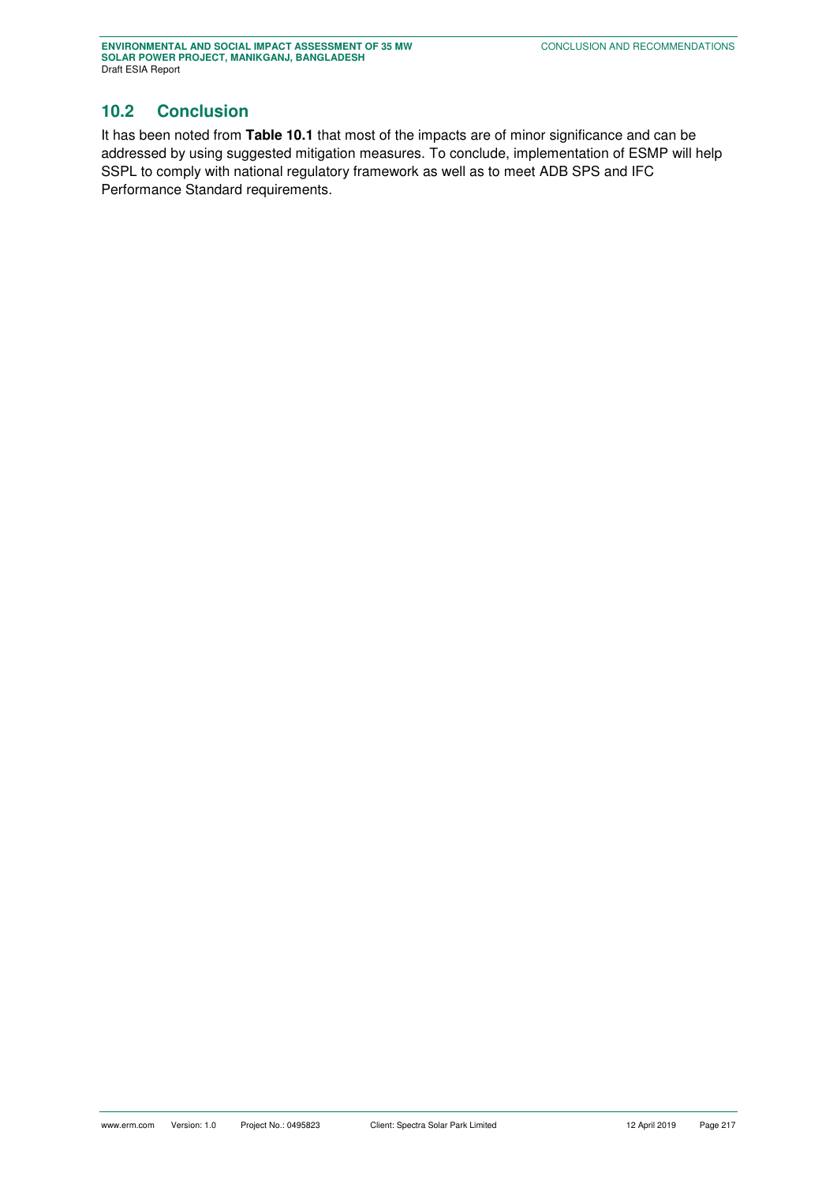## 10.2 Conclusion

It has been noted from **Table 10.1** that most of the impacts are of minor significance and can be addressed by using suggested mitigation measures. To conclude, implementation of ESMP will help SSPL to comply with national regulatory framework as well as to meet ADB SPS and IFC Performance Standard requirements.